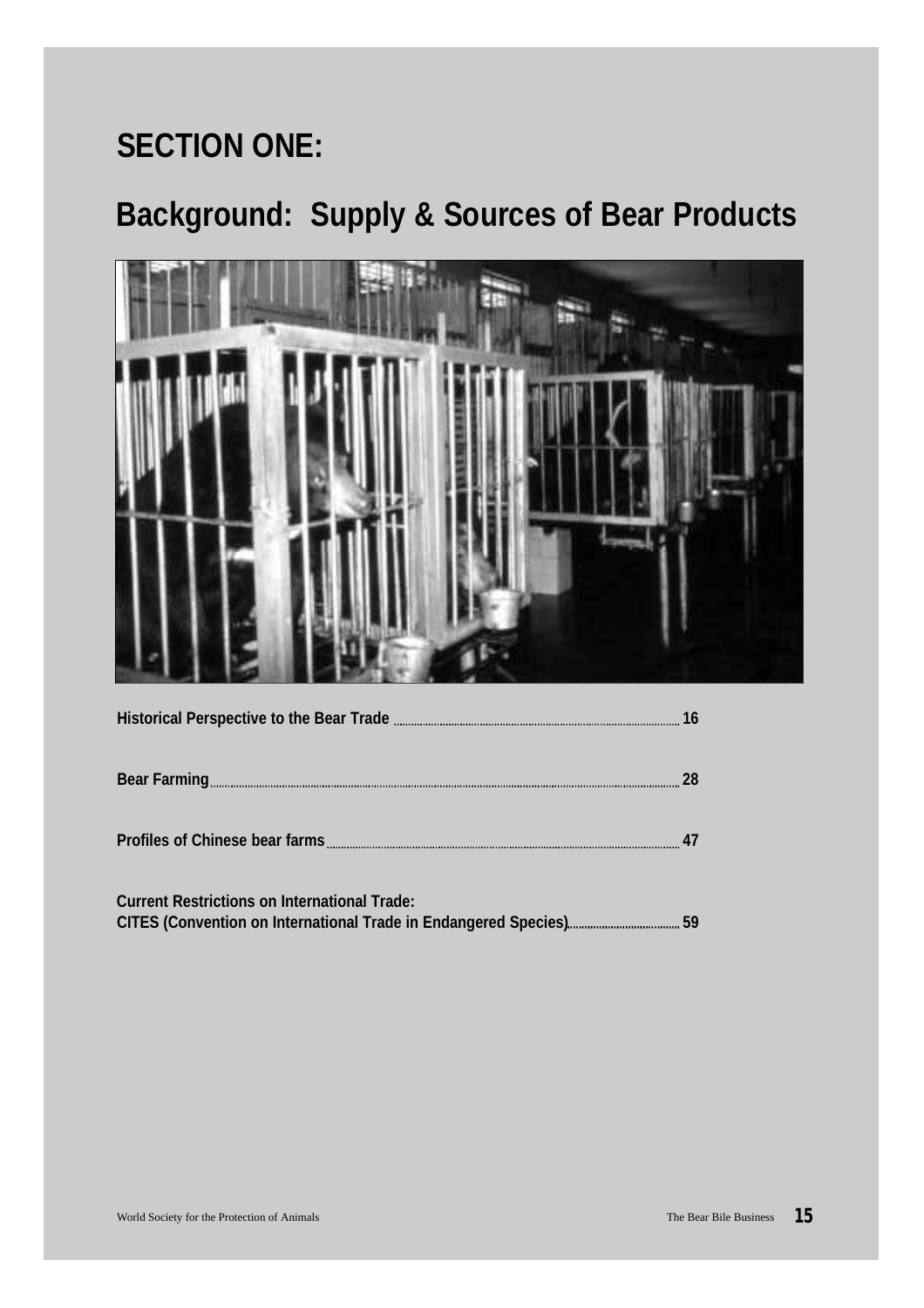# SECTION ONE:

## Background: Supply & Sources of Bear Products

Historical Perspective to the Bear Trade ..... 16

Bear Farming ..... 28

Profiles of Chinese bear farms ..... 47

Current Restrictions on International Trade:
CITES (Convention on International Trade in Endangered Species) ..... 59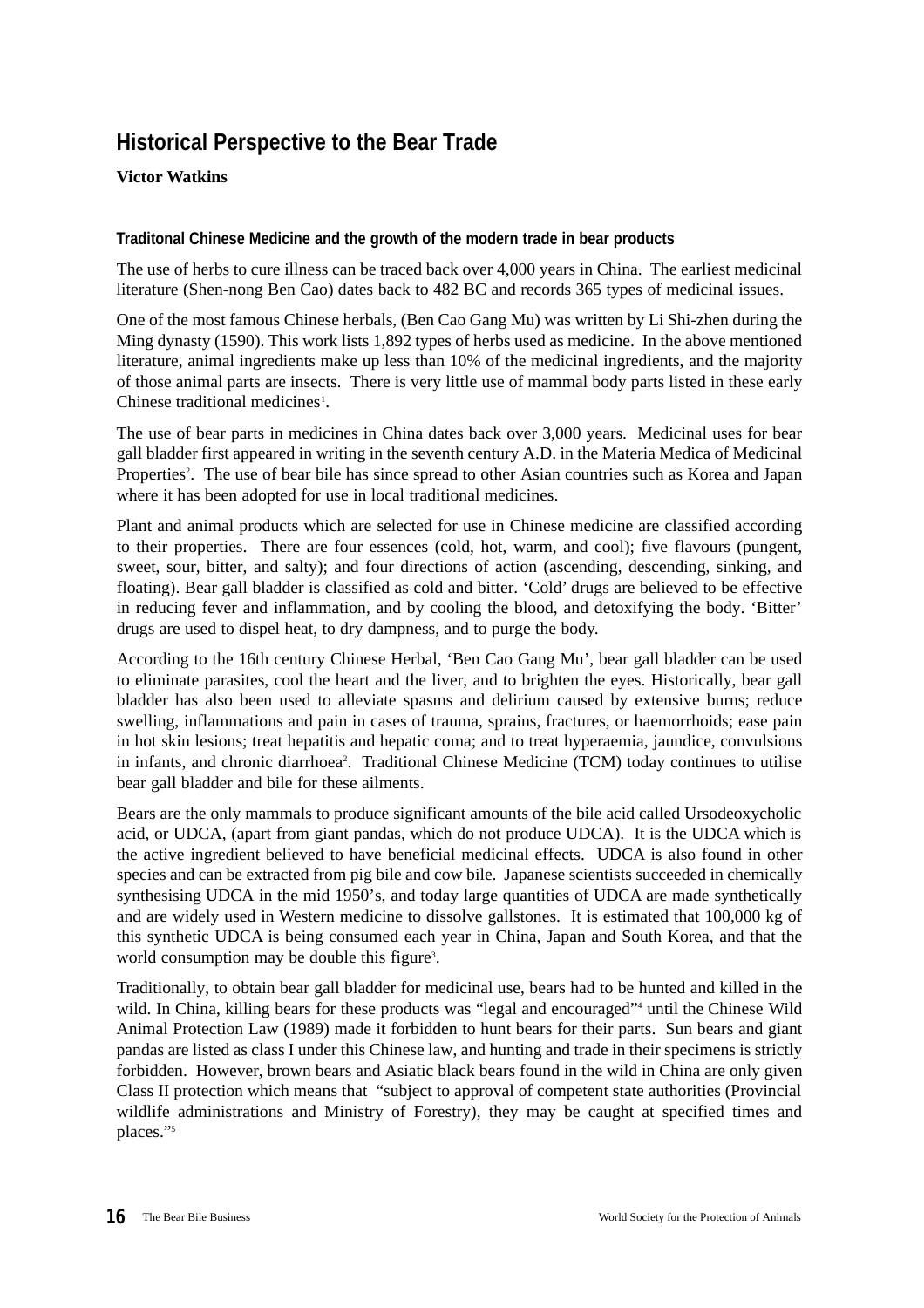# Historical Perspective to the Bear Trade

**Victor Watkins**

### Traditonal Chinese Medicine and the growth of the modern trade in bear products

The use of herbs to cure illness can be traced back over 4,000 years in China. The earliest medicinal literature (Shen-nong Ben Cao) dates back to 482 BC and records 365 types of medicinal issues.

One of the most famous Chinese herbals, (Ben Cao Gang Mu) was written by Li Shi-zhen during the Ming dynasty (1590). This work lists 1,892 types of herbs used as medicine. In the above mentioned literature, animal ingredients make up less than 10% of the medicinal ingredients, and the majority of those animal parts are insects. There is very little use of mammal body parts listed in these early Chinese traditional medicines[1].

The use of bear parts in medicines in China dates back over 3,000 years. Medicinal uses for bear gall bladder first appeared in writing in the seventh century A.D. in the Materia Medica of Medicinal Properties[2]. The use of bear bile has since spread to other Asian countries such as Korea and Japan where it has been adopted for use in local traditional medicines.

Plant and animal products which are selected for use in Chinese medicine are classified according to their properties. There are four essences (cold, hot, warm, and cool); five flavours (pungent, sweet, sour, bitter, and salty); and four directions of action (ascending, descending, sinking, and floating). Bear gall bladder is classified as cold and bitter. 'Cold' drugs are believed to be effective in reducing fever and inflammation, and by cooling the blood, and detoxifying the body. 'Bitter' drugs are used to dispel heat, to dry dampness, and to purge the body.

According to the 16th century Chinese Herbal, 'Ben Cao Gang Mu', bear gall bladder can be used to eliminate parasites, cool the heart and the liver, and to brighten the eyes. Historically, bear gall bladder has also been used to alleviate spasms and delirium caused by extensive burns; reduce swelling, inflammations and pain in cases of trauma, sprains, fractures, or haemorrhoids; ease pain in hot skin lesions; treat hepatitis and hepatic coma; and to treat hyperaemia, jaundice, convulsions in infants, and chronic diarrhoea[2]. Traditional Chinese Medicine (TCM) today continues to utilise bear gall bladder and bile for these ailments.

Bears are the only mammals to produce significant amounts of the bile acid called Ursodeoxycholic acid, or UDCA, (apart from giant pandas, which do not produce UDCA). It is the UDCA which is the active ingredient believed to have beneficial medicinal effects. UDCA is also found in other species and can be extracted from pig bile and cow bile. Japanese scientists succeeded in chemically synthesising UDCA in the mid 1950's, and today large quantities of UDCA are made synthetically and are widely used in Western medicine to dissolve gallstones. It is estimated that 100,000 kg of this synthetic UDCA is being consumed each year in China, Japan and South Korea, and that the world consumption may be double this figure[3].

Traditionally, to obtain bear gall bladder for medicinal use, bears had to be hunted and killed in the wild. In China, killing bears for these products was "legal and encouraged"[4] until the Chinese Wild Animal Protection Law (1989) made it forbidden to hunt bears for their parts. Sun bears and giant pandas are listed as class I under this Chinese law, and hunting and trade in their specimens is strictly forbidden. However, brown bears and Asiatic black bears found in the wild in China are only given Class II protection which means that "subject to approval of competent state authorities (Provincial wildlife administrations and Ministry of Forestry), they may be caught at specified times and places."[5]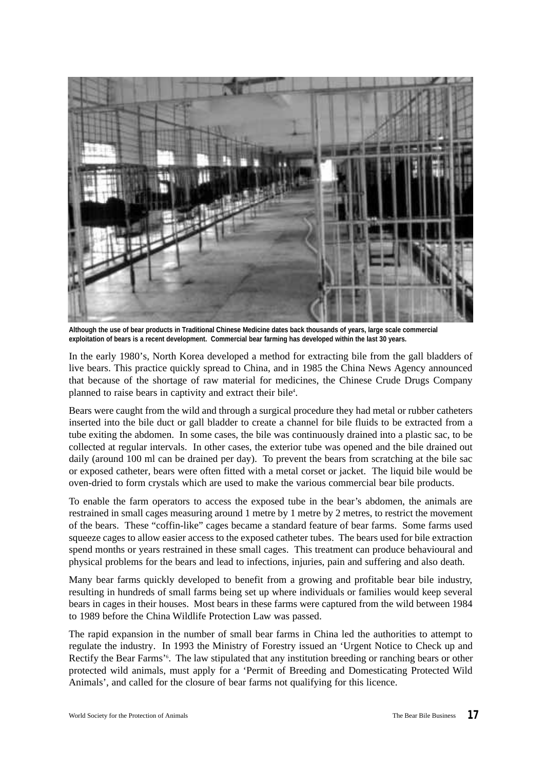**Although the use of bear products in Traditional Chinese Medicine dates back thousands of years, large scale commercial exploitation of bears is a recent development. Commercial bear farming has developed within the last 30 years.**

In the early 1980's, North Korea developed a method for extracting bile from the gall bladders of live bears. This practice quickly spread to China, and in 1985 the China News Agency announced that because of the shortage of raw material for medicines, the Chinese Crude Drugs Company planned to raise bears in captivity and extract their bile[4].

Bears were caught from the wild and through a surgical procedure they had metal or rubber catheters inserted into the bile duct or gall bladder to create a channel for bile fluids to be extracted from a tube exiting the abdomen. In some cases, the bile was continuously drained into a plastic sac, to be collected at regular intervals. In other cases, the exterior tube was opened and the bile drained out daily (around 100 ml can be drained per day). To prevent the bears from scratching at the bile sac or exposed catheter, bears were often fitted with a metal corset or jacket. The liquid bile would be oven-dried to form crystals which are used to make the various commercial bear bile products.

To enable the farm operators to access the exposed tube in the bear's abdomen, the animals are restrained in small cages measuring around 1 metre by 1 metre by 2 metres, to restrict the movement of the bears. These "coffin-like" cages became a standard feature of bear farms. Some farms used squeeze cages to allow easier access to the exposed catheter tubes. The bears used for bile extraction spend months or years restrained in these small cages. This treatment can produce behavioural and physical problems for the bears and lead to infections, injuries, pain and suffering and also death.

Many bear farms quickly developed to benefit from a growing and profitable bear bile industry, resulting in hundreds of small farms being set up where individuals or families would keep several bears in cages in their houses. Most bears in these farms were captured from the wild between 1984 to 1989 before the China Wildlife Protection Law was passed.

The rapid expansion in the number of small bear farms in China led the authorities to attempt to regulate the industry. In 1993 the Ministry of Forestry issued an 'Urgent Notice to Check up and Rectify the Bear Farms'[6]. The law stipulated that any institution breeding or ranching bears or other protected wild animals, must apply for a 'Permit of Breeding and Domesticating Protected Wild Animals', and called for the closure of bear farms not qualifying for this licence.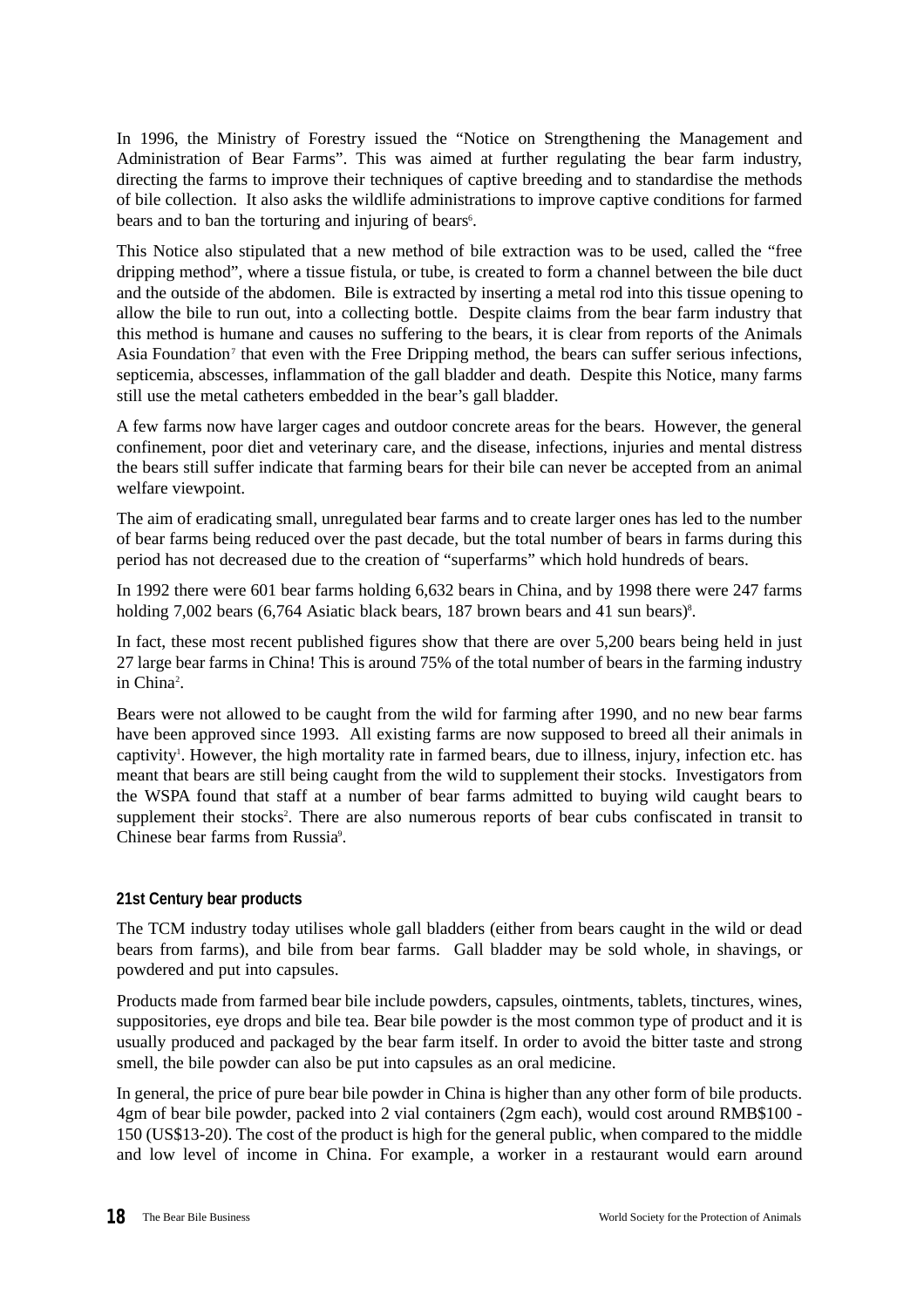In 1996, the Ministry of Forestry issued the "Notice on Strengthening the Management and Administration of Bear Farms". This was aimed at further regulating the bear farm industry, directing the farms to improve their techniques of captive breeding and to standardise the methods of bile collection. It also asks the wildlife administrations to improve captive conditions for farmed bears and to ban the torturing and injuring of bears[6].

This Notice also stipulated that a new method of bile extraction was to be used, called the "free dripping method", where a tissue fistula, or tube, is created to form a channel between the bile duct and the outside of the abdomen. Bile is extracted by inserting a metal rod into this tissue opening to allow the bile to run out, into a collecting bottle. Despite claims from the bear farm industry that this method is humane and causes no suffering to the bears, it is clear from reports of the Animals Asia Foundation[7] that even with the Free Dripping method, the bears can suffer serious infections, septicemia, abscesses, inflammation of the gall bladder and death. Despite this Notice, many farms still use the metal catheters embedded in the bear's gall bladder.

A few farms now have larger cages and outdoor concrete areas for the bears. However, the general confinement, poor diet and veterinary care, and the disease, infections, injuries and mental distress the bears still suffer indicate that farming bears for their bile can never be accepted from an animal welfare viewpoint.

The aim of eradicating small, unregulated bear farms and to create larger ones has led to the number of bear farms being reduced over the past decade, but the total number of bears in farms during this period has not decreased due to the creation of "superfarms" which hold hundreds of bears.

In 1992 there were 601 bear farms holding 6,632 bears in China, and by 1998 there were 247 farms holding 7,002 bears (6,764 Asiatic black bears, 187 brown bears and 41 sun bears)[8].

In fact, these most recent published figures show that there are over 5,200 bears being held in just 27 large bear farms in China! This is around 75% of the total number of bears in the farming industry in China[2].

Bears were not allowed to be caught from the wild for farming after 1990, and no new bear farms have been approved since 1993. All existing farms are now supposed to breed all their animals in captivity[1]. However, the high mortality rate in farmed bears, due to illness, injury, infection etc. has meant that bears are still being caught from the wild to supplement their stocks. Investigators from the WSPA found that staff at a number of bear farms admitted to buying wild caught bears to supplement their stocks[2]. There are also numerous reports of bear cubs confiscated in transit to Chinese bear farms from Russia[9].

### 21st Century bear products

The TCM industry today utilises whole gall bladders (either from bears caught in the wild or dead bears from farms), and bile from bear farms. Gall bladder may be sold whole, in shavings, or powdered and put into capsules.

Products made from farmed bear bile include powders, capsules, ointments, tablets, tinctures, wines, suppositories, eye drops and bile tea. Bear bile powder is the most common type of product and it is usually produced and packaged by the bear farm itself. In order to avoid the bitter taste and strong smell, the bile powder can also be put into capsules as an oral medicine.

In general, the price of pure bear bile powder in China is higher than any other form of bile products. 4gm of bear bile powder, packed into 2 vial containers (2gm each), would cost around RMB$100 - 150 (US$13-20). The cost of the product is high for the general public, when compared to the middle and low level of income in China. For example, a worker in a restaurant would earn around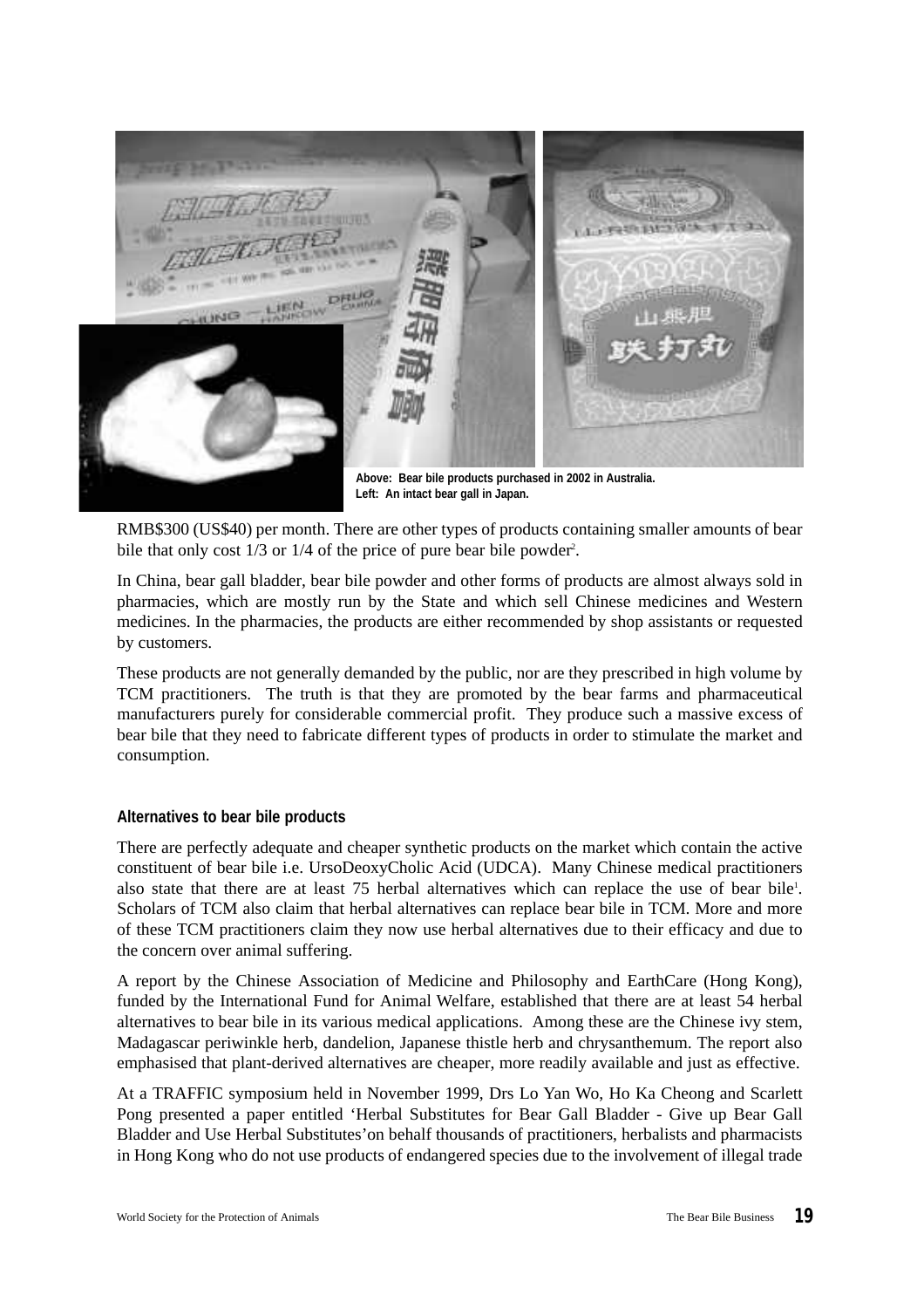Above: Bear bile products purchased in 2002 in Australia.
Left: An intact bear gall in Japan.

RMB$300 (US$40) per month. There are other types of products containing smaller amounts of bear bile that only cost 1/3 or 1/4 of the price of pure bear bile powder[2].

In China, bear gall bladder, bear bile powder and other forms of products are almost always sold in pharmacies, which are mostly run by the State and which sell Chinese medicines and Western medicines. In the pharmacies, the products are either recommended by shop assistants or requested by customers.

These products are not generally demanded by the public, nor are they prescribed in high volume by TCM practitioners. The truth is that they are promoted by the bear farms and pharmaceutical manufacturers purely for considerable commercial profit. They produce such a massive excess of bear bile that they need to fabricate different types of products in order to stimulate the market and consumption.

**Alternatives to bear bile products**

There are perfectly adequate and cheaper synthetic products on the market which contain the active constituent of bear bile i.e. UrsoDeoxyCholic Acid (UDCA). Many Chinese medical practitioners also state that there are at least 75 herbal alternatives which can replace the use of bear bile[1]. Scholars of TCM also claim that herbal alternatives can replace bear bile in TCM. More and more of these TCM practitioners claim they now use herbal alternatives due to their efficacy and due to the concern over animal suffering.

A report by the Chinese Association of Medicine and Philosophy and EarthCare (Hong Kong), funded by the International Fund for Animal Welfare, established that there are at least 54 herbal alternatives to bear bile in its various medical applications. Among these are the Chinese ivy stem, Madagascar periwinkle herb, dandelion, Japanese thistle herb and chrysanthemum. The report also emphasised that plant-derived alternatives are cheaper, more readily available and just as effective.

At a TRAFFIC symposium held in November 1999, Drs Lo Yan Wo, Ho Ka Cheong and Scarlett Pong presented a paper entitled 'Herbal Substitutes for Bear Gall Bladder - Give up Bear Gall Bladder and Use Herbal Substitutes'on behalf thousands of practitioners, herbalists and pharmacists in Hong Kong who do not use products of endangered species due to the involvement of illegal trade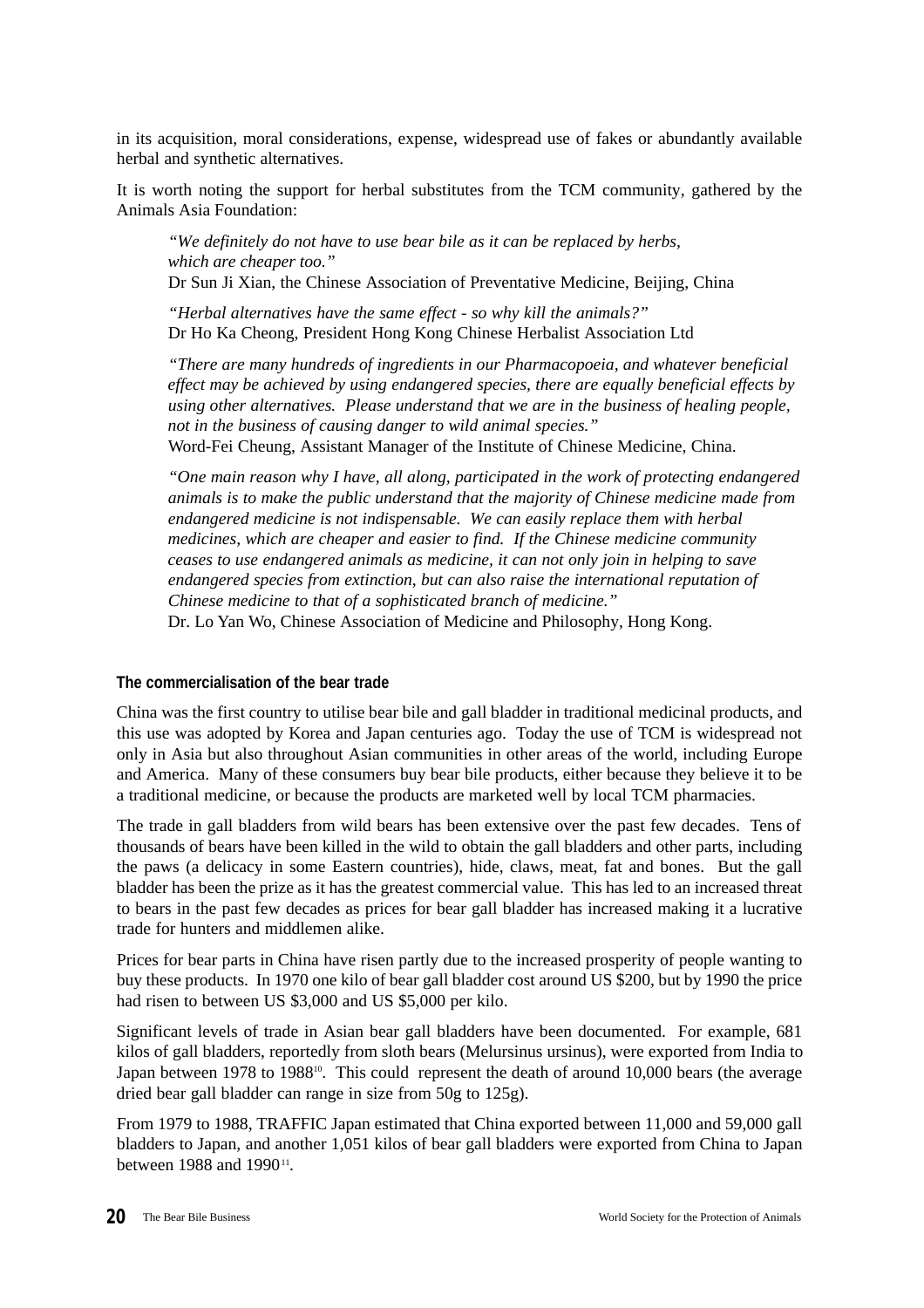in its acquisition, moral considerations, expense, widespread use of fakes or abundantly available herbal and synthetic alternatives.

It is worth noting the support for herbal substitutes from the TCM community, gathered by the Animals Asia Foundation:

> *"We definitely do not have to use bear bile as it can be replaced by herbs, which are cheaper too."*
> Dr Sun Ji Xian, the Chinese Association of Preventative Medicine, Beijing, China

> *"Herbal alternatives have the same effect - so why kill the animals?"*
> Dr Ho Ka Cheong, President Hong Kong Chinese Herbalist Association Ltd

> *"There are many hundreds of ingredients in our Pharmacopoeia, and whatever beneficial effect may be achieved by using endangered species, there are equally beneficial effects by using other alternatives. Please understand that we are in the business of healing people, not in the business of causing danger to wild animal species."*
> Word-Fei Cheung, Assistant Manager of the Institute of Chinese Medicine, China.

> *"One main reason why I have, all along, participated in the work of protecting endangered animals is to make the public understand that the majority of Chinese medicine made from endangered medicine is not indispensable. We can easily replace them with herbal medicines, which are cheaper and easier to find. If the Chinese medicine community ceases to use endangered animals as medicine, it can not only join in helping to save endangered species from extinction, but can also raise the international reputation of Chinese medicine to that of a sophisticated branch of medicine."*
> Dr. Lo Yan Wo, Chinese Association of Medicine and Philosophy, Hong Kong.

### The commercialisation of the bear trade

China was the first country to utilise bear bile and gall bladder in traditional medicinal products, and this use was adopted by Korea and Japan centuries ago. Today the use of TCM is widespread not only in Asia but also throughout Asian communities in other areas of the world, including Europe and America. Many of these consumers buy bear bile products, either because they believe it to be a traditional medicine, or because the products are marketed well by local TCM pharmacies.

The trade in gall bladders from wild bears has been extensive over the past few decades. Tens of thousands of bears have been killed in the wild to obtain the gall bladders and other parts, including the paws (a delicacy in some Eastern countries), hide, claws, meat, fat and bones. But the gall bladder has been the prize as it has the greatest commercial value. This has led to an increased threat to bears in the past few decades as prices for bear gall bladder has increased making it a lucrative trade for hunters and middlemen alike.

Prices for bear parts in China have risen partly due to the increased prosperity of people wanting to buy these products. In 1970 one kilo of bear gall bladder cost around US $200, but by 1990 the price had risen to between US $3,000 and US $5,000 per kilo.

Significant levels of trade in Asian bear gall bladders have been documented. For example, 681 kilos of gall bladders, reportedly from sloth bears (Melursinus ursinus), were exported from India to Japan between 1978 to 1988[10]. This could represent the death of around 10,000 bears (the average dried bear gall bladder can range in size from 50g to 125g).

From 1979 to 1988, TRAFFIC Japan estimated that China exported between 11,000 and 59,000 gall bladders to Japan, and another 1,051 kilos of bear gall bladders were exported from China to Japan between 1988 and 1990[11].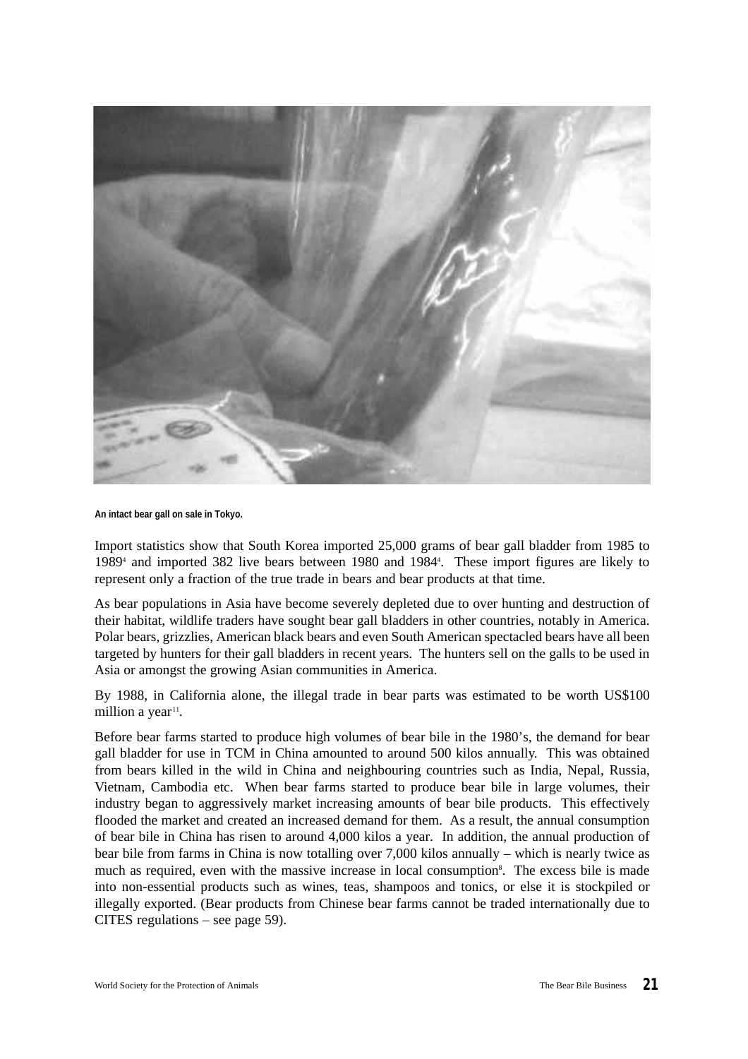**An intact bear gall on sale in Tokyo.**

Import statistics show that South Korea imported 25,000 grams of bear gall bladder from 1985 to 1989[4] and imported 382 live bears between 1980 and 1984[4]. These import figures are likely to represent only a fraction of the true trade in bears and bear products at that time.

As bear populations in Asia have become severely depleted due to over hunting and destruction of their habitat, wildlife traders have sought bear gall bladders in other countries, notably in America. Polar bears, grizzlies, American black bears and even South American spectacled bears have all been targeted by hunters for their gall bladders in recent years. The hunters sell on the galls to be used in Asia or amongst the growing Asian communities in America.

By 1988, in California alone, the illegal trade in bear parts was estimated to be worth US$100 million a year[11].

Before bear farms started to produce high volumes of bear bile in the 1980's, the demand for bear gall bladder for use in TCM in China amounted to around 500 kilos annually. This was obtained from bears killed in the wild in China and neighbouring countries such as India, Nepal, Russia, Vietnam, Cambodia etc. When bear farms started to produce bear bile in large volumes, their industry began to aggressively market increasing amounts of bear bile products. This effectively flooded the market and created an increased demand for them. As a result, the annual consumption of bear bile in China has risen to around 4,000 kilos a year. In addition, the annual production of bear bile from farms in China is now totalling over 7,000 kilos annually – which is nearly twice as much as required, even with the massive increase in local consumption[8]. The excess bile is made into non-essential products such as wines, teas, shampoos and tonics, or else it is stockpiled or illegally exported. (Bear products from Chinese bear farms cannot be traded internationally due to CITES regulations – see page 59).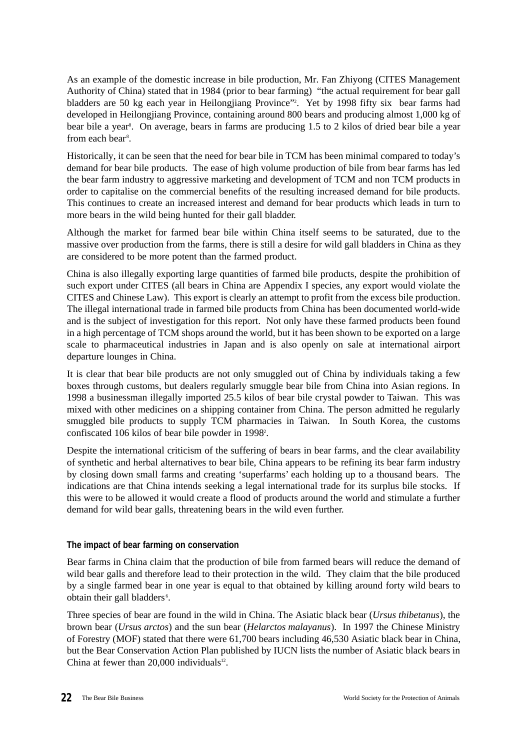As an example of the domestic increase in bile production, Mr. Fan Zhiyong (CITES Management Authority of China) stated that in 1984 (prior to bear farming) "the actual requirement for bear gall bladders are 50 kg each year in Heilongjiang Province"[2]. Yet by 1998 fifty six bear farms had developed in Heilongjiang Province, containing around 800 bears and producing almost 1,000 kg of bear bile a year[8]. On average, bears in farms are producing 1.5 to 2 kilos of dried bear bile a year from each bear[8].

Historically, it can be seen that the need for bear bile in TCM has been minimal compared to today's demand for bear bile products. The ease of high volume production of bile from bear farms has led the bear farm industry to aggressive marketing and development of TCM and non TCM products in order to capitalise on the commercial benefits of the resulting increased demand for bile products. This continues to create an increased interest and demand for bear products which leads in turn to more bears in the wild being hunted for their gall bladder.

Although the market for farmed bear bile within China itself seems to be saturated, due to the massive over production from the farms, there is still a desire for wild gall bladders in China as they are considered to be more potent than the farmed product.

China is also illegally exporting large quantities of farmed bile products, despite the prohibition of such export under CITES (all bears in China are Appendix I species, any export would violate the CITES and Chinese Law). This export is clearly an attempt to profit from the excess bile production. The illegal international trade in farmed bile products from China has been documented world-wide and is the subject of investigation for this report. Not only have these farmed products been found in a high percentage of TCM shops around the world, but it has been shown to be exported on a large scale to pharmaceutical industries in Japan and is also openly on sale at international airport departure lounges in China.

It is clear that bear bile products are not only smuggled out of China by individuals taking a few boxes through customs, but dealers regularly smuggle bear bile from China into Asian regions. In 1998 a businessman illegally imported 25.5 kilos of bear bile crystal powder to Taiwan. This was mixed with other medicines on a shipping container from China. The person admitted he regularly smuggled bile products to supply TCM pharmacies in Taiwan. In South Korea, the customs confiscated 106 kilos of bear bile powder in 1998[2].

Despite the international criticism of the suffering of bears in bear farms, and the clear availability of synthetic and herbal alternatives to bear bile, China appears to be refining its bear farm industry by closing down small farms and creating 'superfarms' each holding up to a thousand bears. The indications are that China intends seeking a legal international trade for its surplus bile stocks. If this were to be allowed it would create a flood of products around the world and stimulate a further demand for wild bear galls, threatening bears in the wild even further.

### The impact of bear farming on conservation

Bear farms in China claim that the production of bile from farmed bears will reduce the demand of wild bear galls and therefore lead to their protection in the wild. They claim that the bile produced by a single farmed bear in one year is equal to that obtained by killing around forty wild bears to obtain their gall bladders[6].

Three species of bear are found in the wild in China. The Asiatic black bear (*Ursus thibetanus*), the brown bear (*Ursus arctos*) and the sun bear (*Helarctos malayanus*). In 1997 the Chinese Ministry of Forestry (MOF) stated that there were 61,700 bears including 46,530 Asiatic black bear in China, but the Bear Conservation Action Plan published by IUCN lists the number of Asiatic black bears in China at fewer than 20,000 individuals[12].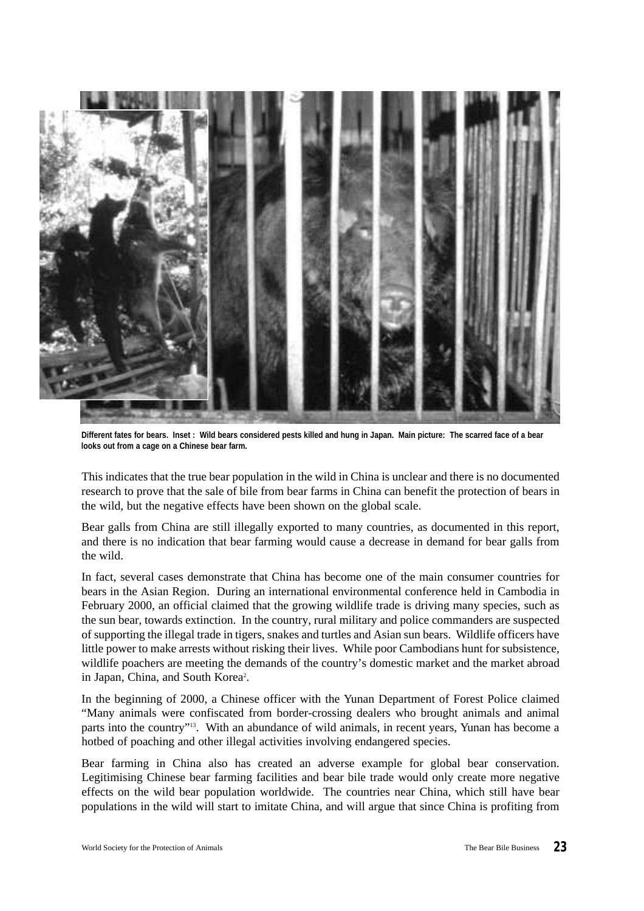**Different fates for bears. Inset : Wild bears considered pests killed and hung in Japan. Main picture: The scarred face of a bear looks out from a cage on a Chinese bear farm.**

This indicates that the true bear population in the wild in China is unclear and there is no documented research to prove that the sale of bile from bear farms in China can benefit the protection of bears in the wild, but the negative effects have been shown on the global scale.

Bear galls from China are still illegally exported to many countries, as documented in this report, and there is no indication that bear farming would cause a decrease in demand for bear galls from the wild.

In fact, several cases demonstrate that China has become one of the main consumer countries for bears in the Asian Region. During an international environmental conference held in Cambodia in February 2000, an official claimed that the growing wildlife trade is driving many species, such as the sun bear, towards extinction. In the country, rural military and police commanders are suspected of supporting the illegal trade in tigers, snakes and turtles and Asian sun bears. Wildlife officers have little power to make arrests without risking their lives. While poor Cambodians hunt for subsistence, wildlife poachers are meeting the demands of the country's domestic market and the market abroad in Japan, China, and South Korea[2].

In the beginning of 2000, a Chinese officer with the Yunan Department of Forest Police claimed "Many animals were confiscated from border-crossing dealers who brought animals and animal parts into the country"[13]. With an abundance of wild animals, in recent years, Yunan has become a hotbed of poaching and other illegal activities involving endangered species.

Bear farming in China also has created an adverse example for global bear conservation. Legitimising Chinese bear farming facilities and bear bile trade would only create more negative effects on the wild bear population worldwide. The countries near China, which still have bear populations in the wild will start to imitate China, and will argue that since China is profiting from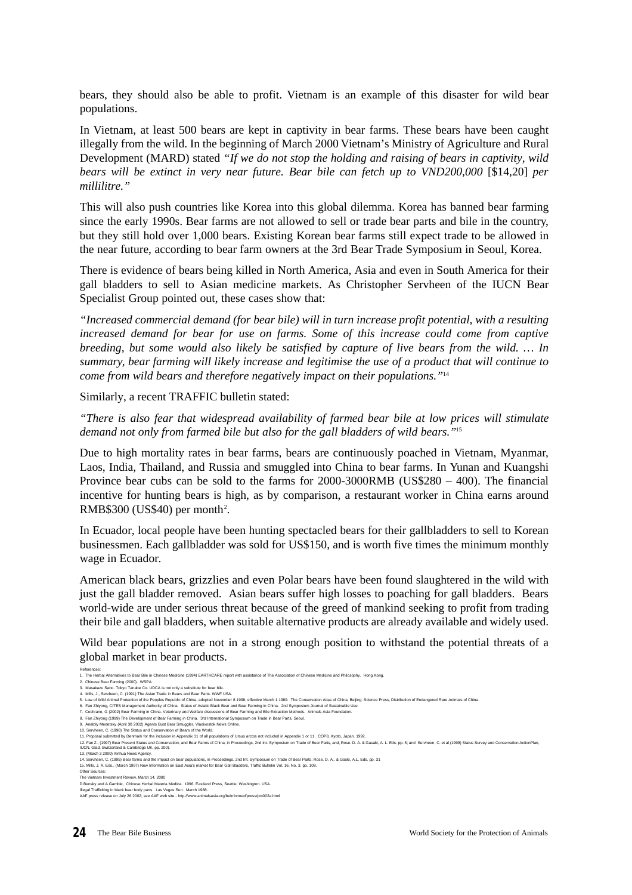bears, they should also be able to profit. Vietnam is an example of this disaster for wild bear populations.

In Vietnam, at least 500 bears are kept in captivity in bear farms. These bears have been caught illegally from the wild. In the beginning of March 2000 Vietnam's Ministry of Agriculture and Rural Development (MARD) stated *"If we do not stop the holding and raising of bears in captivity, wild bears will be extinct in very near future. Bear bile can fetch up to VND200,000* [$14,20] *per millilitre."*

This will also push countries like Korea into this global dilemma. Korea has banned bear farming since the early 1990s. Bear farms are not allowed to sell or trade bear parts and bile in the country, but they still hold over 1,000 bears. Existing Korean bear farms still expect trade to be allowed in the near future, according to bear farm owners at the 3rd Bear Trade Symposium in Seoul, Korea.

There is evidence of bears being killed in North America, Asia and even in South America for their gall bladders to sell to Asian medicine markets. As Christopher Servheen of the IUCN Bear Specialist Group pointed out, these cases show that:

*"Increased commercial demand (for bear bile) will in turn increase profit potential, with a resulting increased demand for bear for use on farms. Some of this increase could come from captive breeding, but some would also likely be satisfied by capture of live bears from the wild. … In summary, bear farming will likely increase and legitimise the use of a product that will continue to come from wild bears and therefore negatively impact on their populations."*[14]

Similarly, a recent TRAFFIC bulletin stated:

*"There is also fear that widespread availability of farmed bear bile at low prices will stimulate demand not only from farmed bile but also for the gall bladders of wild bears."*[15]

Due to high mortality rates in bear farms, bears are continuously poached in Vietnam, Myanmar, Laos, India, Thailand, and Russia and smuggled into China to bear farms. In Yunan and Kuangshi Province bear cubs can be sold to the farms for 2000-3000RMB (US$280 – 400). The financial incentive for hunting bears is high, as by comparison, a restaurant worker in China earns around RMB$300 (US$40) per month[2].

In Ecuador, local people have been hunting spectacled bears for their gallbladders to sell to Korean businessmen. Each gallbladder was sold for US$150, and is worth five times the minimum monthly wage in Ecuador.

American black bears, grizzlies and even Polar bears have been found slaughtered in the wild with just the gall bladder removed. Asian bears suffer high losses to poaching for gall bladders. Bears world-wide are under serious threat because of the greed of mankind seeking to profit from trading their bile and gall bladders, when suitable alternative products are already available and widely used.

Wild bear populations are not in a strong enough position to withstand the potential threats of a global market in bear products.

References:

1. The Herbal Alternatives to Bear Bile in Chinese Medicine (1994) EARTHCARE report with assistance of The Association of Chinese Medicine and Philosophy. Hong Kong.
2. Chinese Bear Farming (2000). WSPA.
3. Masakazu Sano. Tokyo Tanabe Co. UDCA is not only a substitute for bear bile.
4. Mills, J., Servheen, C. (1991) The Asian Trade in Bears and Bear Parts. WWF USA.
5. Law of Wild Animal Protection of the Peoples Republic of China, adopted November 8 1998, effective March 1 1989. The Conservation Atlas of China, Beijing. Science Press, Distribution of Endangered Rare Animals of China.
6. Fan Zhiyong, CITES Management Authority of China. Status of Asiatic Black Bear and Bear Farming in China. 2nd Symposium Journal of Sustainable Use.
7. Cochrane, G (2002) Bear Farming in China. Veterinary and Welfare discussions of Bear Farming and Bile Extraction Methods. Animals Asia Foundation.
8. Fan Zhiyong (1999) The Development of Bear Farming in China. 3rd International Symposium on Trade in Bear Parts, Seoul.
9. Anatoly Medetsky (April 30 2002) Agents Bust Bear Smuggler, Vladivostok News Online.
10. Servheen, C. (1990) The Status and Conservation of Bears of the World.
11. Proposal submitted by Denmark for the inclusion in Appendix 11 of all populations of Ursus arctos not included in Appendix 1 or 11. COP8, Kyoto, Japan. 1992.
12. Fan Z., (1997) Bear Present Status and Conservation, and Bear Farms of China, in Proceedings, 2nd Int. Symposium on Trade of Bear Parts, and, Rose. D. A. & Gasaki, A. L. Eds. pp. 5; and Servheen, C. et al (1999) Status Survey and Conservation ActionPlan, IUCN, Glad, Switzerland & Cambridge UK, pp. 200).
13. (March 3 2000) Xinhua News Agency.
14. Servheen, C. (1995) Bear farms and the impact on bear populations, in Proceedings, 2nd Int. Symposium on Trade of Bear Parts, Rose. D. A., & Gaski, A.L. Eds. pp. 31
15. Mills, J. A. Eds., (March 1997) New Information on East Asia's market for Bear Gall Bladders, Traffic Bulletin Vol. 16, No. 3. pp. 108.

Other Sources:
The Vietnam Investment Review, March 14, 2000
D.Bensky and A.Gamble, Chinese Herbal Materia Medica. 1996. Eastland Press, Seattle, Washington. USA.
Illegal Trafficking in black bear body parts. Las Vegas Sun. March 1988.
AAF press release on July 26 2002; see AAF web site - http://www.animalsasia.org/beinformed/press/pm002a.html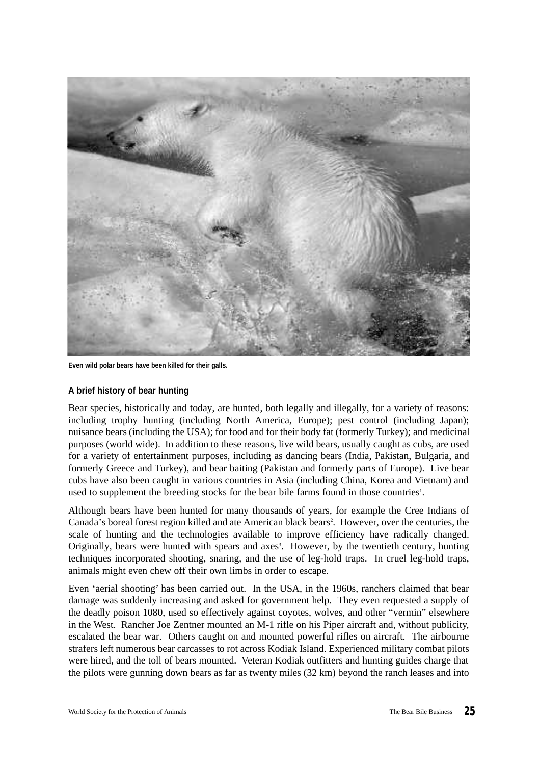Even wild polar bears have been killed for their galls.

### A brief history of bear hunting

Bear species, historically and today, are hunted, both legally and illegally, for a variety of reasons: including trophy hunting (including North America, Europe); pest control (including Japan); nuisance bears (including the USA); for food and for their body fat (formerly Turkey); and medicinal purposes (world wide). In addition to these reasons, live wild bears, usually caught as cubs, are used for a variety of entertainment purposes, including as dancing bears (India, Pakistan, Bulgaria, and formerly Greece and Turkey), and bear baiting (Pakistan and formerly parts of Europe). Live bear cubs have also been caught in various countries in Asia (including China, Korea and Vietnam) and used to supplement the breeding stocks for the bear bile farms found in those countries[1].

Although bears have been hunted for many thousands of years, for example the Cree Indians of Canada's boreal forest region killed and ate American black bears[2]. However, over the centuries, the scale of hunting and the technologies available to improve efficiency have radically changed. Originally, bears were hunted with spears and axes[3]. However, by the twentieth century, hunting techniques incorporated shooting, snaring, and the use of leg-hold traps. In cruel leg-hold traps, animals might even chew off their own limbs in order to escape.

Even 'aerial shooting' has been carried out. In the USA, in the 1960s, ranchers claimed that bear damage was suddenly increasing and asked for government help. They even requested a supply of the deadly poison 1080, used so effectively against coyotes, wolves, and other "vermin" elsewhere in the West. Rancher Joe Zentner mounted an M-1 rifle on his Piper aircraft and, without publicity, escalated the bear war. Others caught on and mounted powerful rifles on aircraft. The airbourne strafers left numerous bear carcasses to rot across Kodiak Island. Experienced military combat pilots were hired, and the toll of bears mounted. Veteran Kodiak outfitters and hunting guides charge that the pilots were gunning down bears as far as twenty miles (32 km) beyond the ranch leases and into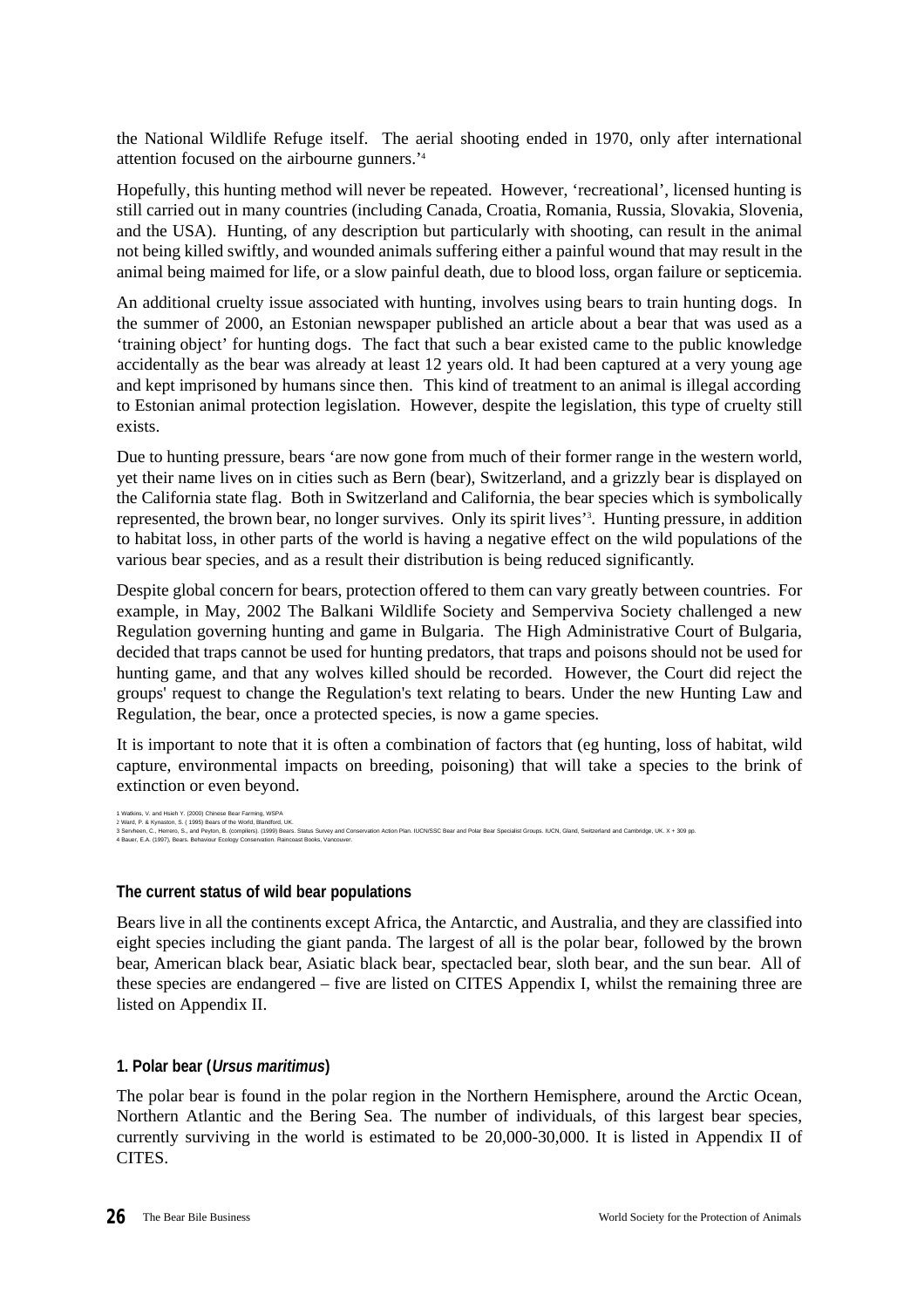the National Wildlife Refuge itself. The aerial shooting ended in 1970, only after international attention focused on the airbourne gunners.'[4]

Hopefully, this hunting method will never be repeated. However, 'recreational', licensed hunting is still carried out in many countries (including Canada, Croatia, Romania, Russia, Slovakia, Slovenia, and the USA). Hunting, of any description but particularly with shooting, can result in the animal not being killed swiftly, and wounded animals suffering either a painful wound that may result in the animal being maimed for life, or a slow painful death, due to blood loss, organ failure or septicemia.

An additional cruelty issue associated with hunting, involves using bears to train hunting dogs. In the summer of 2000, an Estonian newspaper published an article about a bear that was used as a 'training object' for hunting dogs. The fact that such a bear existed came to the public knowledge accidentally as the bear was already at least 12 years old. It had been captured at a very young age and kept imprisoned by humans since then. This kind of treatment to an animal is illegal according to Estonian animal protection legislation. However, despite the legislation, this type of cruelty still exists.

Due to hunting pressure, bears 'are now gone from much of their former range in the western world, yet their name lives on in cities such as Bern (bear), Switzerland, and a grizzly bear is displayed on the California state flag. Both in Switzerland and California, the bear species which is symbolically represented, the brown bear, no longer survives. Only its spirit lives'[3]. Hunting pressure, in addition to habitat loss, in other parts of the world is having a negative effect on the wild populations of the various bear species, and as a result their distribution is being reduced significantly.

Despite global concern for bears, protection offered to them can vary greatly between countries. For example, in May, 2002 The Balkani Wildlife Society and Semperviva Society challenged a new Regulation governing hunting and game in Bulgaria. The High Administrative Court of Bulgaria, decided that traps cannot be used for hunting predators, that traps and poisons should not be used for hunting game, and that any wolves killed should be recorded. However, the Court did reject the groups' request to change the Regulation's text relating to bears. Under the new Hunting Law and Regulation, the bear, once a protected species, is now a game species.

It is important to note that it is often a combination of factors that (eg hunting, loss of habitat, wild capture, environmental impacts on breeding, poisoning) that will take a species to the brink of extinction or even beyond.

1 Watkins, V. and Hsieh Y. (2000) Chinese Bear Farming, WSPA
2 Ward, P. & Kynaston, S. ( 1995) Bears of the World, Blandford, UK.
3 Servheen, C., Herrero, S., and Peyton, B. (compilers). (1999) Bears. Status Survey and Conservation Action Plan. IUCN/SSC Bear and Polar Bear Specialist Groups. IUCN, Gland, Switzerland and Cambridge, UK. X + 309 pp.
4 Bauer, E.A. (1997), Bears. Behaviour Ecology Conservation. Raincoast Books, Vancouver.

## The current status of wild bear populations

Bears live in all the continents except Africa, the Antarctic, and Australia, and they are classified into eight species including the giant panda. The largest of all is the polar bear, followed by the brown bear, American black bear, Asiatic black bear, spectacled bear, sloth bear, and the sun bear. All of these species are endangered – five are listed on CITES Appendix I, whilst the remaining three are listed on Appendix II.

### 1. Polar bear (*Ursus maritimus*)

The polar bear is found in the polar region in the Northern Hemisphere, around the Arctic Ocean, Northern Atlantic and the Bering Sea. The number of individuals, of this largest bear species, currently surviving in the world is estimated to be 20,000-30,000. It is listed in Appendix II of CITES.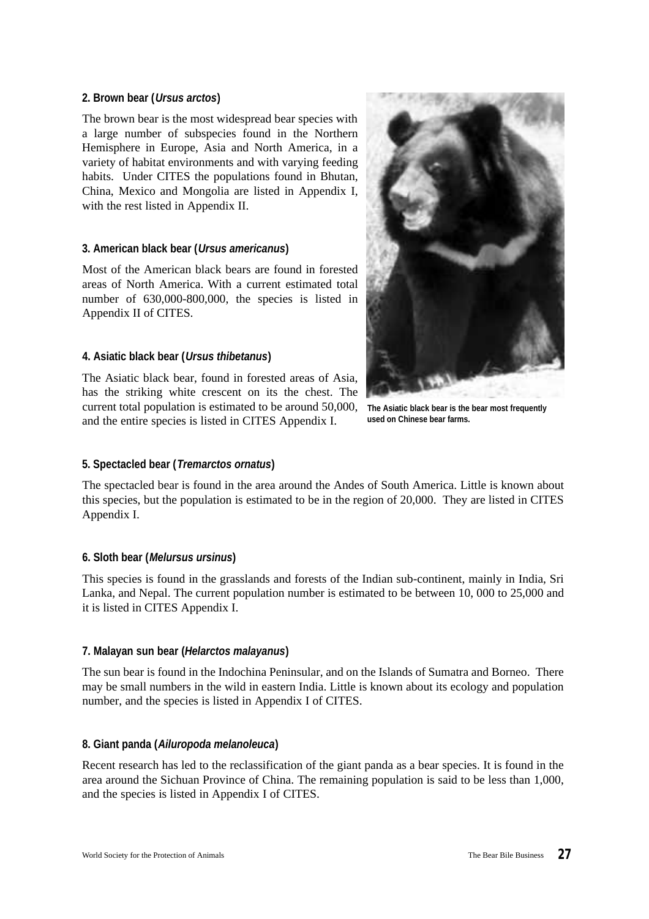**2. Brown bear (*Ursus arctos*)**

The brown bear is the most widespread bear species with a large number of subspecies found in the Northern Hemisphere in Europe, Asia and North America, in a variety of habitat environments and with varying feeding habits. Under CITES the populations found in Bhutan, China, Mexico and Mongolia are listed in Appendix I, with the rest listed in Appendix II.

**3. American black bear (*Ursus americanus*)**

Most of the American black bears are found in forested areas of North America. With a current estimated total number of 630,000-800,000, the species is listed in Appendix II of CITES.

**4. Asiatic black bear (*Ursus thibetanus*)**

The Asiatic black bear, found in forested areas of Asia, has the striking white crescent on its the chest. The current total population is estimated to be around 50,000, and the entire species is listed in CITES Appendix I.

**The Asiatic black bear is the bear most frequently used on Chinese bear farms.**

**5. Spectacled bear (*Tremarctos ornatus*)**

The spectacled bear is found in the area around the Andes of South America. Little is known about this species, but the population is estimated to be in the region of 20,000. They are listed in CITES Appendix I.

**6. Sloth bear (*Melursus ursinus*)**

This species is found in the grasslands and forests of the Indian sub-continent, mainly in India, Sri Lanka, and Nepal. The current population number is estimated to be between 10, 000 to 25,000 and it is listed in CITES Appendix I.

**7. Malayan sun bear (*Helarctos malayanus*)**

The sun bear is found in the Indochina Peninsular, and on the Islands of Sumatra and Borneo. There may be small numbers in the wild in eastern India. Little is known about its ecology and population number, and the species is listed in Appendix I of CITES.

**8. Giant panda (*Ailuropoda melanoleuca*)**

Recent research has led to the reclassification of the giant panda as a bear species. It is found in the area around the Sichuan Province of China. The remaining population is said to be less than 1,000, and the species is listed in Appendix I of CITES.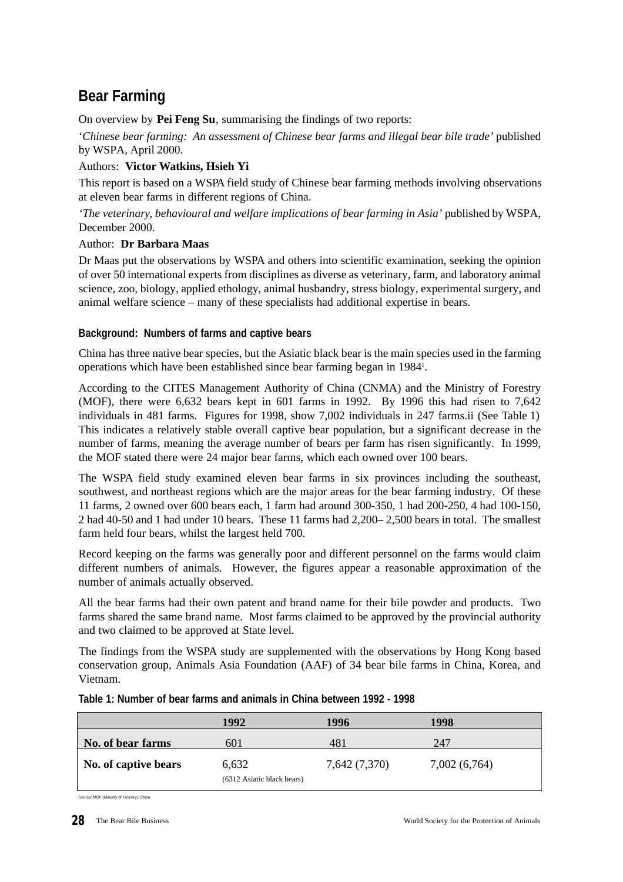## Bear Farming

On overview by **Pei Feng Su**, summarising the findings of two reports:

'*Chinese bear farming: An assessment of Chinese bear farms and illegal bear bile trade'* published by WSPA, April 2000.

Authors: **Victor Watkins, Hsieh Yi**

This report is based on a WSPA field study of Chinese bear farming methods involving observations at eleven bear farms in different regions of China.

*'The veterinary, behavioural and welfare implications of bear farming in Asia'* published by WSPA, December 2000.

Author: **Dr Barbara Maas**

Dr Maas put the observations by WSPA and others into scientific examination, seeking the opinion of over 50 international experts from disciplines as diverse as veterinary, farm, and laboratory animal science, zoo, biology, applied ethology, animal husbandry, stress biology, experimental surgery, and animal welfare science – many of these specialists had additional expertise in bears.

### Background: Numbers of farms and captive bears

China has three native bear species, but the Asiatic black bear is the main species used in the farming operations which have been established since bear farming began in 1984[1].

According to the CITES Management Authority of China (CNMA) and the Ministry of Forestry (MOF), there were 6,632 bears kept in 601 farms in 1992. By 1996 this had risen to 7,642 individuals in 481 farms. Figures for 1998, show 7,002 individuals in 247 farms.ii (See Table 1) This indicates a relatively stable overall captive bear population, but a significant decrease in the number of farms, meaning the average number of bears per farm has risen significantly. In 1999, the MOF stated there were 24 major bear farms, which each owned over 100 bears.

The WSPA field study examined eleven bear farms in six provinces including the southeast, southwest, and northeast regions which are the major areas for the bear farming industry. Of these 11 farms, 2 owned over 600 bears each, 1 farm had around 300-350, 1 had 200-250, 4 had 100-150, 2 had 40-50 and 1 had under 10 bears. These 11 farms had 2,200– 2,500 bears in total. The smallest farm held four bears, whilst the largest held 700.

Record keeping on the farms was generally poor and different personnel on the farms would claim different numbers of animals. However, the figures appear a reasonable approximation of the number of animals actually observed.

All the bear farms had their own patent and brand name for their bile powder and products. Two farms shared the same brand name. Most farms claimed to be approved by the provincial authority and two claimed to be approved at State level.

The findings from the WSPA study are supplemented with the observations by Hong Kong based conservation group, Animals Asia Foundation (AAF) of 34 bear bile farms in China, Korea, and Vietnam.

**Table 1: Number of bear farms and animals in China between 1992 - 1998**

| | 1992 | 1996 | 1998 |
|---|---|---|---|
| **No. of bear farms** | 601 | 481 | 247 |
| **No. of captive bears** | 6,632 (6312 Asiatic black bears) | 7,642 (7,370) | 7,002 (6,764) |

Source: MOF (Ministry of Forestry), China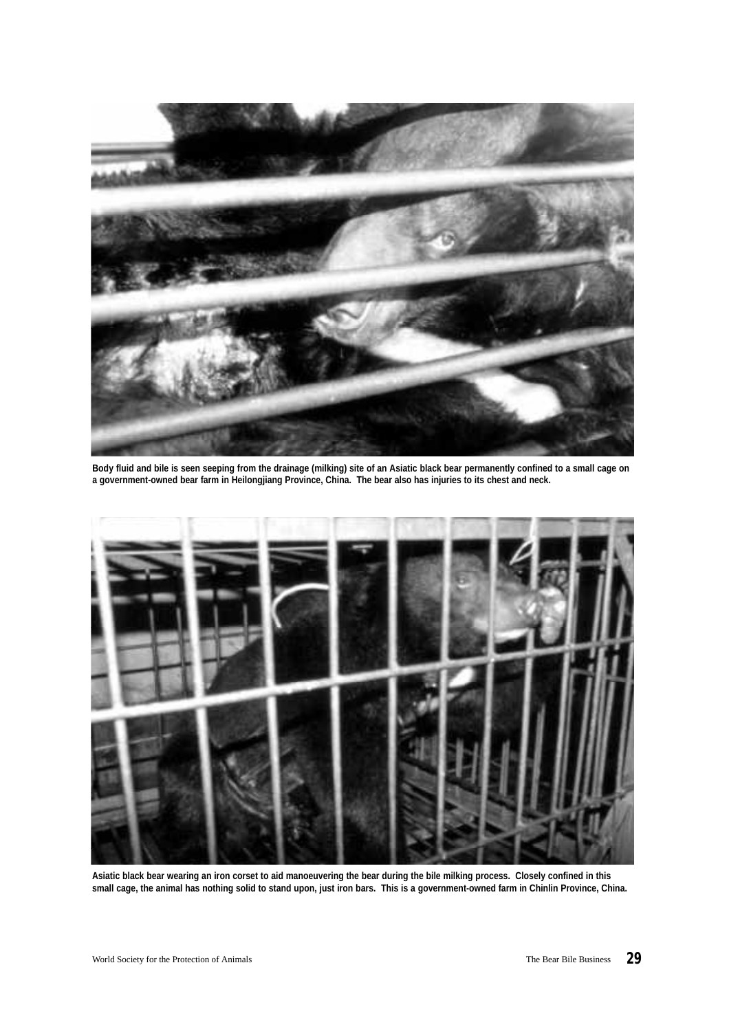Body fluid and bile is seen seeping from the drainage (milking) site of an Asiatic black bear permanently confined to a small cage on a government-owned bear farm in Heilongjiang Province, China. The bear also has injuries to its chest and neck.

Asiatic black bear wearing an iron corset to aid manoeuvering the bear during the bile milking process. Closely confined in this small cage, the animal has nothing solid to stand upon, just iron bars. This is a government-owned farm in Chinlin Province, China.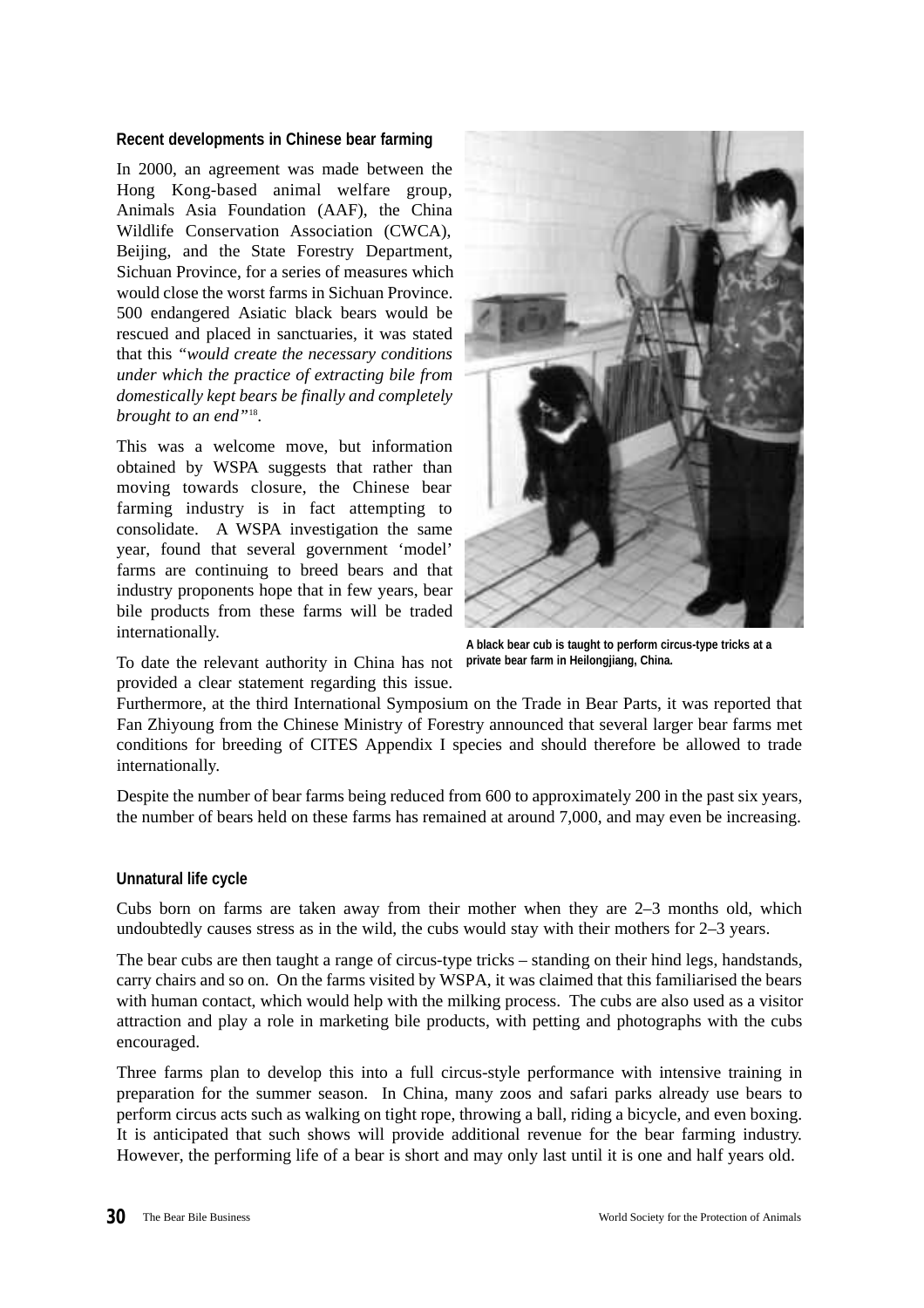### Recent developments in Chinese bear farming

In 2000, an agreement was made between the Hong Kong-based animal welfare group, Animals Asia Foundation (AAF), the China Wildlife Conservation Association (CWCA), Beijing, and the State Forestry Department, Sichuan Province, for a series of measures which would close the worst farms in Sichuan Province. 500 endangered Asiatic black bears would be rescued and placed in sanctuaries, it was stated that this *"would create the necessary conditions under which the practice of extracting bile from domestically kept bears be finally and completely brought to an end"*[18].

This was a welcome move, but information obtained by WSPA suggests that rather than moving towards closure, the Chinese bear farming industry is in fact attempting to consolidate. A WSPA investigation the same year, found that several government 'model' farms are continuing to breed bears and that industry proponents hope that in few years, bear bile products from these farms will be traded internationally.

**A black bear cub is taught to perform circus-type tricks at a private bear farm in Heilongjiang, China.**

To date the relevant authority in China has not provided a clear statement regarding this issue. Furthermore, at the third International Symposium on the Trade in Bear Parts, it was reported that Fan Zhiyoung from the Chinese Ministry of Forestry announced that several larger bear farms met conditions for breeding of CITES Appendix I species and should therefore be allowed to trade internationally.

Despite the number of bear farms being reduced from 600 to approximately 200 in the past six years, the number of bears held on these farms has remained at around 7,000, and may even be increasing.

### Unnatural life cycle

Cubs born on farms are taken away from their mother when they are 2–3 months old, which undoubtedly causes stress as in the wild, the cubs would stay with their mothers for 2–3 years.

The bear cubs are then taught a range of circus-type tricks – standing on their hind legs, handstands, carry chairs and so on. On the farms visited by WSPA, it was claimed that this familiarised the bears with human contact, which would help with the milking process. The cubs are also used as a visitor attraction and play a role in marketing bile products, with petting and photographs with the cubs encouraged.

Three farms plan to develop this into a full circus-style performance with intensive training in preparation for the summer season. In China, many zoos and safari parks already use bears to perform circus acts such as walking on tight rope, throwing a ball, riding a bicycle, and even boxing. It is anticipated that such shows will provide additional revenue for the bear farming industry. However, the performing life of a bear is short and may only last until it is one and half years old.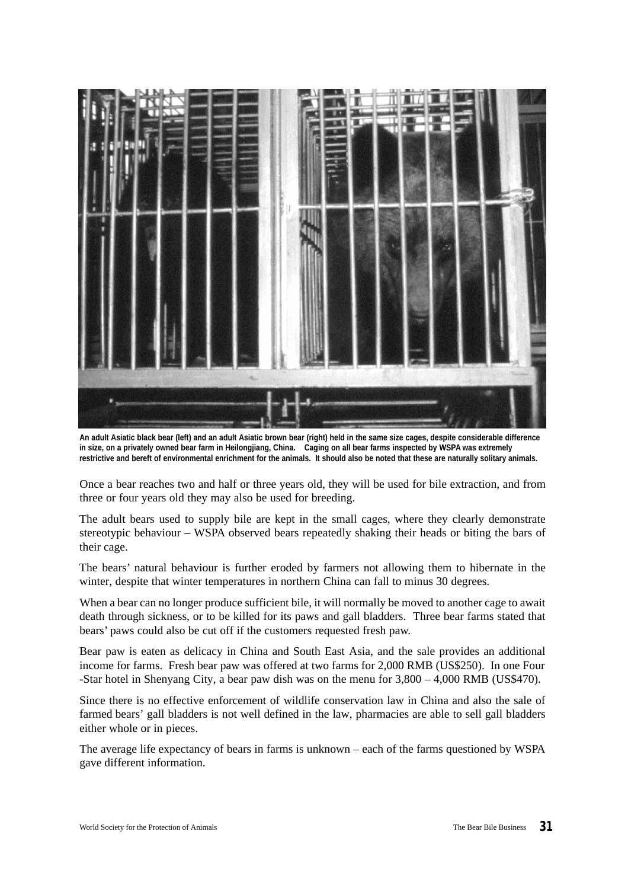**An adult Asiatic black bear (left) and an adult Asiatic brown bear (right) held in the same size cages, despite considerable difference in size, on a privately owned bear farm in Heilongjiang, China. Caging on all bear farms inspected by WSPA was extremely restrictive and bereft of environmental enrichment for the animals. It should also be noted that these are naturally solitary animals.**

Once a bear reaches two and half or three years old, they will be used for bile extraction, and from three or four years old they may also be used for breeding.

The adult bears used to supply bile are kept in the small cages, where they clearly demonstrate stereotypic behaviour – WSPA observed bears repeatedly shaking their heads or biting the bars of their cage.

The bears' natural behaviour is further eroded by farmers not allowing them to hibernate in the winter, despite that winter temperatures in northern China can fall to minus 30 degrees.

When a bear can no longer produce sufficient bile, it will normally be moved to another cage to await death through sickness, or to be killed for its paws and gall bladders. Three bear farms stated that bears' paws could also be cut off if the customers requested fresh paw.

Bear paw is eaten as delicacy in China and South East Asia, and the sale provides an additional income for farms. Fresh bear paw was offered at two farms for 2,000 RMB (US$250). In one Four -Star hotel in Shenyang City, a bear paw dish was on the menu for 3,800 – 4,000 RMB (US$470).

Since there is no effective enforcement of wildlife conservation law in China and also the sale of farmed bears' gall bladders is not well defined in the law, pharmacies are able to sell gall bladders either whole or in pieces.

The average life expectancy of bears in farms is unknown – each of the farms questioned by WSPA gave different information.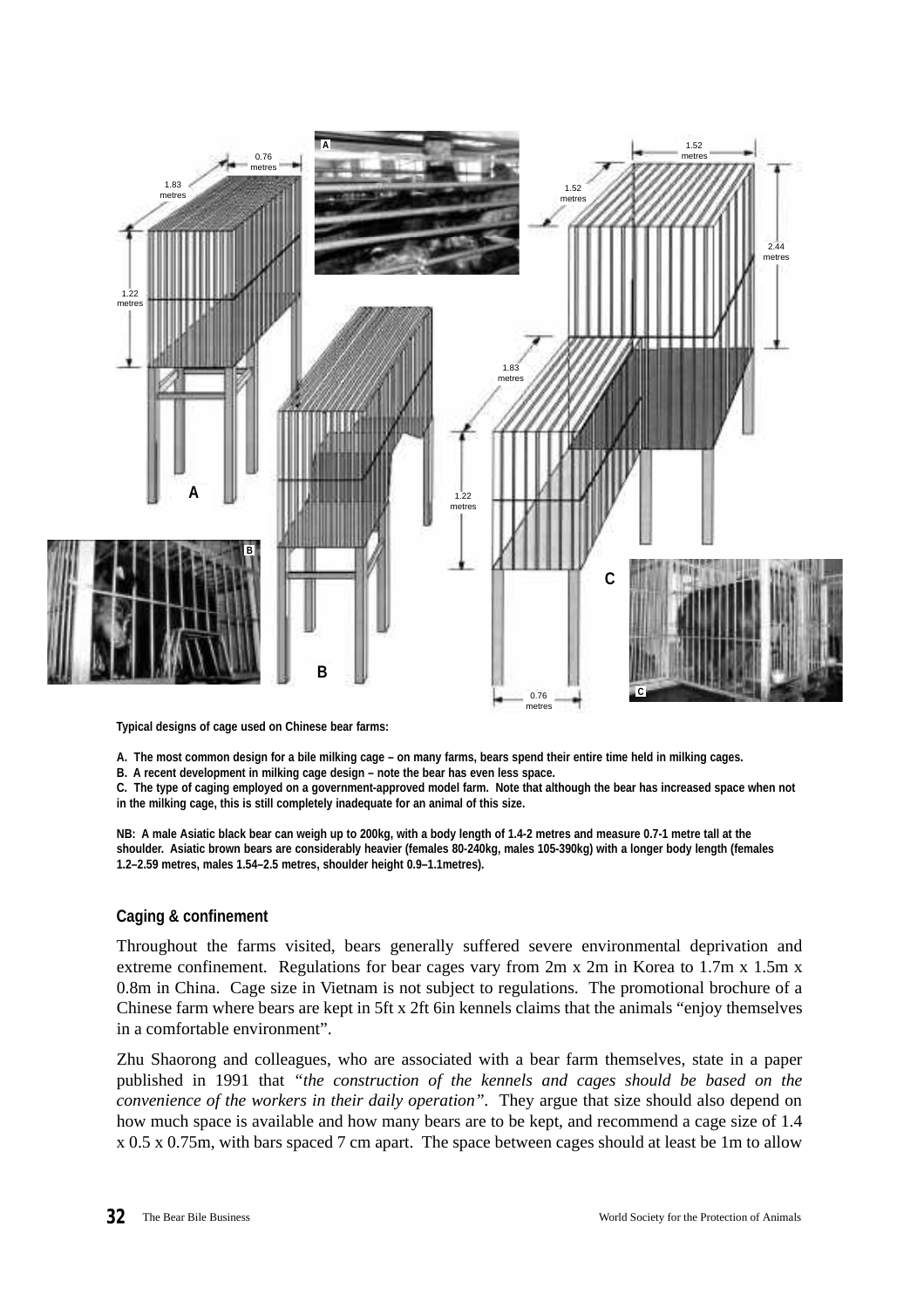**Typical designs of cage used on Chinese bear farms:**

**A. The most common design for a bile milking cage – on many farms, bears spend their entire time held in milking cages.**
**B. A recent development in milking cage design – note the bear has even less space.**
**C. The type of caging employed on a government-approved model farm. Note that although the bear has increased space when not in the milking cage, this is still completely inadequate for an animal of this size.**

**NB: A male Asiatic black bear can weigh up to 200kg, with a body length of 1.4-2 metres and measure 0.7-1 metre tall at the shoulder. Asiatic brown bears are considerably heavier (females 80-240kg, males 105-390kg) with a longer body length (females 1.2–2.59 metres, males 1.54–2.5 metres, shoulder height 0.9–1.1metres).**

### Caging & confinement

Throughout the farms visited, bears generally suffered severe environmental deprivation and extreme confinement. Regulations for bear cages vary from 2m x 2m in Korea to 1.7m x 1.5m x 0.8m in China. Cage size in Vietnam is not subject to regulations. The promotional brochure of a Chinese farm where bears are kept in 5ft x 2ft 6in kennels claims that the animals "enjoy themselves in a comfortable environment".

Zhu Shaorong and colleagues, who are associated with a bear farm themselves, state in a paper published in 1991 that *"the construction of the kennels and cages should be based on the convenience of the workers in their daily operation"*. They argue that size should also depend on how much space is available and how many bears are to be kept, and recommend a cage size of 1.4 x 0.5 x 0.75m, with bars spaced 7 cm apart. The space between cages should at least be 1m to allow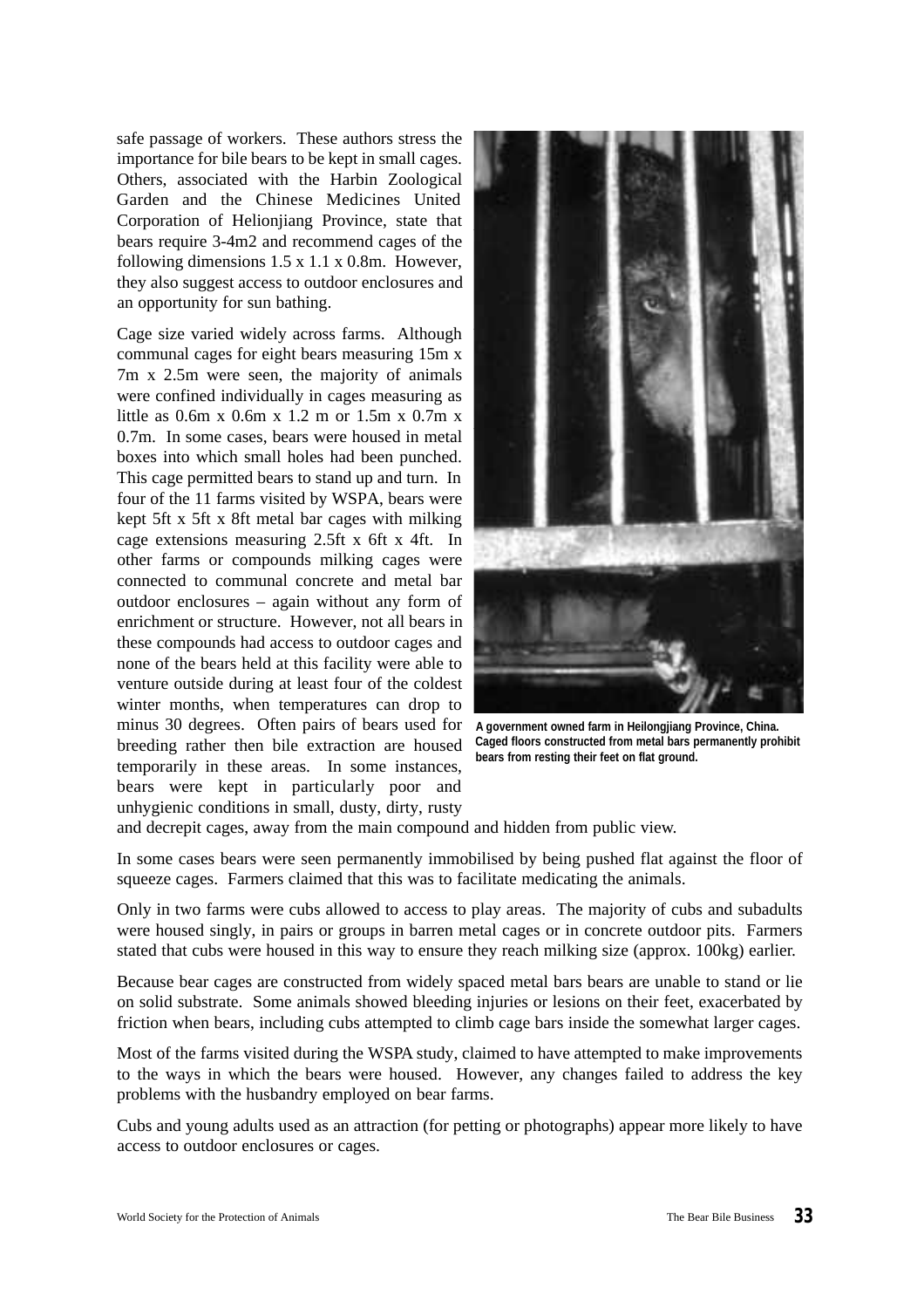safe passage of workers. These authors stress the importance for bile bears to be kept in small cages. Others, associated with the Harbin Zoological Garden and the Chinese Medicines United Corporation of Helionjiang Province, state that bears require 3-4m2 and recommend cages of the following dimensions 1.5 x 1.1 x 0.8m. However, they also suggest access to outdoor enclosures and an opportunity for sun bathing.

Cage size varied widely across farms. Although communal cages for eight bears measuring 15m x 7m x 2.5m were seen, the majority of animals were confined individually in cages measuring as little as 0.6m x 0.6m x 1.2 m or 1.5m x 0.7m x 0.7m. In some cases, bears were housed in metal boxes into which small holes had been punched. This cage permitted bears to stand up and turn. In four of the 11 farms visited by WSPA, bears were kept 5ft x 5ft x 8ft metal bar cages with milking cage extensions measuring 2.5ft x 6ft x 4ft. In other farms or compounds milking cages were connected to communal concrete and metal bar outdoor enclosures – again without any form of enrichment or structure. However, not all bears in these compounds had access to outdoor cages and none of the bears held at this facility were able to venture outside during at least four of the coldest winter months, when temperatures can drop to minus 30 degrees. Often pairs of bears used for breeding rather then bile extraction are housed temporarily in these areas. In some instances, bears were kept in particularly poor and unhygienic conditions in small, dusty, dirty, rusty and decrepit cages, away from the main compound and hidden from public view.

**A government owned farm in Heilongjiang Province, China. Caged floors constructed from metal bars permanently prohibit bears from resting their feet on flat ground.**

In some cases bears were seen permanently immobilised by being pushed flat against the floor of squeeze cages. Farmers claimed that this was to facilitate medicating the animals.

Only in two farms were cubs allowed to access to play areas. The majority of cubs and subadults were housed singly, in pairs or groups in barren metal cages or in concrete outdoor pits. Farmers stated that cubs were housed in this way to ensure they reach milking size (approx. 100kg) earlier.

Because bear cages are constructed from widely spaced metal bars bears are unable to stand or lie on solid substrate. Some animals showed bleeding injuries or lesions on their feet, exacerbated by friction when bears, including cubs attempted to climb cage bars inside the somewhat larger cages.

Most of the farms visited during the WSPA study, claimed to have attempted to make improvements to the ways in which the bears were housed. However, any changes failed to address the key problems with the husbandry employed on bear farms.

Cubs and young adults used as an attraction (for petting or photographs) appear more likely to have access to outdoor enclosures or cages.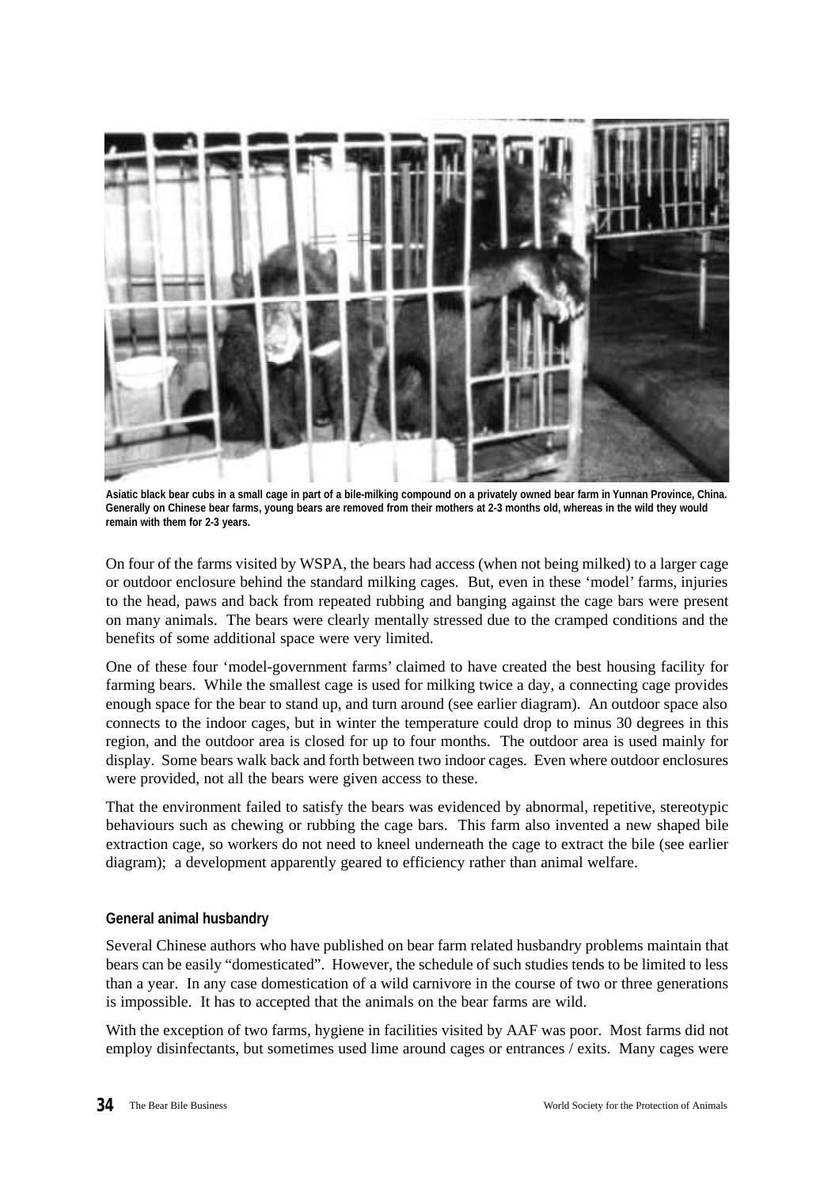Asiatic black bear cubs in a small cage in part of a bile-milking compound on a privately owned bear farm in Yunnan Province, China. Generally on Chinese bear farms, young bears are removed from their mothers at 2-3 months old, whereas in the wild they would remain with them for 2-3 years.

On four of the farms visited by WSPA, the bears had access (when not being milked) to a larger cage or outdoor enclosure behind the standard milking cages. But, even in these 'model' farms, injuries to the head, paws and back from repeated rubbing and banging against the cage bars were present on many animals. The bears were clearly mentally stressed due to the cramped conditions and the benefits of some additional space were very limited.

One of these four 'model-government farms' claimed to have created the best housing facility for farming bears. While the smallest cage is used for milking twice a day, a connecting cage provides enough space for the bear to stand up, and turn around (see earlier diagram). An outdoor space also connects to the indoor cages, but in winter the temperature could drop to minus 30 degrees in this region, and the outdoor area is closed for up to four months. The outdoor area is used mainly for display. Some bears walk back and forth between two indoor cages. Even where outdoor enclosures were provided, not all the bears were given access to these.

That the environment failed to satisfy the bears was evidenced by abnormal, repetitive, stereotypic behaviours such as chewing or rubbing the cage bars. This farm also invented a new shaped bile extraction cage, so workers do not need to kneel underneath the cage to extract the bile (see earlier diagram); a development apparently geared to efficiency rather than animal welfare.

### General animal husbandry

Several Chinese authors who have published on bear farm related husbandry problems maintain that bears can be easily "domesticated". However, the schedule of such studies tends to be limited to less than a year. In any case domestication of a wild carnivore in the course of two or three generations is impossible. It has to accepted that the animals on the bear farms are wild.

With the exception of two farms, hygiene in facilities visited by AAF was poor. Most farms did not employ disinfectants, but sometimes used lime around cages or entrances / exits. Many cages were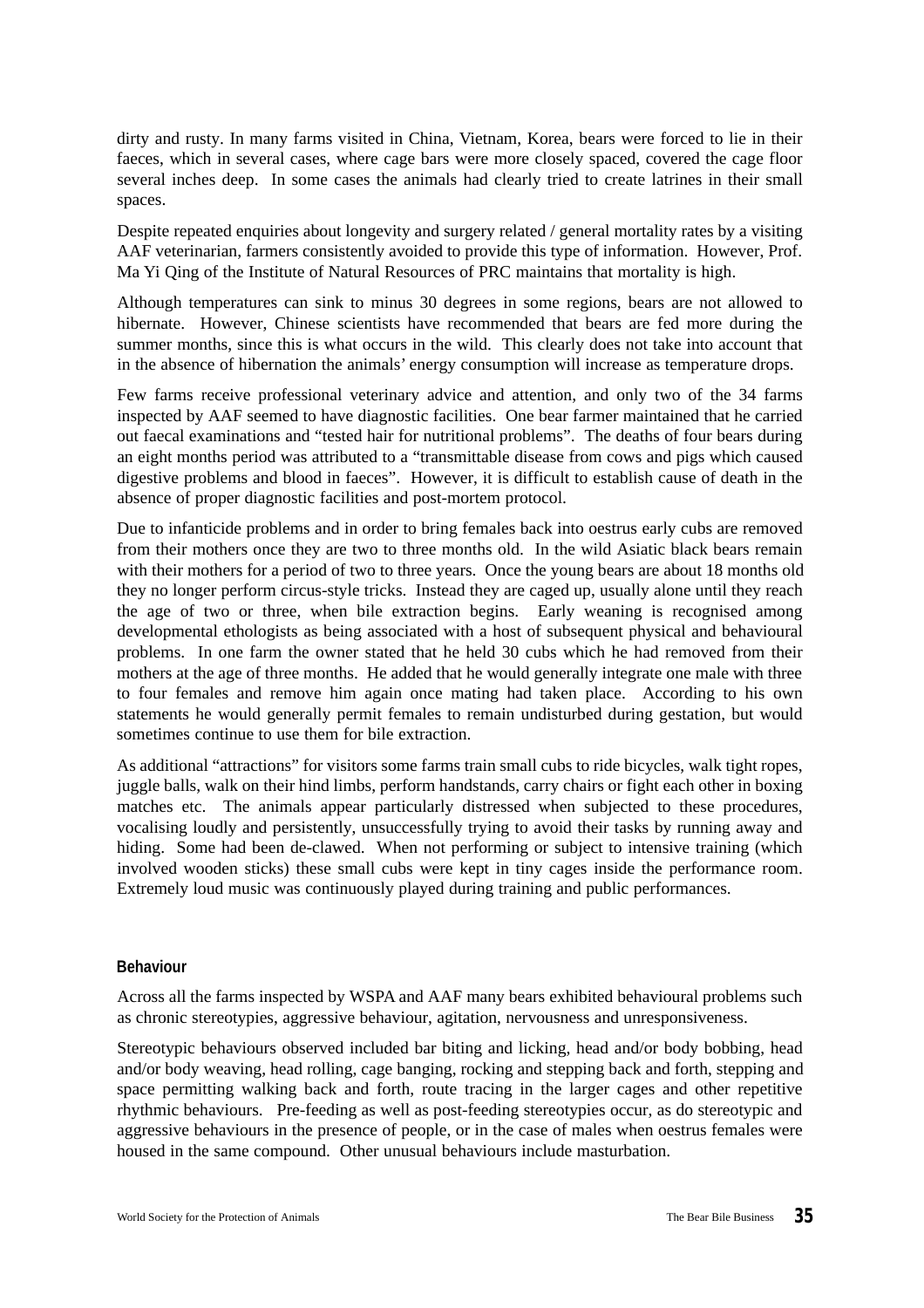dirty and rusty. In many farms visited in China, Vietnam, Korea, bears were forced to lie in their faeces, which in several cases, where cage bars were more closely spaced, covered the cage floor several inches deep. In some cases the animals had clearly tried to create latrines in their small spaces.

Despite repeated enquiries about longevity and surgery related / general mortality rates by a visiting AAF veterinarian, farmers consistently avoided to provide this type of information. However, Prof. Ma Yi Qing of the Institute of Natural Resources of PRC maintains that mortality is high.

Although temperatures can sink to minus 30 degrees in some regions, bears are not allowed to hibernate. However, Chinese scientists have recommended that bears are fed more during the summer months, since this is what occurs in the wild. This clearly does not take into account that in the absence of hibernation the animals' energy consumption will increase as temperature drops.

Few farms receive professional veterinary advice and attention, and only two of the 34 farms inspected by AAF seemed to have diagnostic facilities. One bear farmer maintained that he carried out faecal examinations and "tested hair for nutritional problems". The deaths of four bears during an eight months period was attributed to a "transmittable disease from cows and pigs which caused digestive problems and blood in faeces". However, it is difficult to establish cause of death in the absence of proper diagnostic facilities and post-mortem protocol.

Due to infanticide problems and in order to bring females back into oestrus early cubs are removed from their mothers once they are two to three months old. In the wild Asiatic black bears remain with their mothers for a period of two to three years. Once the young bears are about 18 months old they no longer perform circus-style tricks. Instead they are caged up, usually alone until they reach the age of two or three, when bile extraction begins. Early weaning is recognised among developmental ethologists as being associated with a host of subsequent physical and behavioural problems. In one farm the owner stated that he held 30 cubs which he had removed from their mothers at the age of three months. He added that he would generally integrate one male with three to four females and remove him again once mating had taken place. According to his own statements he would generally permit females to remain undisturbed during gestation, but would sometimes continue to use them for bile extraction.

As additional "attractions" for visitors some farms train small cubs to ride bicycles, walk tight ropes, juggle balls, walk on their hind limbs, perform handstands, carry chairs or fight each other in boxing matches etc. The animals appear particularly distressed when subjected to these procedures, vocalising loudly and persistently, unsuccessfully trying to avoid their tasks by running away and hiding. Some had been de-clawed. When not performing or subject to intensive training (which involved wooden sticks) these small cubs were kept in tiny cages inside the performance room. Extremely loud music was continuously played during training and public performances.

### Behaviour

Across all the farms inspected by WSPA and AAF many bears exhibited behavioural problems such as chronic stereotypies, aggressive behaviour, agitation, nervousness and unresponsiveness.

Stereotypic behaviours observed included bar biting and licking, head and/or body bobbing, head and/or body weaving, head rolling, cage banging, rocking and stepping back and forth, stepping and space permitting walking back and forth, route tracing in the larger cages and other repetitive rhythmic behaviours. Pre-feeding as well as post-feeding stereotypies occur, as do stereotypic and aggressive behaviours in the presence of people, or in the case of males when oestrus females were housed in the same compound. Other unusual behaviours include masturbation.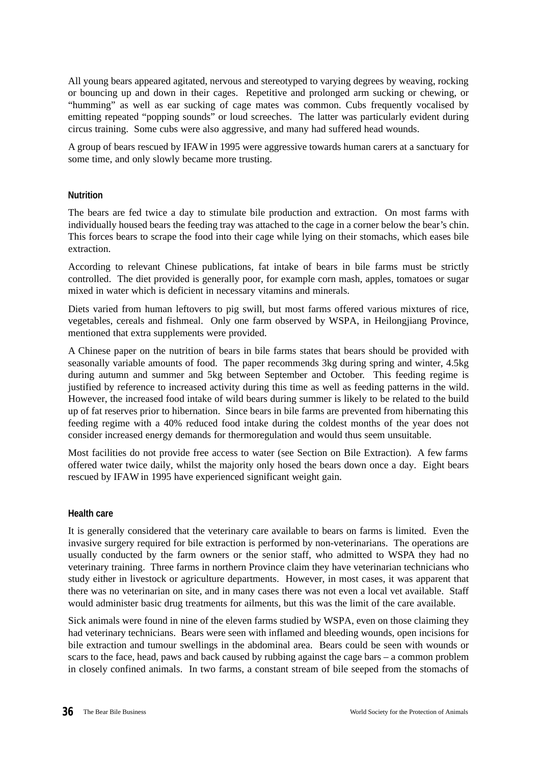All young bears appeared agitated, nervous and stereotyped to varying degrees by weaving, rocking or bouncing up and down in their cages. Repetitive and prolonged arm sucking or chewing, or "humming" as well as ear sucking of cage mates was common. Cubs frequently vocalised by emitting repeated "popping sounds" or loud screeches. The latter was particularly evident during circus training. Some cubs were also aggressive, and many had suffered head wounds.

A group of bears rescued by IFAW in 1995 were aggressive towards human carers at a sanctuary for some time, and only slowly became more trusting.

### Nutrition

The bears are fed twice a day to stimulate bile production and extraction. On most farms with individually housed bears the feeding tray was attached to the cage in a corner below the bear's chin. This forces bears to scrape the food into their cage while lying on their stomachs, which eases bile extraction.

According to relevant Chinese publications, fat intake of bears in bile farms must be strictly controlled. The diet provided is generally poor, for example corn mash, apples, tomatoes or sugar mixed in water which is deficient in necessary vitamins and minerals.

Diets varied from human leftovers to pig swill, but most farms offered various mixtures of rice, vegetables, cereals and fishmeal. Only one farm observed by WSPA, in Heilongjiang Province, mentioned that extra supplements were provided.

A Chinese paper on the nutrition of bears in bile farms states that bears should be provided with seasonally variable amounts of food. The paper recommends 3kg during spring and winter, 4.5kg during autumn and summer and 5kg between September and October. This feeding regime is justified by reference to increased activity during this time as well as feeding patterns in the wild. However, the increased food intake of wild bears during summer is likely to be related to the build up of fat reserves prior to hibernation. Since bears in bile farms are prevented from hibernating this feeding regime with a 40% reduced food intake during the coldest months of the year does not consider increased energy demands for thermoregulation and would thus seem unsuitable.

Most facilities do not provide free access to water (see Section on Bile Extraction). A few farms offered water twice daily, whilst the majority only hosed the bears down once a day. Eight bears rescued by IFAW in 1995 have experienced significant weight gain.

### Health care

It is generally considered that the veterinary care available to bears on farms is limited. Even the invasive surgery required for bile extraction is performed by non-veterinarians. The operations are usually conducted by the farm owners or the senior staff, who admitted to WSPA they had no veterinary training. Three farms in northern Province claim they have veterinarian technicians who study either in livestock or agriculture departments. However, in most cases, it was apparent that there was no veterinarian on site, and in many cases there was not even a local vet available. Staff would administer basic drug treatments for ailments, but this was the limit of the care available.

Sick animals were found in nine of the eleven farms studied by WSPA, even on those claiming they had veterinary technicians. Bears were seen with inflamed and bleeding wounds, open incisions for bile extraction and tumour swellings in the abdominal area. Bears could be seen with wounds or scars to the face, head, paws and back caused by rubbing against the cage bars – a common problem in closely confined animals. In two farms, a constant stream of bile seeped from the stomachs of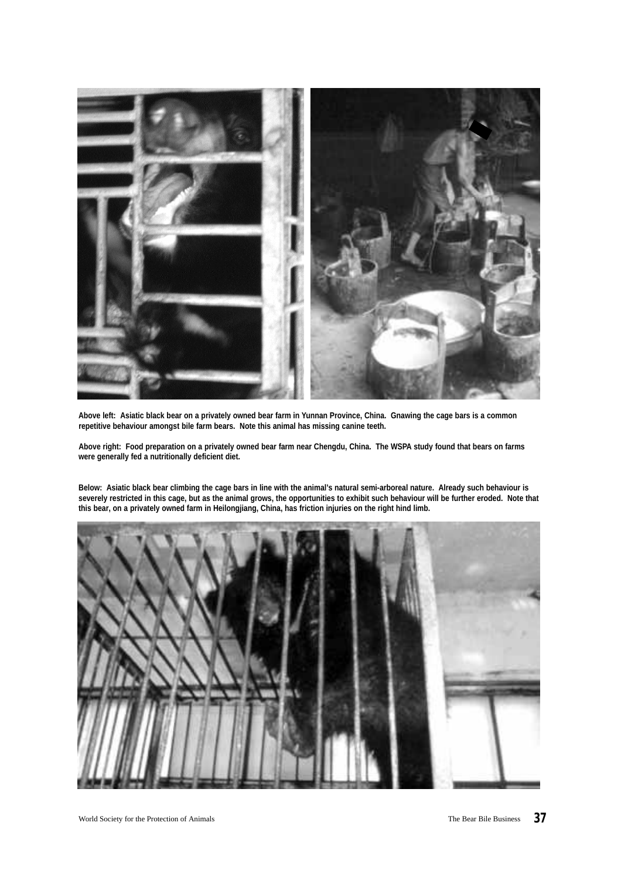**Above left: Asiatic black bear on a privately owned bear farm in Yunnan Province, China. Gnawing the cage bars is a common repetitive behaviour amongst bile farm bears. Note this animal has missing canine teeth.**

**Above right: Food preparation on a privately owned bear farm near Chengdu, China. The WSPA study found that bears on farms were generally fed a nutritionally deficient diet.**

**Below: Asiatic black bear climbing the cage bars in line with the animal's natural semi-arboreal nature. Already such behaviour is severely restricted in this cage, but as the animal grows, the opportunities to exhibit such behaviour will be further eroded. Note that this bear, on a privately owned farm in Heilongjiang, China, has friction injuries on the right hind limb.**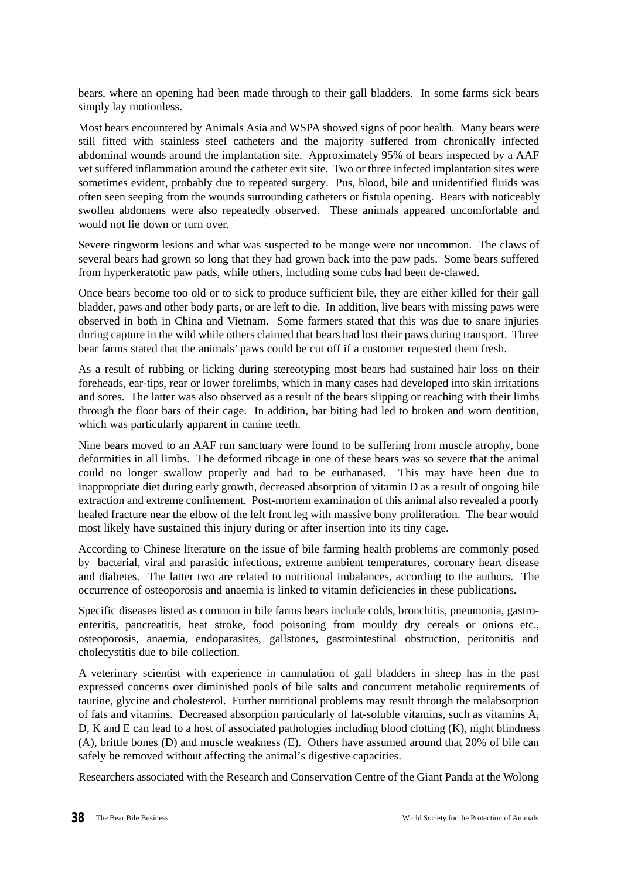bears, where an opening had been made through to their gall bladders. In some farms sick bears simply lay motionless.

Most bears encountered by Animals Asia and WSPA showed signs of poor health. Many bears were still fitted with stainless steel catheters and the majority suffered from chronically infected abdominal wounds around the implantation site. Approximately 95% of bears inspected by a AAF vet suffered inflammation around the catheter exit site. Two or three infected implantation sites were sometimes evident, probably due to repeated surgery. Pus, blood, bile and unidentified fluids was often seen seeping from the wounds surrounding catheters or fistula opening. Bears with noticeably swollen abdomens were also repeatedly observed. These animals appeared uncomfortable and would not lie down or turn over.

Severe ringworm lesions and what was suspected to be mange were not uncommon. The claws of several bears had grown so long that they had grown back into the paw pads. Some bears suffered from hyperkeratotic paw pads, while others, including some cubs had been de-clawed.

Once bears become too old or to sick to produce sufficient bile, they are either killed for their gall bladder, paws and other body parts, or are left to die. In addition, live bears with missing paws were observed in both in China and Vietnam. Some farmers stated that this was due to snare injuries during capture in the wild while others claimed that bears had lost their paws during transport. Three bear farms stated that the animals' paws could be cut off if a customer requested them fresh.

As a result of rubbing or licking during stereotyping most bears had sustained hair loss on their foreheads, ear-tips, rear or lower forelimbs, which in many cases had developed into skin irritations and sores. The latter was also observed as a result of the bears slipping or reaching with their limbs through the floor bars of their cage. In addition, bar biting had led to broken and worn dentition, which was particularly apparent in canine teeth.

Nine bears moved to an AAF run sanctuary were found to be suffering from muscle atrophy, bone deformities in all limbs. The deformed ribcage in one of these bears was so severe that the animal could no longer swallow properly and had to be euthanased. This may have been due to inappropriate diet during early growth, decreased absorption of vitamin D as a result of ongoing bile extraction and extreme confinement. Post-mortem examination of this animal also revealed a poorly healed fracture near the elbow of the left front leg with massive bony proliferation. The bear would most likely have sustained this injury during or after insertion into its tiny cage.

According to Chinese literature on the issue of bile farming health problems are commonly posed by bacterial, viral and parasitic infections, extreme ambient temperatures, coronary heart disease and diabetes. The latter two are related to nutritional imbalances, according to the authors. The occurrence of osteoporosis and anaemia is linked to vitamin deficiencies in these publications.

Specific diseases listed as common in bile farms bears include colds, bronchitis, pneumonia, gastro-enteritis, pancreatitis, heat stroke, food poisoning from mouldy dry cereals or onions etc., osteoporosis, anaemia, endoparasites, gallstones, gastrointestinal obstruction, peritonitis and cholecystitis due to bile collection.

A veterinary scientist with experience in cannulation of gall bladders in sheep has in the past expressed concerns over diminished pools of bile salts and concurrent metabolic requirements of taurine, glycine and cholesterol. Further nutritional problems may result through the malabsorption of fats and vitamins. Decreased absorption particularly of fat-soluble vitamins, such as vitamins A, D, K and E can lead to a host of associated pathologies including blood clotting (K), night blindness (A), brittle bones (D) and muscle weakness (E). Others have assumed around that 20% of bile can safely be removed without affecting the animal's digestive capacities.

Researchers associated with the Research and Conservation Centre of the Giant Panda at the Wolong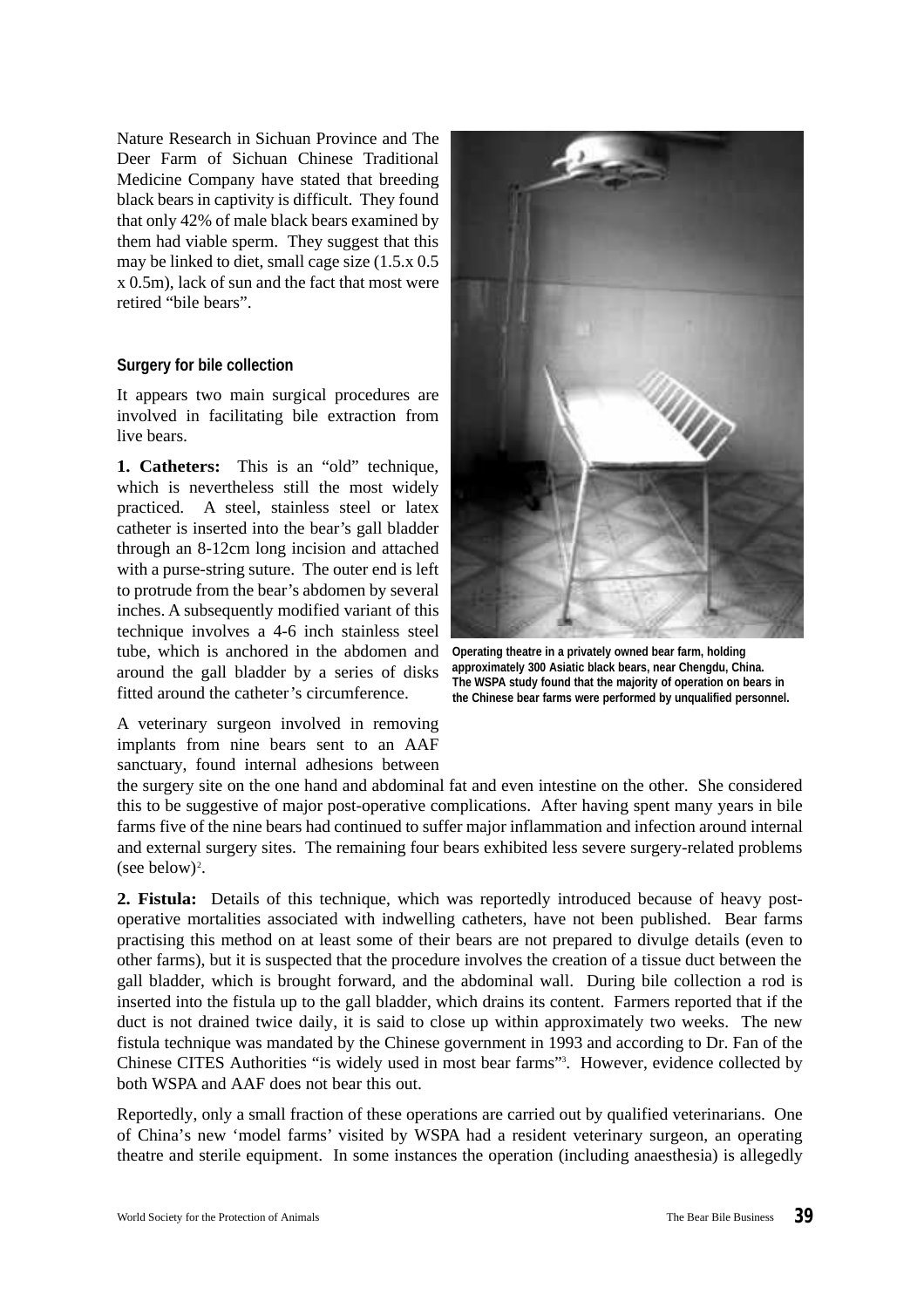Nature Research in Sichuan Province and The Deer Farm of Sichuan Chinese Traditional Medicine Company have stated that breeding black bears in captivity is difficult. They found that only 42% of male black bears examined by them had viable sperm. They suggest that this may be linked to diet, small cage size (1.5.x 0.5 x 0.5m), lack of sun and the fact that most were retired "bile bears".

### Surgery for bile collection

It appears two main surgical procedures are involved in facilitating bile extraction from live bears.

**1. Catheters:** This is an "old" technique, which is nevertheless still the most widely practiced. A steel, stainless steel or latex catheter is inserted into the bear's gall bladder through an 8-12cm long incision and attached with a purse-string suture. The outer end is left to protrude from the bear's abdomen by several inches. A subsequently modified variant of this technique involves a 4-6 inch stainless steel tube, which is anchored in the abdomen and around the gall bladder by a series of disks fitted around the catheter's circumference.

Operating theatre in a privately owned bear farm, holding approximately 300 Asiatic black bears, near Chengdu, China. The WSPA study found that the majority of operation on bears in the Chinese bear farms were performed by unqualified personnel.

A veterinary surgeon involved in removing implants from nine bears sent to an AAF sanctuary, found internal adhesions between the surgery site on the one hand and abdominal fat and even intestine on the other. She considered this to be suggestive of major post-operative complications. After having spent many years in bile farms five of the nine bears had continued to suffer major inflammation and infection around internal and external surgery sites. The remaining four bears exhibited less severe surgery-related problems (see below)[2].

**2. Fistula:** Details of this technique, which was reportedly introduced because of heavy post-operative mortalities associated with indwelling catheters, have not been published. Bear farms practising this method on at least some of their bears are not prepared to divulge details (even to other farms), but it is suspected that the procedure involves the creation of a tissue duct between the gall bladder, which is brought forward, and the abdominal wall. During bile collection a rod is inserted into the fistula up to the gall bladder, which drains its content. Farmers reported that if the duct is not drained twice daily, it is said to close up within approximately two weeks. The new fistula technique was mandated by the Chinese government in 1993 and according to Dr. Fan of the Chinese CITES Authorities "is widely used in most bear farms"[3]. However, evidence collected by both WSPA and AAF does not bear this out.

Reportedly, only a small fraction of these operations are carried out by qualified veterinarians. One of China's new 'model farms' visited by WSPA had a resident veterinary surgeon, an operating theatre and sterile equipment. In some instances the operation (including anaesthesia) is allegedly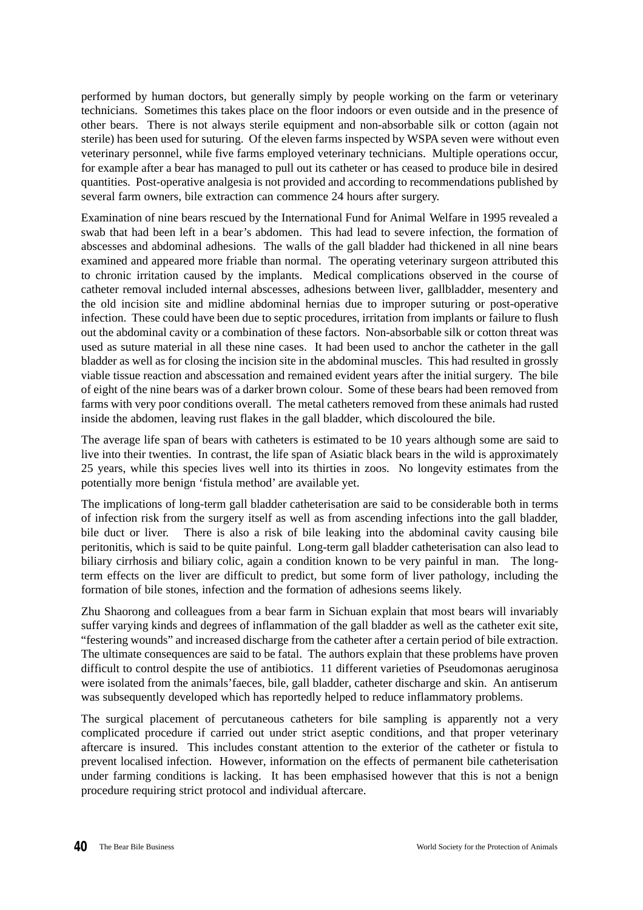performed by human doctors, but generally simply by people working on the farm or veterinary technicians. Sometimes this takes place on the floor indoors or even outside and in the presence of other bears. There is not always sterile equipment and non-absorbable silk or cotton (again not sterile) has been used for suturing. Of the eleven farms inspected by WSPA seven were without even veterinary personnel, while five farms employed veterinary technicians. Multiple operations occur, for example after a bear has managed to pull out its catheter or has ceased to produce bile in desired quantities. Post-operative analgesia is not provided and according to recommendations published by several farm owners, bile extraction can commence 24 hours after surgery.

Examination of nine bears rescued by the International Fund for Animal Welfare in 1995 revealed a swab that had been left in a bear's abdomen. This had lead to severe infection, the formation of abscesses and abdominal adhesions. The walls of the gall bladder had thickened in all nine bears examined and appeared more friable than normal. The operating veterinary surgeon attributed this to chronic irritation caused by the implants. Medical complications observed in the course of catheter removal included internal abscesses, adhesions between liver, gallbladder, mesentery and the old incision site and midline abdominal hernias due to improper suturing or post-operative infection. These could have been due to septic procedures, irritation from implants or failure to flush out the abdominal cavity or a combination of these factors. Non-absorbable silk or cotton threat was used as suture material in all these nine cases. It had been used to anchor the catheter in the gall bladder as well as for closing the incision site in the abdominal muscles. This had resulted in grossly viable tissue reaction and abscessation and remained evident years after the initial surgery. The bile of eight of the nine bears was of a darker brown colour. Some of these bears had been removed from farms with very poor conditions overall. The metal catheters removed from these animals had rusted inside the abdomen, leaving rust flakes in the gall bladder, which discoloured the bile.

The average life span of bears with catheters is estimated to be 10 years although some are said to live into their twenties. In contrast, the life span of Asiatic black bears in the wild is approximately 25 years, while this species lives well into its thirties in zoos. No longevity estimates from the potentially more benign 'fistula method' are available yet.

The implications of long-term gall bladder catheterisation are said to be considerable both in terms of infection risk from the surgery itself as well as from ascending infections into the gall bladder, bile duct or liver. There is also a risk of bile leaking into the abdominal cavity causing bile peritonitis, which is said to be quite painful. Long-term gall bladder catheterisation can also lead to biliary cirrhosis and biliary colic, again a condition known to be very painful in man. The long-term effects on the liver are difficult to predict, but some form of liver pathology, including the formation of bile stones, infection and the formation of adhesions seems likely.

Zhu Shaorong and colleagues from a bear farm in Sichuan explain that most bears will invariably suffer varying kinds and degrees of inflammation of the gall bladder as well as the catheter exit site, "festering wounds" and increased discharge from the catheter after a certain period of bile extraction. The ultimate consequences are said to be fatal. The authors explain that these problems have proven difficult to control despite the use of antibiotics. 11 different varieties of Pseudomonas aeruginosa were isolated from the animals'faeces, bile, gall bladder, catheter discharge and skin. An antiserum was subsequently developed which has reportedly helped to reduce inflammatory problems.

The surgical placement of percutaneous catheters for bile sampling is apparently not a very complicated procedure if carried out under strict aseptic conditions, and that proper veterinary aftercare is insured. This includes constant attention to the exterior of the catheter or fistula to prevent localised infection. However, information on the effects of permanent bile catheterisation under farming conditions is lacking. It has been emphasised however that this is not a benign procedure requiring strict protocol and individual aftercare.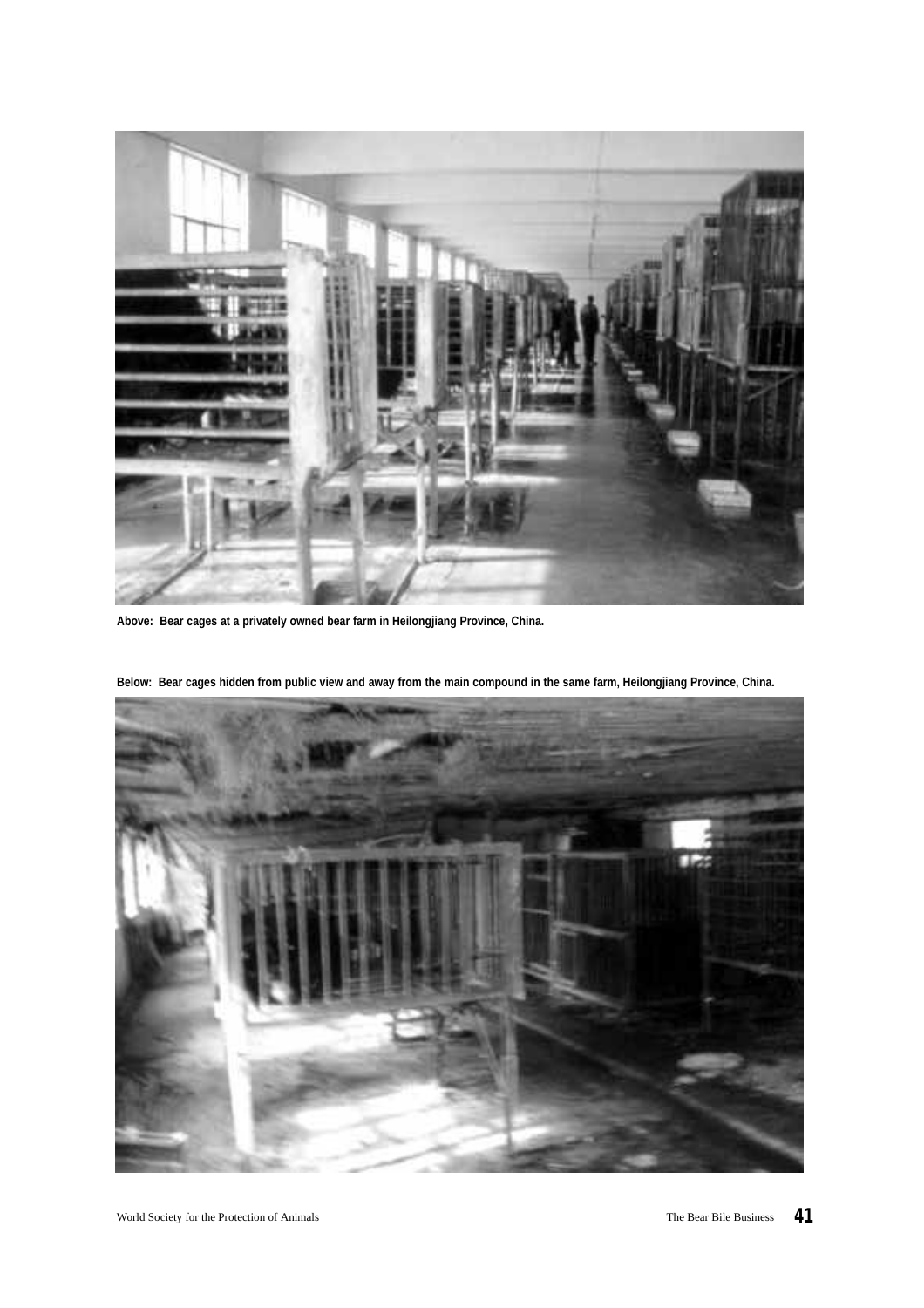Above: Bear cages at a privately owned bear farm in Heilongjiang Province, China.

Below: Bear cages hidden from public view and away from the main compound in the same farm, Heilongjiang Province, China.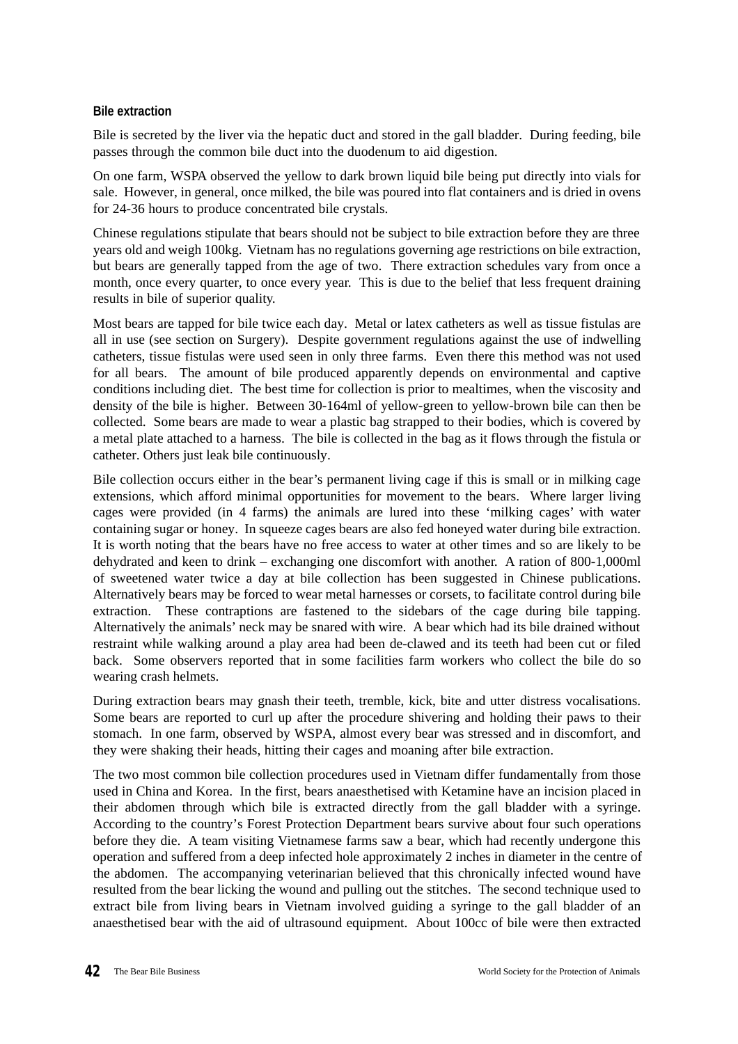### Bile extraction

Bile is secreted by the liver via the hepatic duct and stored in the gall bladder. During feeding, bile passes through the common bile duct into the duodenum to aid digestion.

On one farm, WSPA observed the yellow to dark brown liquid bile being put directly into vials for sale. However, in general, once milked, the bile was poured into flat containers and is dried in ovens for 24-36 hours to produce concentrated bile crystals.

Chinese regulations stipulate that bears should not be subject to bile extraction before they are three years old and weigh 100kg. Vietnam has no regulations governing age restrictions on bile extraction, but bears are generally tapped from the age of two. There extraction schedules vary from once a month, once every quarter, to once every year. This is due to the belief that less frequent draining results in bile of superior quality.

Most bears are tapped for bile twice each day. Metal or latex catheters as well as tissue fistulas are all in use (see section on Surgery). Despite government regulations against the use of indwelling catheters, tissue fistulas were used seen in only three farms. Even there this method was not used for all bears. The amount of bile produced apparently depends on environmental and captive conditions including diet. The best time for collection is prior to mealtimes, when the viscosity and density of the bile is higher. Between 30-164ml of yellow-green to yellow-brown bile can then be collected. Some bears are made to wear a plastic bag strapped to their bodies, which is covered by a metal plate attached to a harness. The bile is collected in the bag as it flows through the fistula or catheter. Others just leak bile continuously.

Bile collection occurs either in the bear's permanent living cage if this is small or in milking cage extensions, which afford minimal opportunities for movement to the bears. Where larger living cages were provided (in 4 farms) the animals are lured into these 'milking cages' with water containing sugar or honey. In squeeze cages bears are also fed honeyed water during bile extraction. It is worth noting that the bears have no free access to water at other times and so are likely to be dehydrated and keen to drink – exchanging one discomfort with another. A ration of 800-1,000ml of sweetened water twice a day at bile collection has been suggested in Chinese publications. Alternatively bears may be forced to wear metal harnesses or corsets, to facilitate control during bile extraction. These contraptions are fastened to the sidebars of the cage during bile tapping. Alternatively the animals' neck may be snared with wire. A bear which had its bile drained without restraint while walking around a play area had been de-clawed and its teeth had been cut or filed back. Some observers reported that in some facilities farm workers who collect the bile do so wearing crash helmets.

During extraction bears may gnash their teeth, tremble, kick, bite and utter distress vocalisations. Some bears are reported to curl up after the procedure shivering and holding their paws to their stomach. In one farm, observed by WSPA, almost every bear was stressed and in discomfort, and they were shaking their heads, hitting their cages and moaning after bile extraction.

The two most common bile collection procedures used in Vietnam differ fundamentally from those used in China and Korea. In the first, bears anaesthetised with Ketamine have an incision placed in their abdomen through which bile is extracted directly from the gall bladder with a syringe. According to the country's Forest Protection Department bears survive about four such operations before they die. A team visiting Vietnamese farms saw a bear, which had recently undergone this operation and suffered from a deep infected hole approximately 2 inches in diameter in the centre of the abdomen. The accompanying veterinarian believed that this chronically infected wound have resulted from the bear licking the wound and pulling out the stitches. The second technique used to extract bile from living bears in Vietnam involved guiding a syringe to the gall bladder of an anaesthetised bear with the aid of ultrasound equipment. About 100cc of bile were then extracted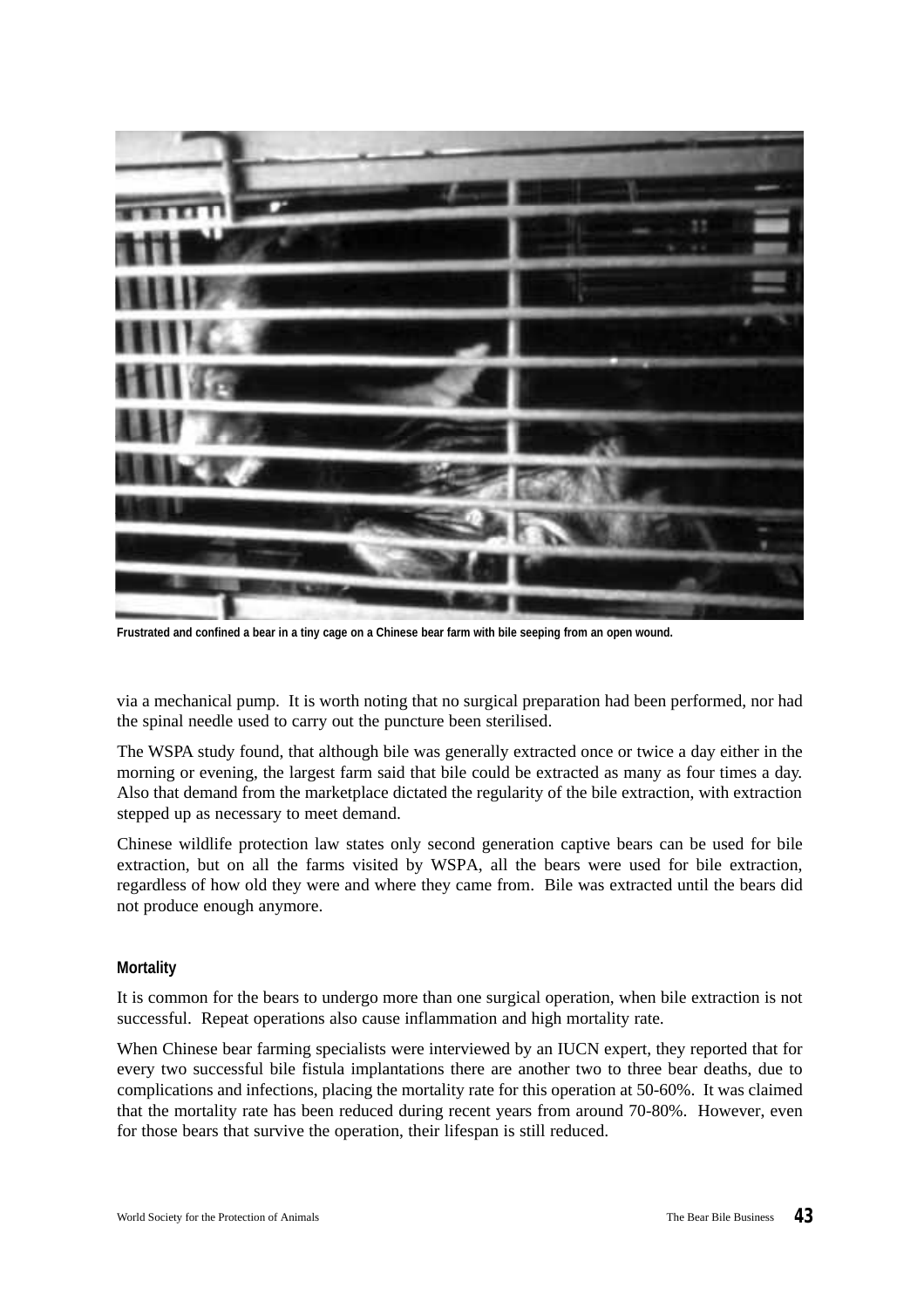Frustrated and confined a bear in a tiny cage on a Chinese bear farm with bile seeping from an open wound.

via a mechanical pump. It is worth noting that no surgical preparation had been performed, nor had the spinal needle used to carry out the puncture been sterilised.

The WSPA study found, that although bile was generally extracted once or twice a day either in the morning or evening, the largest farm said that bile could be extracted as many as four times a day. Also that demand from the marketplace dictated the regularity of the bile extraction, with extraction stepped up as necessary to meet demand.

Chinese wildlife protection law states only second generation captive bears can be used for bile extraction, but on all the farms visited by WSPA, all the bears were used for bile extraction, regardless of how old they were and where they came from. Bile was extracted until the bears did not produce enough anymore.

### Mortality

It is common for the bears to undergo more than one surgical operation, when bile extraction is not successful. Repeat operations also cause inflammation and high mortality rate.

When Chinese bear farming specialists were interviewed by an IUCN expert, they reported that for every two successful bile fistula implantations there are another two to three bear deaths, due to complications and infections, placing the mortality rate for this operation at 50-60%. It was claimed that the mortality rate has been reduced during recent years from around 70-80%. However, even for those bears that survive the operation, their lifespan is still reduced.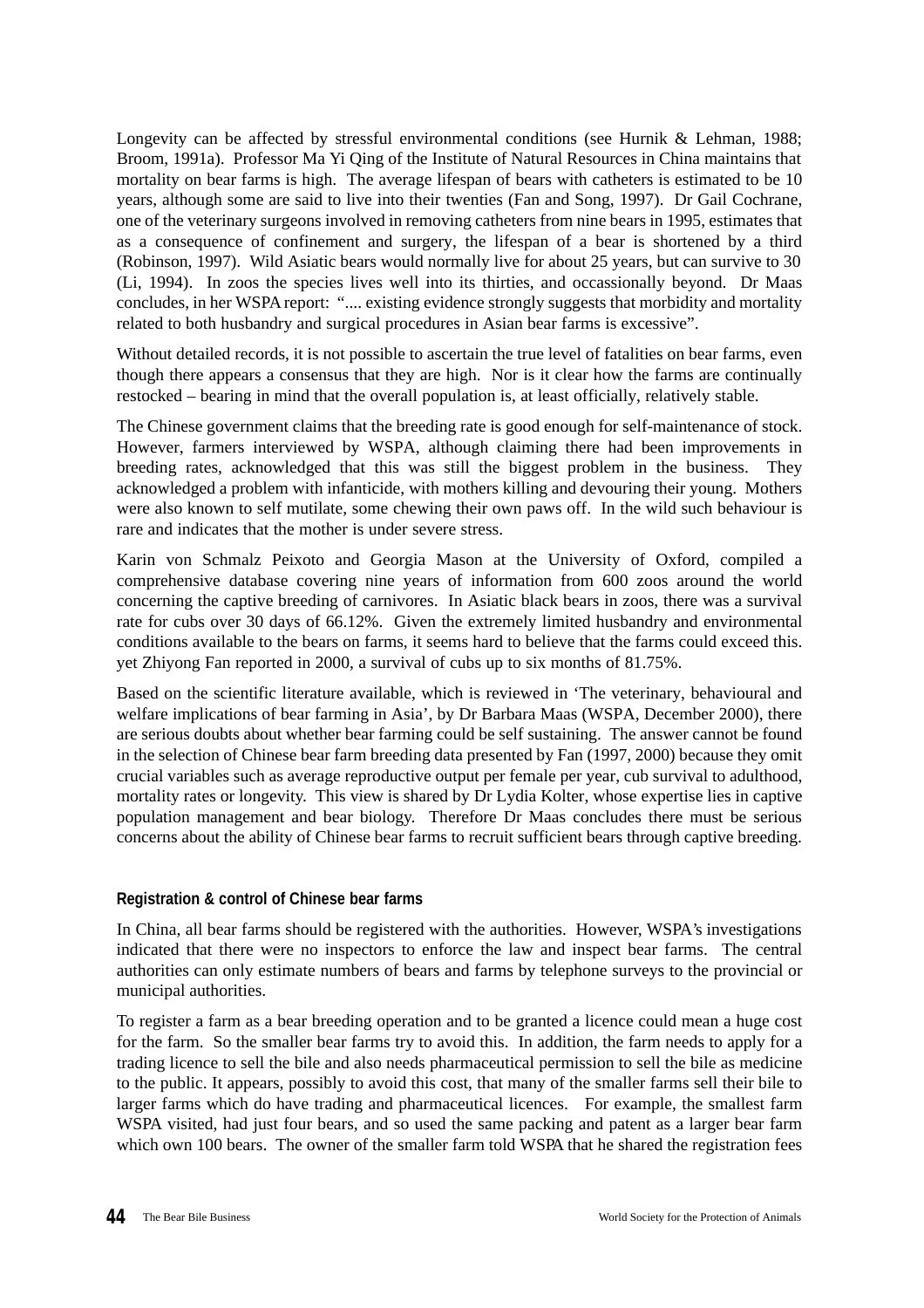Longevity can be affected by stressful environmental conditions (see Hurnik & Lehman, 1988; Broom, 1991a). Professor Ma Yi Qing of the Institute of Natural Resources in China maintains that mortality on bear farms is high. The average lifespan of bears with catheters is estimated to be 10 years, although some are said to live into their twenties (Fan and Song, 1997). Dr Gail Cochrane, one of the veterinary surgeons involved in removing catheters from nine bears in 1995, estimates that as a consequence of confinement and surgery, the lifespan of a bear is shortened by a third (Robinson, 1997). Wild Asiatic bears would normally live for about 25 years, but can survive to 30 (Li, 1994). In zoos the species lives well into its thirties, and occassionally beyond. Dr Maas concludes, in her WSPA report: ".... existing evidence strongly suggests that morbidity and mortality related to both husbandry and surgical procedures in Asian bear farms is excessive".

Without detailed records, it is not possible to ascertain the true level of fatalities on bear farms, even though there appears a consensus that they are high. Nor is it clear how the farms are continually restocked – bearing in mind that the overall population is, at least officially, relatively stable.

The Chinese government claims that the breeding rate is good enough for self-maintenance of stock. However, farmers interviewed by WSPA, although claiming there had been improvements in breeding rates, acknowledged that this was still the biggest problem in the business. They acknowledged a problem with infanticide, with mothers killing and devouring their young. Mothers were also known to self mutilate, some chewing their own paws off. In the wild such behaviour is rare and indicates that the mother is under severe stress.

Karin von Schmalz Peixoto and Georgia Mason at the University of Oxford, compiled a comprehensive database covering nine years of information from 600 zoos around the world concerning the captive breeding of carnivores. In Asiatic black bears in zoos, there was a survival rate for cubs over 30 days of 66.12%. Given the extremely limited husbandry and environmental conditions available to the bears on farms, it seems hard to believe that the farms could exceed this. yet Zhiyong Fan reported in 2000, a survival of cubs up to six months of 81.75%.

Based on the scientific literature available, which is reviewed in 'The veterinary, behavioural and welfare implications of bear farming in Asia', by Dr Barbara Maas (WSPA, December 2000), there are serious doubts about whether bear farming could be self sustaining. The answer cannot be found in the selection of Chinese bear farm breeding data presented by Fan (1997, 2000) because they omit crucial variables such as average reproductive output per female per year, cub survival to adulthood, mortality rates or longevity. This view is shared by Dr Lydia Kolter, whose expertise lies in captive population management and bear biology. Therefore Dr Maas concludes there must be serious concerns about the ability of Chinese bear farms to recruit sufficient bears through captive breeding.

#### Registration & control of Chinese bear farms

In China, all bear farms should be registered with the authorities. However, WSPA's investigations indicated that there were no inspectors to enforce the law and inspect bear farms. The central authorities can only estimate numbers of bears and farms by telephone surveys to the provincial or municipal authorities.

To register a farm as a bear breeding operation and to be granted a licence could mean a huge cost for the farm. So the smaller bear farms try to avoid this. In addition, the farm needs to apply for a trading licence to sell the bile and also needs pharmaceutical permission to sell the bile as medicine to the public. It appears, possibly to avoid this cost, that many of the smaller farms sell their bile to larger farms which do have trading and pharmaceutical licences. For example, the smallest farm WSPA visited, had just four bears, and so used the same packing and patent as a larger bear farm which own 100 bears. The owner of the smaller farm told WSPA that he shared the registration fees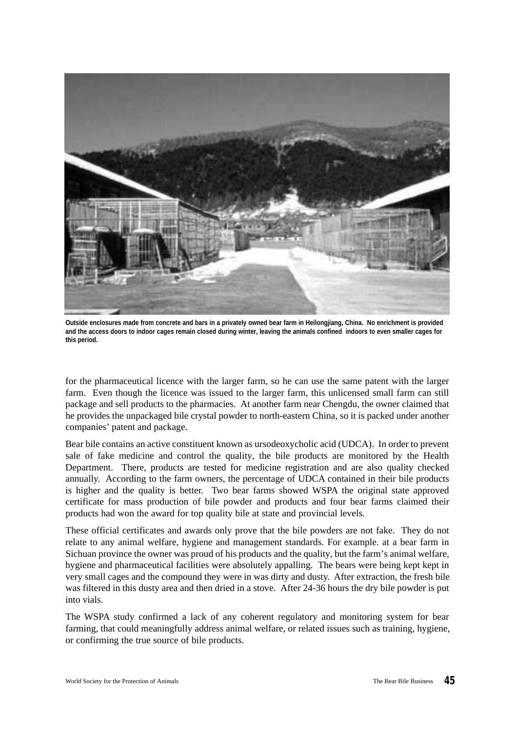**Outside enclosures made from concrete and bars in a privately owned bear farm in Heilongjiang, China. No enrichment is provided and the access doors to indoor cages remain closed during winter, leaving the animals confined indoors to even smaller cages for this period.**

for the pharmaceutical licence with the larger farm, so he can use the same patent with the larger farm. Even though the licence was issued to the larger farm, this unlicensed small farm can still package and sell products to the pharmacies. At another farm near Chengdu, the owner claimed that he provides the unpackaged bile crystal powder to north-eastern China, so it is packed under another companies' patent and package.

Bear bile contains an active constituent known as ursodeoxycholic acid (UDCA). In order to prevent sale of fake medicine and control the quality, the bile products are monitored by the Health Department. There, products are tested for medicine registration and are also quality checked annually. According to the farm owners, the percentage of UDCA contained in their bile products is higher and the quality is better. Two bear farms showed WSPA the original state approved certificate for mass production of bile powder and products and four bear farms claimed their products had won the award for top quality bile at state and provincial levels.

These official certificates and awards only prove that the bile powders are not fake. They do not relate to any animal welfare, hygiene and management standards. For example. at a bear farm in Sichuan province the owner was proud of his products and the quality, but the farm's animal welfare, hygiene and pharmaceutical facilities were absolutely appalling. The bears were being kept kept in very small cages and the compound they were in was dirty and dusty. After extraction, the fresh bile was filtered in this dusty area and then dried in a stove. After 24-36 hours the dry bile powder is put into vials.

The WSPA study confirmed a lack of any coherent regulatory and monitoring system for bear farming, that could meaningfully address animal welfare, or related issues such as training, hygiene, or confirming the true source of bile products.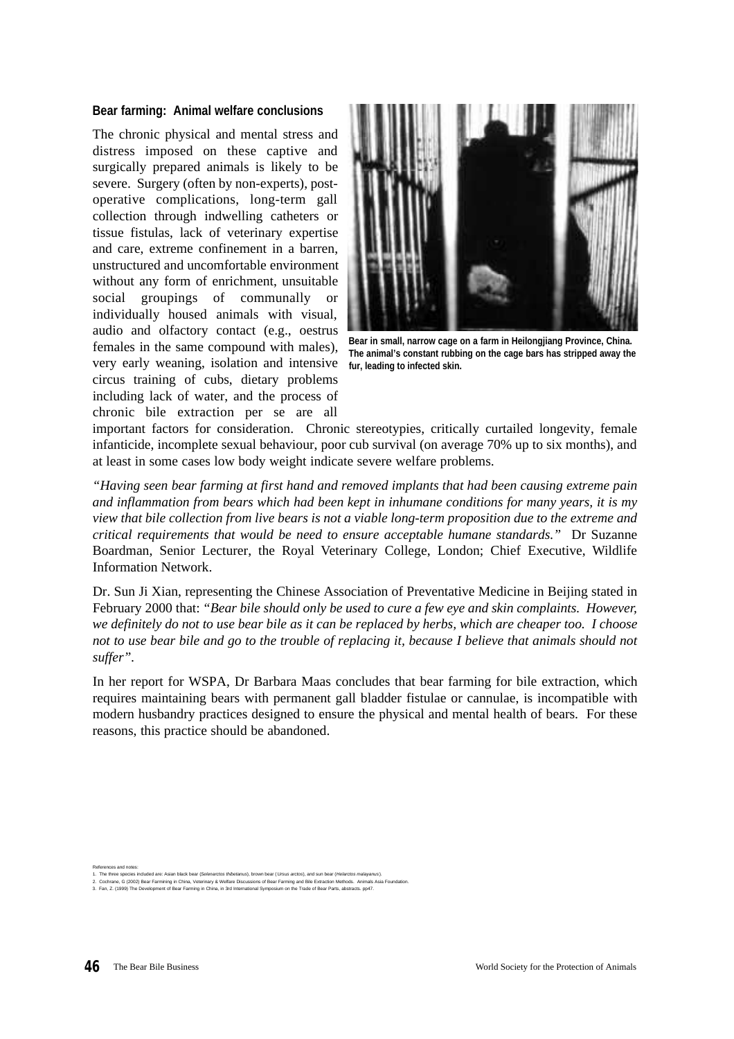### Bear farming: Animal welfare conclusions

The chronic physical and mental stress and distress imposed on these captive and surgically prepared animals is likely to be severe. Surgery (often by non-experts), post-operative complications, long-term gall collection through indwelling catheters or tissue fistulas, lack of veterinary expertise and care, extreme confinement in a barren, unstructured and uncomfortable environment without any form of enrichment, unsuitable social groupings of communally or individually housed animals with visual, audio and olfactory contact (e.g., oestrus females in the same compound with males), very early weaning, isolation and intensive circus training of cubs, dietary problems including lack of water, and the process of chronic bile extraction per se are all important factors for consideration. Chronic stereotypies, critically curtailed longevity, female infanticide, incomplete sexual behaviour, poor cub survival (on average 70% up to six months), and at least in some cases low body weight indicate severe welfare problems.

**Bear in small, narrow cage on a farm in Heilongjiang Province, China. The animal's constant rubbing on the cage bars has stripped away the fur, leading to infected skin.**

*"Having seen bear farming at first hand and removed implants that had been causing extreme pain and inflammation from bears which had been kept in inhumane conditions for many years, it is my view that bile collection from live bears is not a viable long-term proposition due to the extreme and critical requirements that would be need to ensure acceptable humane standards."* Dr Suzanne Boardman, Senior Lecturer, the Royal Veterinary College, London; Chief Executive, Wildlife Information Network.

Dr. Sun Ji Xian, representing the Chinese Association of Preventative Medicine in Beijing stated in February 2000 that: *"Bear bile should only be used to cure a few eye and skin complaints. However, we definitely do not to use bear bile as it can be replaced by herbs, which are cheaper too. I choose not to use bear bile and go to the trouble of replacing it, because I believe that animals should not suffer"*.

In her report for WSPA, Dr Barbara Maas concludes that bear farming for bile extraction, which requires maintaining bears with permanent gall bladder fistulae or cannulae, is incompatible with modern husbandry practices designed to ensure the physical and mental health of bears. For these reasons, this practice should be abandoned.

References and notes:

1. The three species included are: Asian black bear (*Selenarctos thibetanus*), brown bear (*Ursus arctos*), and sun bear (*Helarctos malayanus*).
2. Cochrane, G (2002) Bear Farmining in China, Veterinary & Welfare Discussions of Bear Farming and Bile Extraction Methods. Animals Asia Foundation.
3. Fan, Z. (1999) The Development of Bear Farming in China, in 3rd International Symposium on the Trade of Bear Parts, abstracts. pp47.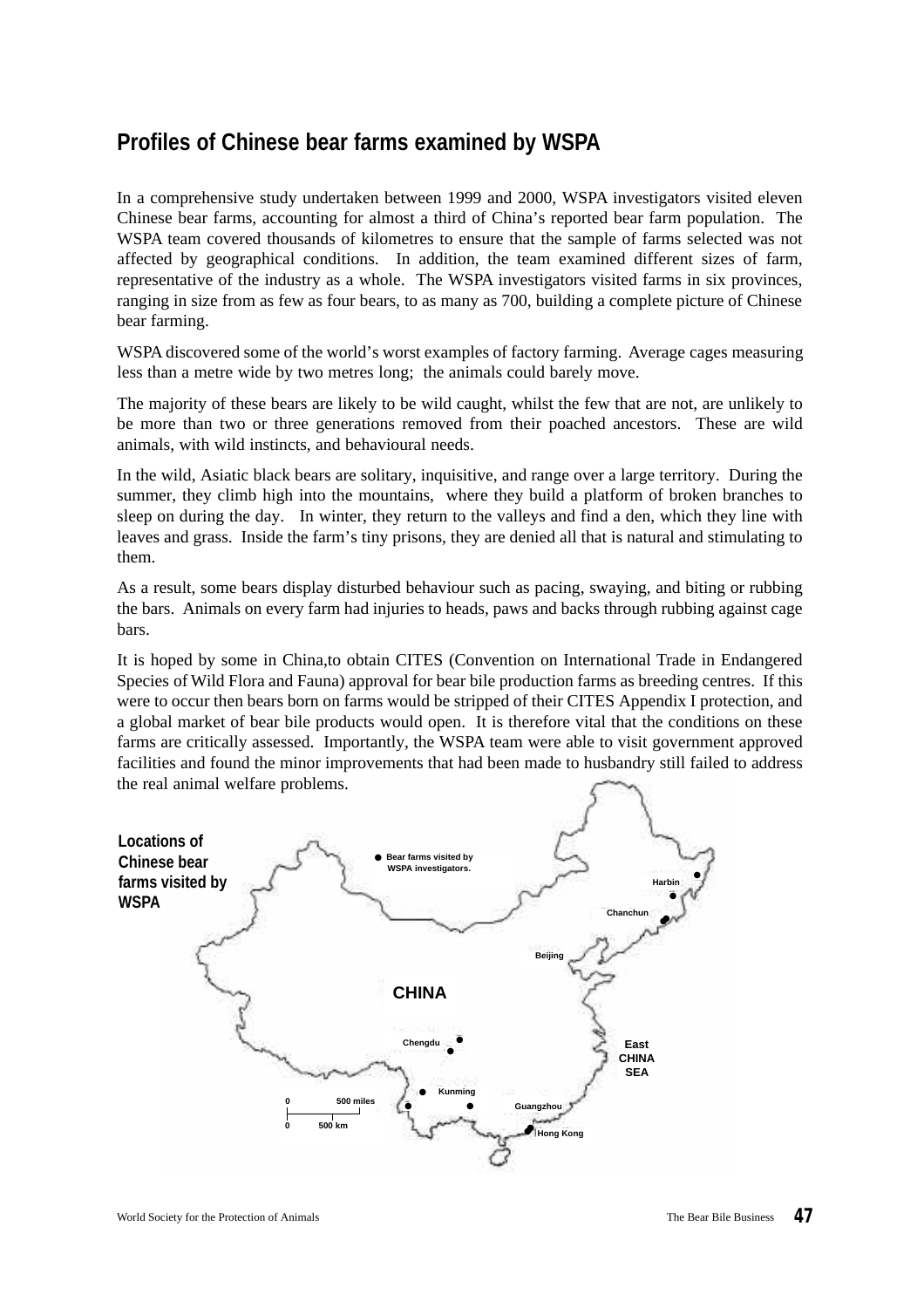## Profiles of Chinese bear farms examined by WSPA

In a comprehensive study undertaken between 1999 and 2000, WSPA investigators visited eleven Chinese bear farms, accounting for almost a third of China's reported bear farm population. The WSPA team covered thousands of kilometres to ensure that the sample of farms selected was not affected by geographical conditions. In addition, the team examined different sizes of farm, representative of the industry as a whole. The WSPA investigators visited farms in six provinces, ranging in size from as few as four bears, to as many as 700, building a complete picture of Chinese bear farming.

WSPA discovered some of the world's worst examples of factory farming. Average cages measuring less than a metre wide by two metres long; the animals could barely move.

The majority of these bears are likely to be wild caught, whilst the few that are not, are unlikely to be more than two or three generations removed from their poached ancestors. These are wild animals, with wild instincts, and behavioural needs.

In the wild, Asiatic black bears are solitary, inquisitive, and range over a large territory. During the summer, they climb high into the mountains, where they build a platform of broken branches to sleep on during the day. In winter, they return to the valleys and find a den, which they line with leaves and grass. Inside the farm's tiny prisons, they are denied all that is natural and stimulating to them.

As a result, some bears display disturbed behaviour such as pacing, swaying, and biting or rubbing the bars. Animals on every farm had injuries to heads, paws and backs through rubbing against cage bars.

It is hoped by some in China,to obtain CITES (Convention on International Trade in Endangered Species of Wild Flora and Fauna) approval for bear bile production farms as breeding centres. If this were to occur then bears born on farms would be stripped of their CITES Appendix I protection, and a global market of bear bile products would open. It is therefore vital that the conditions on these farms are critically assessed. Importantly, the WSPA team were able to visit government approved facilities and found the minor improvements that had been made to husbandry still failed to address the real animal welfare problems.

**Locations of Chinese bear farms visited by WSPA**

● Bear farms visited by WSPA investigators.

Harbin, Chanchun, Beijing, CHINA, Chengdu, Kunming, Guangzhou, Hong Kong, East CHINA SEA

0 — 500 miles
0 — 500 km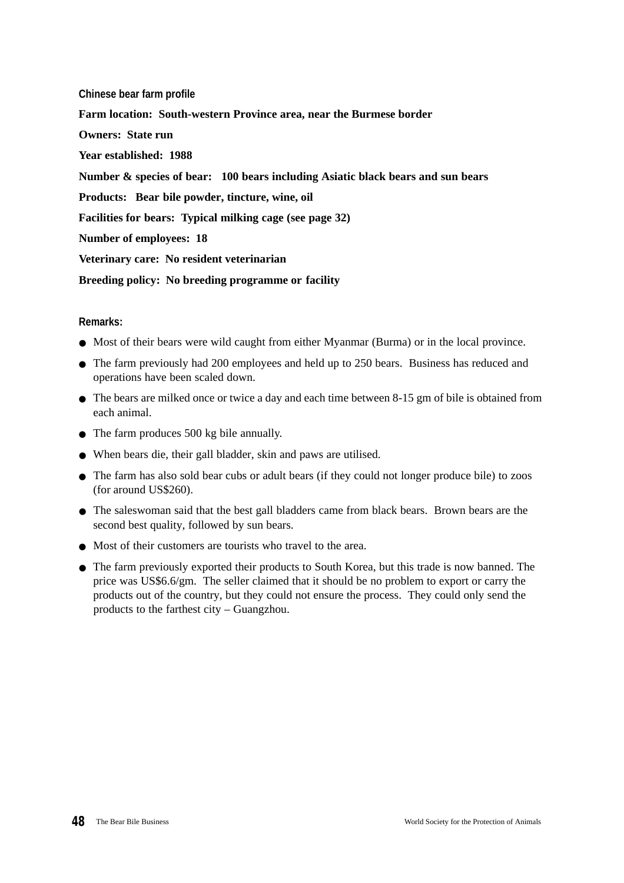### Chinese bear farm profile

**Farm location: South-western Province area, near the Burmese border**

**Owners: State run**

**Year established: 1988**

**Number & species of bear: 100 bears including Asiatic black bears and sun bears**

**Products: Bear bile powder, tincture, wine, oil**

**Facilities for bears: Typical milking cage (see page 32)**

**Number of employees: 18**

**Veterinary care: No resident veterinarian**

**Breeding policy: No breeding programme or facility**

### Remarks:

- Most of their bears were wild caught from either Myanmar (Burma) or in the local province.
- The farm previously had 200 employees and held up to 250 bears. Business has reduced and operations have been scaled down.
- The bears are milked once or twice a day and each time between 8-15 gm of bile is obtained from each animal.
- The farm produces 500 kg bile annually.
- When bears die, their gall bladder, skin and paws are utilised.
- The farm has also sold bear cubs or adult bears (if they could not longer produce bile) to zoos (for around US$260).
- The saleswoman said that the best gall bladders came from black bears. Brown bears are the second best quality, followed by sun bears.
- Most of their customers are tourists who travel to the area.
- The farm previously exported their products to South Korea, but this trade is now banned. The price was US$6.6/gm. The seller claimed that it should be no problem to export or carry the products out of the country, but they could not ensure the process. They could only send the products to the farthest city – Guangzhou.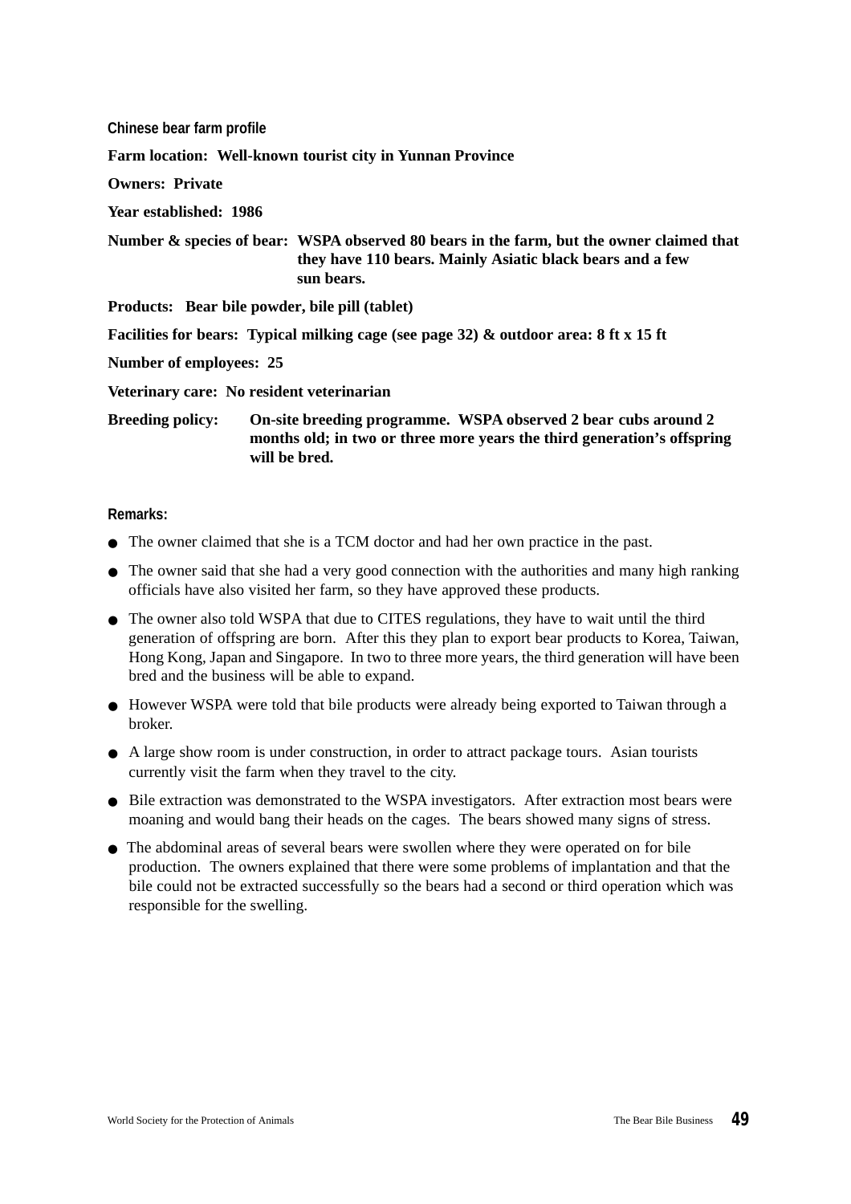### Chinese bear farm profile

**Farm location: Well-known tourist city in Yunnan Province**

**Owners: Private**

**Year established: 1986**

**Number & species of bear: WSPA observed 80 bears in the farm, but the owner claimed that they have 110 bears. Mainly Asiatic black bears and a few sun bears.**

**Products: Bear bile powder, bile pill (tablet)**

**Facilities for bears: Typical milking cage (see page 32) & outdoor area: 8 ft x 15 ft**

**Number of employees: 25**

**Veterinary care: No resident veterinarian**

**Breeding policy: On-site breeding programme. WSPA observed 2 bear cubs around 2 months old; in two or three more years the third generation's offspring will be bred.**

### Remarks:

- The owner claimed that she is a TCM doctor and had her own practice in the past.
- The owner said that she had a very good connection with the authorities and many high ranking officials have also visited her farm, so they have approved these products.
- The owner also told WSPA that due to CITES regulations, they have to wait until the third generation of offspring are born. After this they plan to export bear products to Korea, Taiwan, Hong Kong, Japan and Singapore. In two to three more years, the third generation will have been bred and the business will be able to expand.
- However WSPA were told that bile products were already being exported to Taiwan through a broker.
- A large show room is under construction, in order to attract package tours. Asian tourists currently visit the farm when they travel to the city.
- Bile extraction was demonstrated to the WSPA investigators. After extraction most bears were moaning and would bang their heads on the cages. The bears showed many signs of stress.
- The abdominal areas of several bears were swollen where they were operated on for bile production. The owners explained that there were some problems of implantation and that the bile could not be extracted successfully so the bears had a second or third operation which was responsible for the swelling.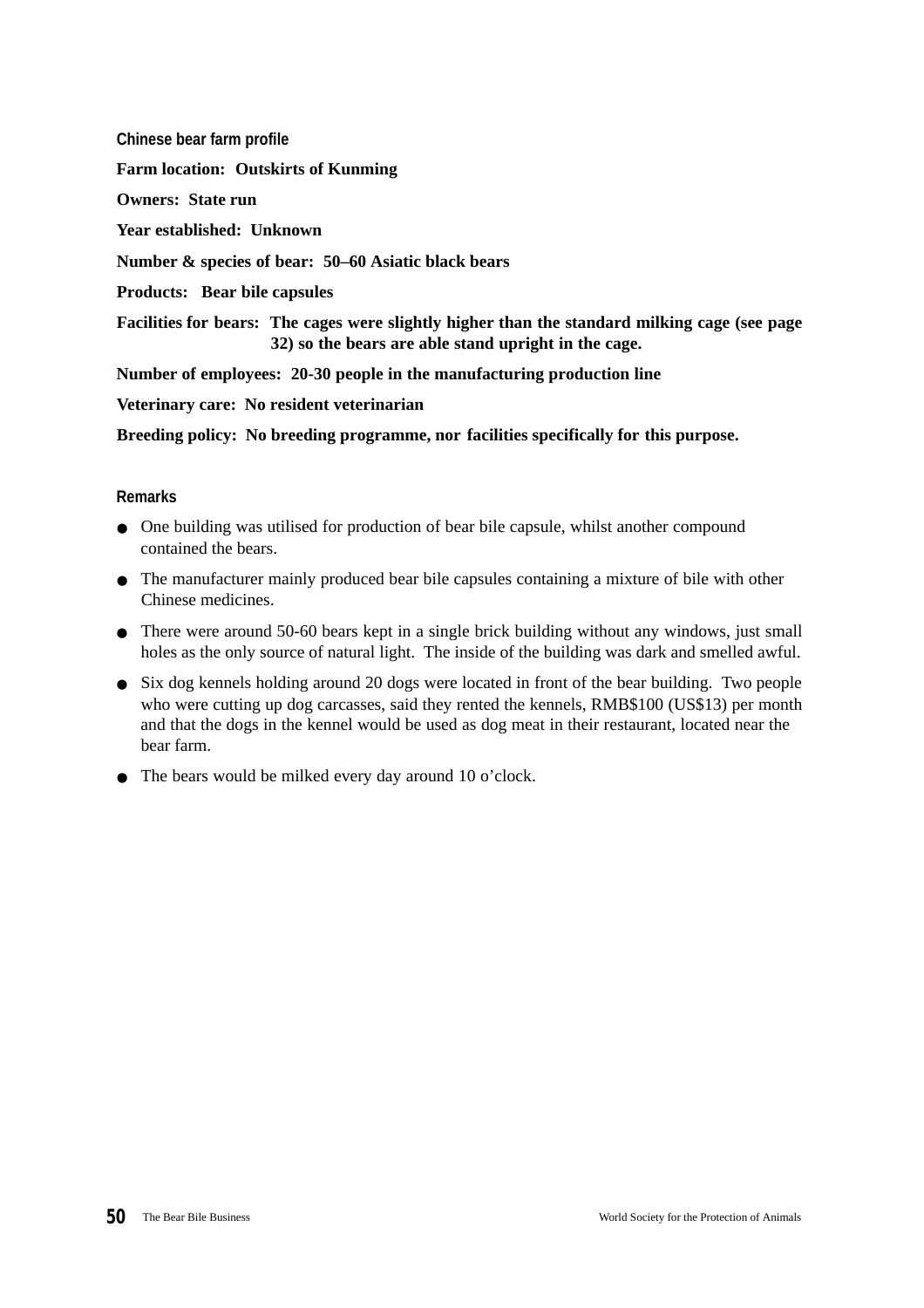### Chinese bear farm profile

**Farm location: Outskirts of Kunming**

**Owners: State run**

**Year established: Unknown**

**Number & species of bear: 50–60 Asiatic black bears**

**Products: Bear bile capsules**

**Facilities for bears: The cages were slightly higher than the standard milking cage (see page 32) so the bears are able stand upright in the cage.**

**Number of employees: 20-30 people in the manufacturing production line**

**Veterinary care: No resident veterinarian**

**Breeding policy: No breeding programme, nor facilities specifically for this purpose.**

### Remarks

- One building was utilised for production of bear bile capsule, whilst another compound contained the bears.
- The manufacturer mainly produced bear bile capsules containing a mixture of bile with other Chinese medicines.
- There were around 50-60 bears kept in a single brick building without any windows, just small holes as the only source of natural light. The inside of the building was dark and smelled awful.
- Six dog kennels holding around 20 dogs were located in front of the bear building. Two people who were cutting up dog carcasses, said they rented the kennels, RMB$100 (US$13) per month and that the dogs in the kennel would be used as dog meat in their restaurant, located near the bear farm.
- The bears would be milked every day around 10 o'clock.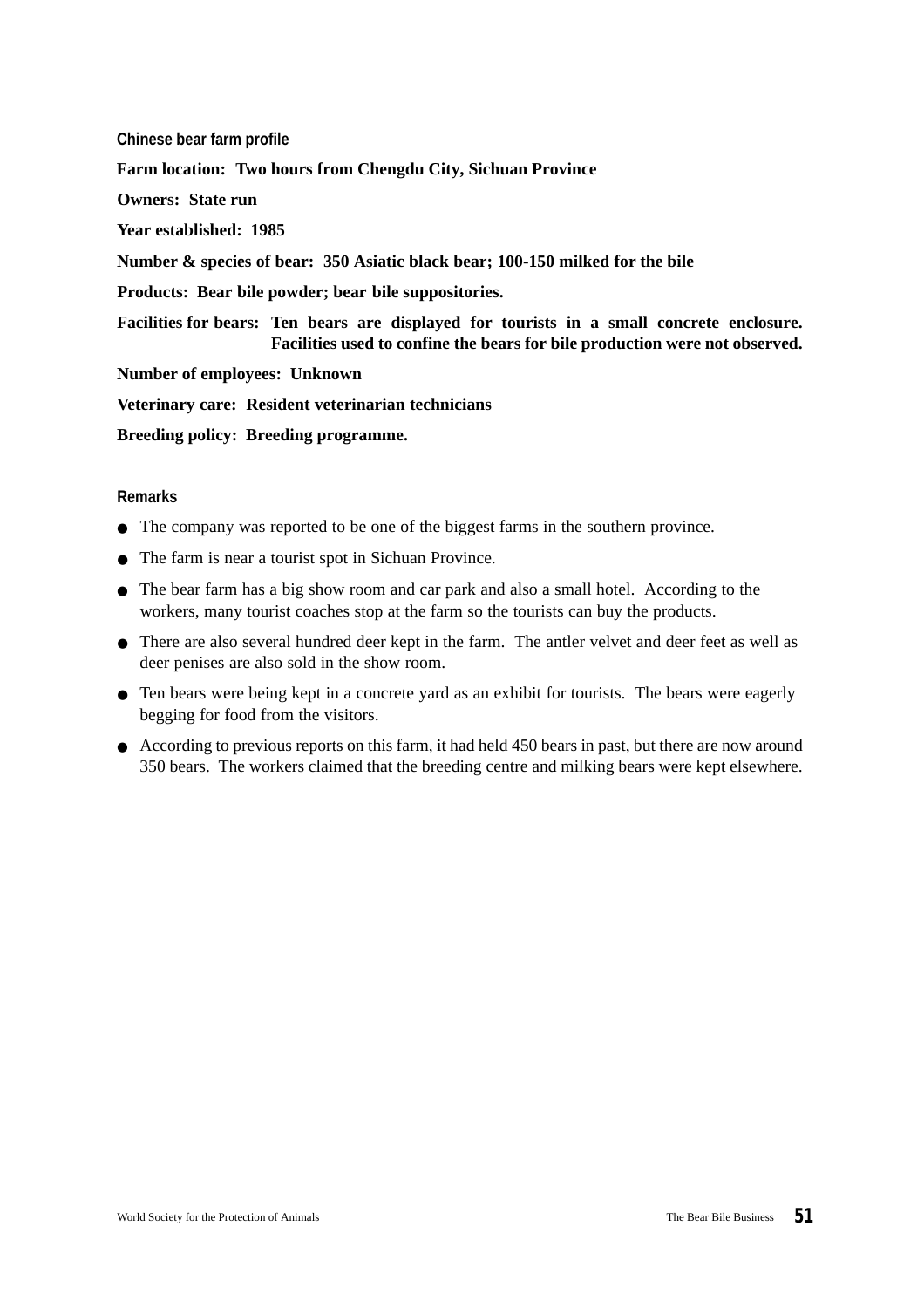### Chinese bear farm profile

**Farm location: Two hours from Chengdu City, Sichuan Province**

**Owners: State run**

**Year established: 1985**

**Number & species of bear: 350 Asiatic black bear; 100-150 milked for the bile**

**Products: Bear bile powder; bear bile suppositories.**

**Facilities for bears: Ten bears are displayed for tourists in a small concrete enclosure. Facilities used to confine the bears for bile production were not observed.**

**Number of employees: Unknown**

**Veterinary care: Resident veterinarian technicians**

**Breeding policy: Breeding programme.**

### Remarks

- The company was reported to be one of the biggest farms in the southern province.
- The farm is near a tourist spot in Sichuan Province.
- The bear farm has a big show room and car park and also a small hotel. According to the workers, many tourist coaches stop at the farm so the tourists can buy the products.
- There are also several hundred deer kept in the farm. The antler velvet and deer feet as well as deer penises are also sold in the show room.
- Ten bears were being kept in a concrete yard as an exhibit for tourists. The bears were eagerly begging for food from the visitors.
- According to previous reports on this farm, it had held 450 bears in past, but there are now around 350 bears. The workers claimed that the breeding centre and milking bears were kept elsewhere.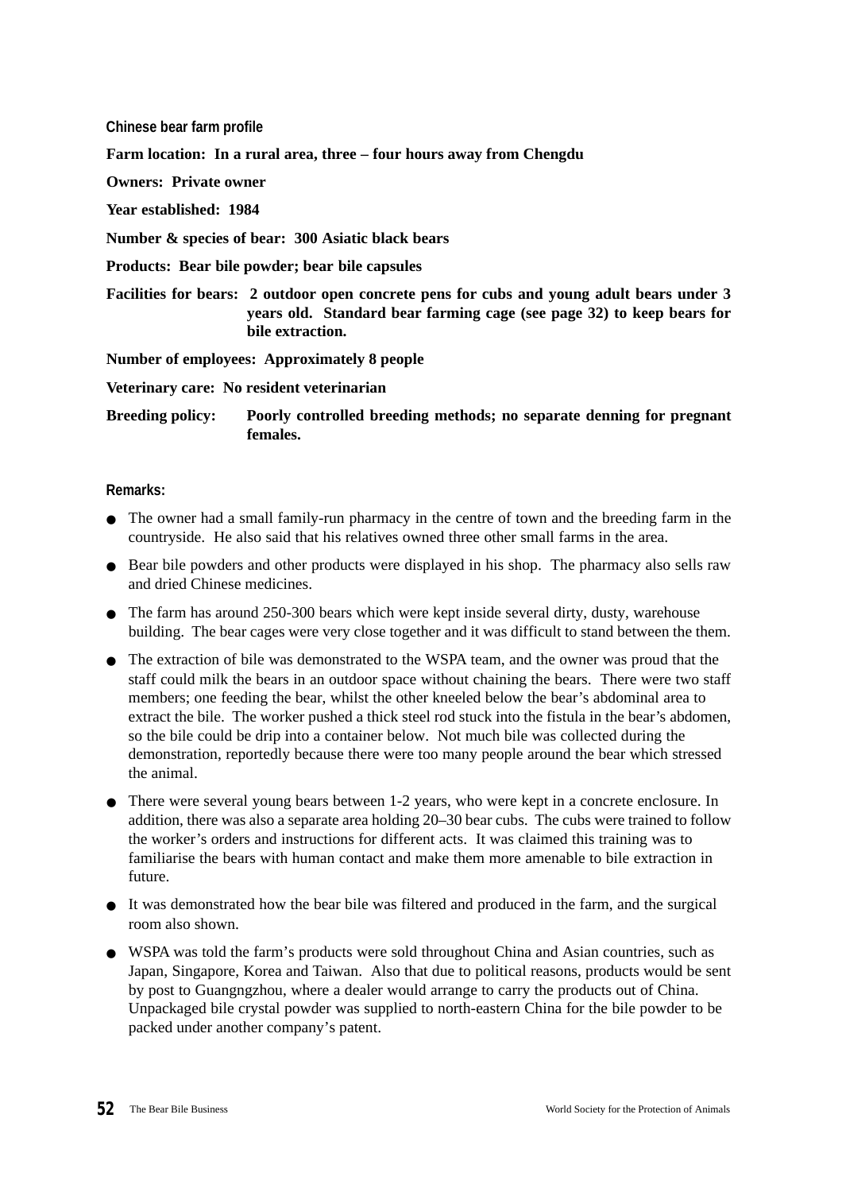### Chinese bear farm profile

**Farm location: In a rural area, three – four hours away from Chengdu**

**Owners: Private owner**

**Year established: 1984**

**Number & species of bear: 300 Asiatic black bears**

**Products: Bear bile powder; bear bile capsules**

**Facilities for bears: 2 outdoor open concrete pens for cubs and young adult bears under 3 years old. Standard bear farming cage (see page 32) to keep bears for bile extraction.**

**Number of employees: Approximately 8 people**

**Veterinary care: No resident veterinarian**

**Breeding policy: Poorly controlled breeding methods; no separate denning for pregnant females.**

### Remarks:

- The owner had a small family-run pharmacy in the centre of town and the breeding farm in the countryside. He also said that his relatives owned three other small farms in the area.
- Bear bile powders and other products were displayed in his shop. The pharmacy also sells raw and dried Chinese medicines.
- The farm has around 250-300 bears which were kept inside several dirty, dusty, warehouse building. The bear cages were very close together and it was difficult to stand between the them.
- The extraction of bile was demonstrated to the WSPA team, and the owner was proud that the staff could milk the bears in an outdoor space without chaining the bears. There were two staff members; one feeding the bear, whilst the other kneeled below the bear's abdominal area to extract the bile. The worker pushed a thick steel rod stuck into the fistula in the bear's abdomen, so the bile could be drip into a container below. Not much bile was collected during the demonstration, reportedly because there were too many people around the bear which stressed the animal.
- There were several young bears between 1-2 years, who were kept in a concrete enclosure. In addition, there was also a separate area holding 20–30 bear cubs. The cubs were trained to follow the worker's orders and instructions for different acts. It was claimed this training was to familiarise the bears with human contact and make them more amenable to bile extraction in future.
- It was demonstrated how the bear bile was filtered and produced in the farm, and the surgical room also shown.
- WSPA was told the farm's products were sold throughout China and Asian countries, such as Japan, Singapore, Korea and Taiwan. Also that due to political reasons, products would be sent by post to Guangngzhou, where a dealer would arrange to carry the products out of China. Unpackaged bile crystal powder was supplied to north-eastern China for the bile powder to be packed under another company's patent.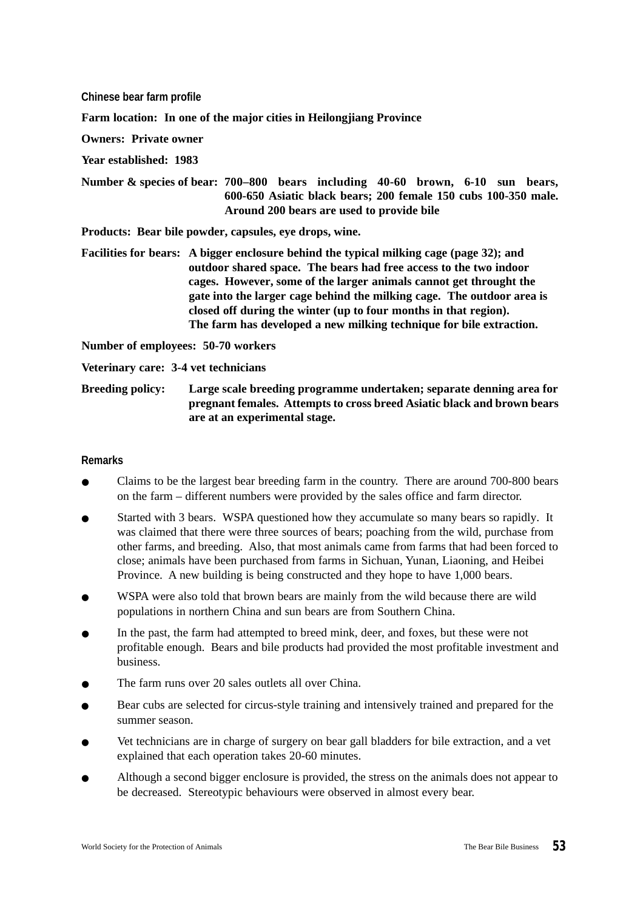### Chinese bear farm profile

**Farm location: In one of the major cities in Heilongjiang Province**

**Owners: Private owner**

**Year established: 1983**

**Number & species of bear: 700–800 bears including 40-60 brown, 6-10 sun bears, 600-650 Asiatic black bears; 200 female 150 cubs 100-350 male. Around 200 bears are used to provide bile**

**Products: Bear bile powder, capsules, eye drops, wine.**

**Facilities for bears: A bigger enclosure behind the typical milking cage (page 32); and outdoor shared space. The bears had free access to the two indoor cages. However, some of the larger animals cannot get throught the gate into the larger cage behind the milking cage. The outdoor area is closed off during the winter (up to four months in that region). The farm has developed a new milking technique for bile extraction.**

**Number of employees: 50-70 workers**

**Veterinary care: 3-4 vet technicians**

**Breeding policy: Large scale breeding programme undertaken; separate denning area for pregnant females. Attempts to cross breed Asiatic black and brown bears are at an experimental stage.**

### Remarks

- Claims to be the largest bear breeding farm in the country. There are around 700-800 bears on the farm – different numbers were provided by the sales office and farm director.
- Started with 3 bears. WSPA questioned how they accumulate so many bears so rapidly. It was claimed that there were three sources of bears; poaching from the wild, purchase from other farms, and breeding. Also, that most animals came from farms that had been forced to close; animals have been purchased from farms in Sichuan, Yunan, Liaoning, and Heibei Province. A new building is being constructed and they hope to have 1,000 bears.
- WSPA were also told that brown bears are mainly from the wild because there are wild populations in northern China and sun bears are from Southern China.
- In the past, the farm had attempted to breed mink, deer, and foxes, but these were not profitable enough. Bears and bile products had provided the most profitable investment and business.
- The farm runs over 20 sales outlets all over China.
- Bear cubs are selected for circus-style training and intensively trained and prepared for the summer season.
- Vet technicians are in charge of surgery on bear gall bladders for bile extraction, and a vet explained that each operation takes 20-60 minutes.
- Although a second bigger enclosure is provided, the stress on the animals does not appear to be decreased. Stereotypic behaviours were observed in almost every bear.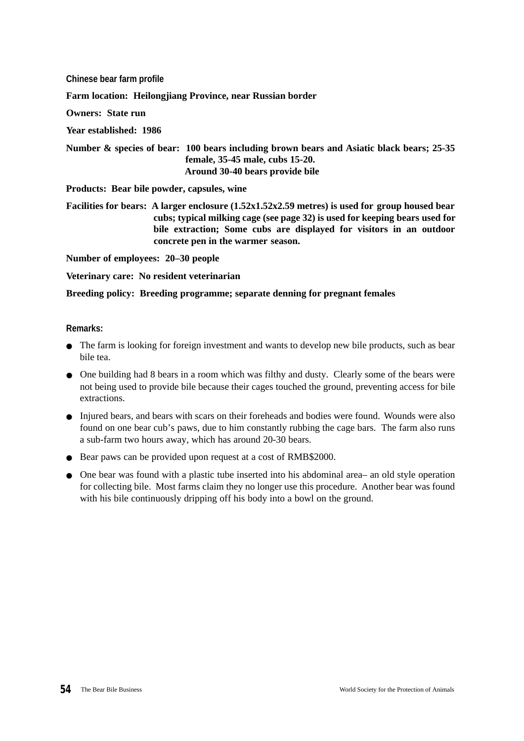### Chinese bear farm profile

**Farm location: Heilongjiang Province, near Russian border**

**Owners: State run**

**Year established: 1986**

**Number & species of bear: 100 bears including brown bears and Asiatic black bears; 25-35 female, 35-45 male, cubs 15-20. Around 30-40 bears provide bile**

**Products: Bear bile powder, capsules, wine**

**Facilities for bears: A larger enclosure (1.52x1.52x2.59 metres) is used for group housed bear cubs; typical milking cage (see page 32) is used for keeping bears used for bile extraction; Some cubs are displayed for visitors in an outdoor concrete pen in the warmer season.**

**Number of employees: 20–30 people**

**Veterinary care: No resident veterinarian**

**Breeding policy: Breeding programme; separate denning for pregnant females**

### Remarks:

- The farm is looking for foreign investment and wants to develop new bile products, such as bear bile tea.
- One building had 8 bears in a room which was filthy and dusty. Clearly some of the bears were not being used to provide bile because their cages touched the ground, preventing access for bile extractions.
- Injured bears, and bears with scars on their foreheads and bodies were found. Wounds were also found on one bear cub's paws, due to him constantly rubbing the cage bars. The farm also runs a sub-farm two hours away, which has around 20-30 bears.
- Bear paws can be provided upon request at a cost of RMB$2000.
- One bear was found with a plastic tube inserted into his abdominal area– an old style operation for collecting bile. Most farms claim they no longer use this procedure. Another bear was found with his bile continuously dripping off his body into a bowl on the ground.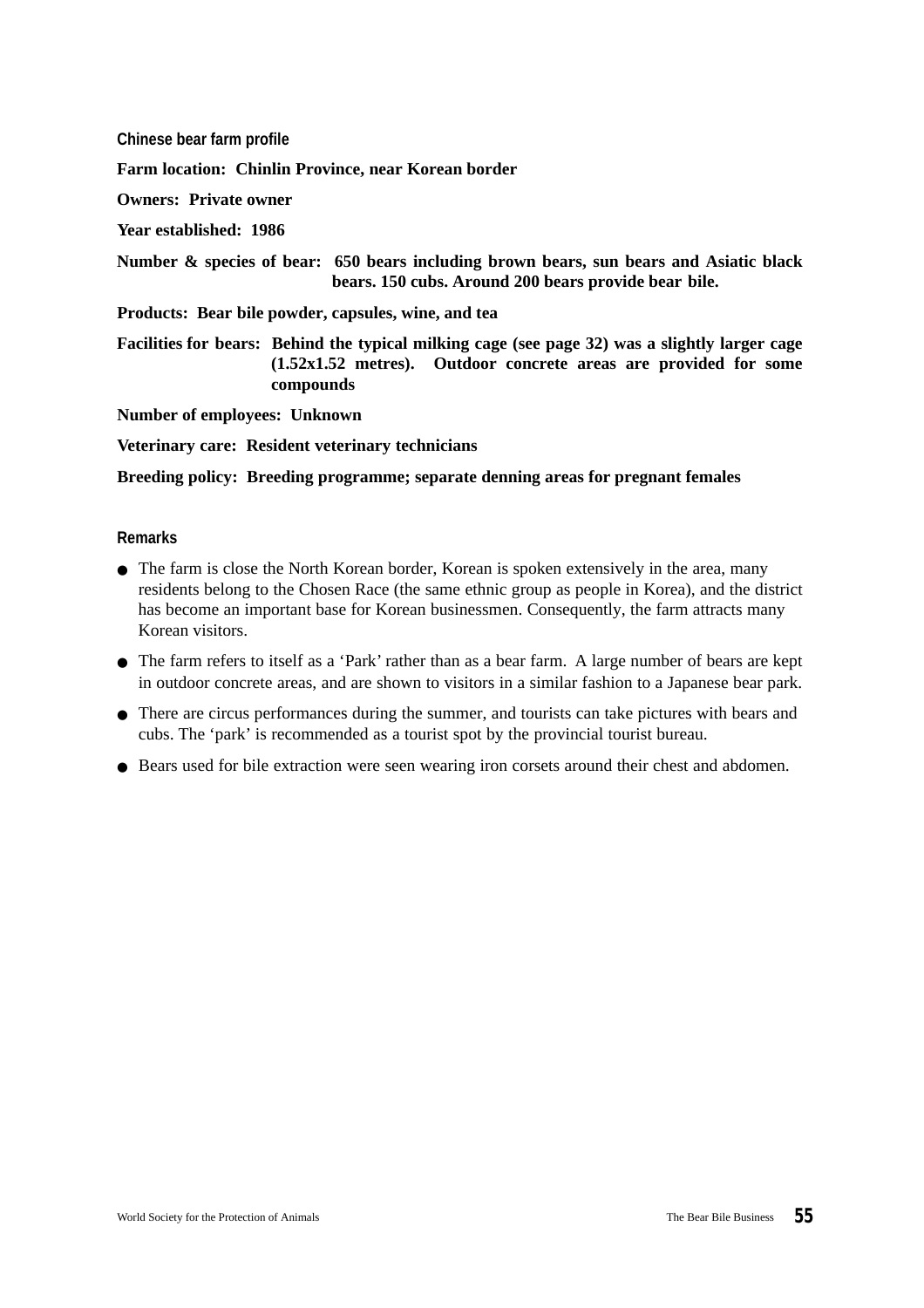### Chinese bear farm profile

**Farm location: Chinlin Province, near Korean border**

**Owners: Private owner**

**Year established: 1986**

**Number & species of bear: 650 bears including brown bears, sun bears and Asiatic black bears. 150 cubs. Around 200 bears provide bear bile.**

**Products: Bear bile powder, capsules, wine, and tea**

**Facilities for bears: Behind the typical milking cage (see page 32) was a slightly larger cage (1.52x1.52 metres). Outdoor concrete areas are provided for some compounds**

**Number of employees: Unknown**

**Veterinary care: Resident veterinary technicians**

**Breeding policy: Breeding programme; separate denning areas for pregnant females**

### Remarks

- The farm is close the North Korean border, Korean is spoken extensively in the area, many residents belong to the Chosen Race (the same ethnic group as people in Korea), and the district has become an important base for Korean businessmen. Consequently, the farm attracts many Korean visitors.
- The farm refers to itself as a 'Park' rather than as a bear farm. A large number of bears are kept in outdoor concrete areas, and are shown to visitors in a similar fashion to a Japanese bear park.
- There are circus performances during the summer, and tourists can take pictures with bears and cubs. The 'park' is recommended as a tourist spot by the provincial tourist bureau.
- Bears used for bile extraction were seen wearing iron corsets around their chest and abdomen.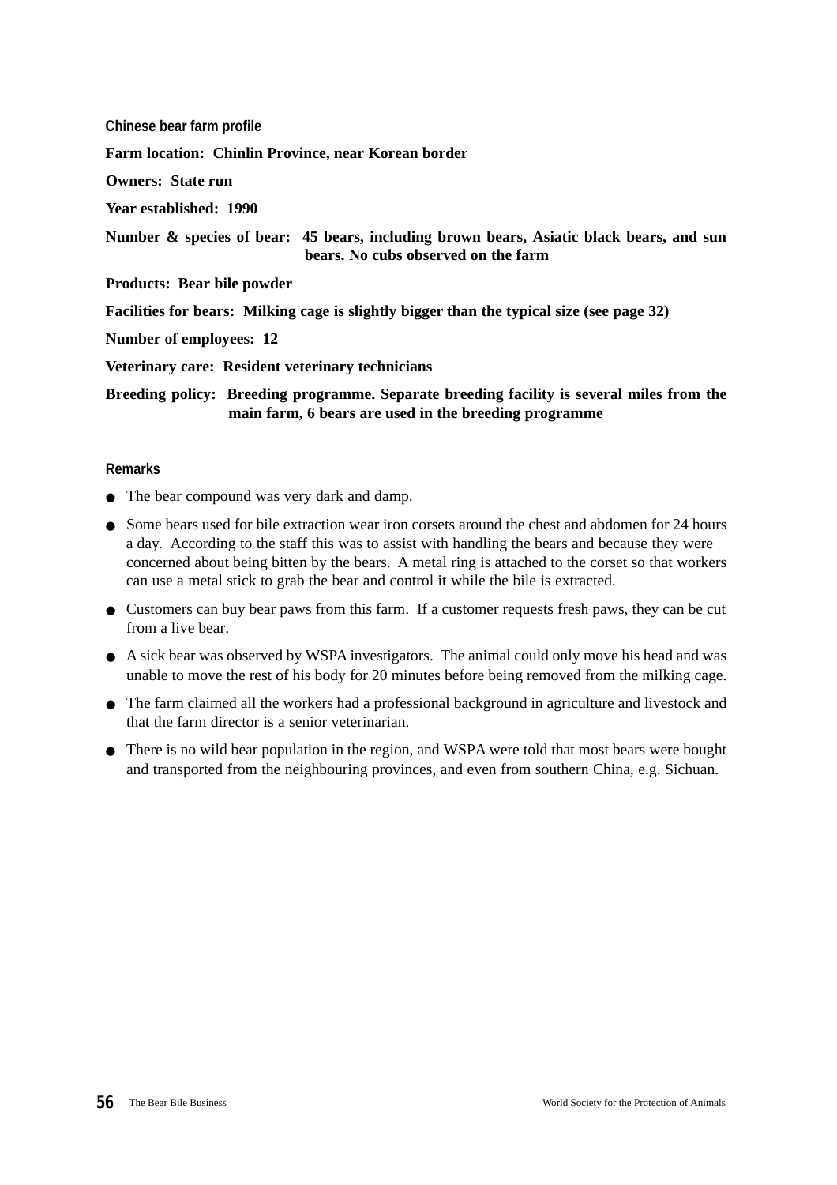### Chinese bear farm profile

**Farm location: Chinlin Province, near Korean border**

**Owners: State run**

**Year established: 1990**

**Number & species of bear: 45 bears, including brown bears, Asiatic black bears, and sun bears. No cubs observed on the farm**

**Products: Bear bile powder**

**Facilities for bears: Milking cage is slightly bigger than the typical size (see page 32)**

**Number of employees: 12**

**Veterinary care: Resident veterinary technicians**

**Breeding policy: Breeding programme. Separate breeding facility is several miles from the main farm, 6 bears are used in the breeding programme**

### Remarks

- The bear compound was very dark and damp.
- Some bears used for bile extraction wear iron corsets around the chest and abdomen for 24 hours a day. According to the staff this was to assist with handling the bears and because they were concerned about being bitten by the bears. A metal ring is attached to the corset so that workers can use a metal stick to grab the bear and control it while the bile is extracted.
- Customers can buy bear paws from this farm. If a customer requests fresh paws, they can be cut from a live bear.
- A sick bear was observed by WSPA investigators. The animal could only move his head and was unable to move the rest of his body for 20 minutes before being removed from the milking cage.
- The farm claimed all the workers had a professional background in agriculture and livestock and that the farm director is a senior veterinarian.
- There is no wild bear population in the region, and WSPA were told that most bears were bought and transported from the neighbouring provinces, and even from southern China, e.g. Sichuan.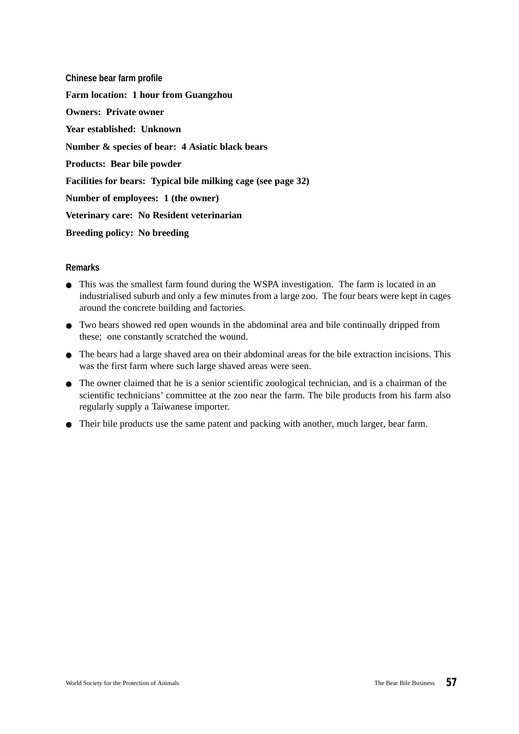### Chinese bear farm profile

**Farm location: 1 hour from Guangzhou**

**Owners: Private owner**

**Year established: Unknown**

**Number & species of bear: 4 Asiatic black bears**

**Products: Bear bile powder**

**Facilities for bears: Typical bile milking cage (see page 32)**

**Number of employees: 1 (the owner)**

**Veterinary care: No Resident veterinarian**

**Breeding policy: No breeding**

### Remarks

- This was the smallest farm found during the WSPA investigation. The farm is located in an industrialised suburb and only a few minutes from a large zoo. The four bears were kept in cages around the concrete building and factories.
- Two bears showed red open wounds in the abdominal area and bile continually dripped from these; one constantly scratched the wound.
- The bears had a large shaved area on their abdominal areas for the bile extraction incisions. This was the first farm where such large shaved areas were seen.
- The owner claimed that he is a senior scientific zoological technician, and is a chairman of the scientific technicians' committee at the zoo near the farm. The bile products from his farm also regularly supply a Taiwanese importer.
- Their bile products use the same patent and packing with another, much larger, bear farm.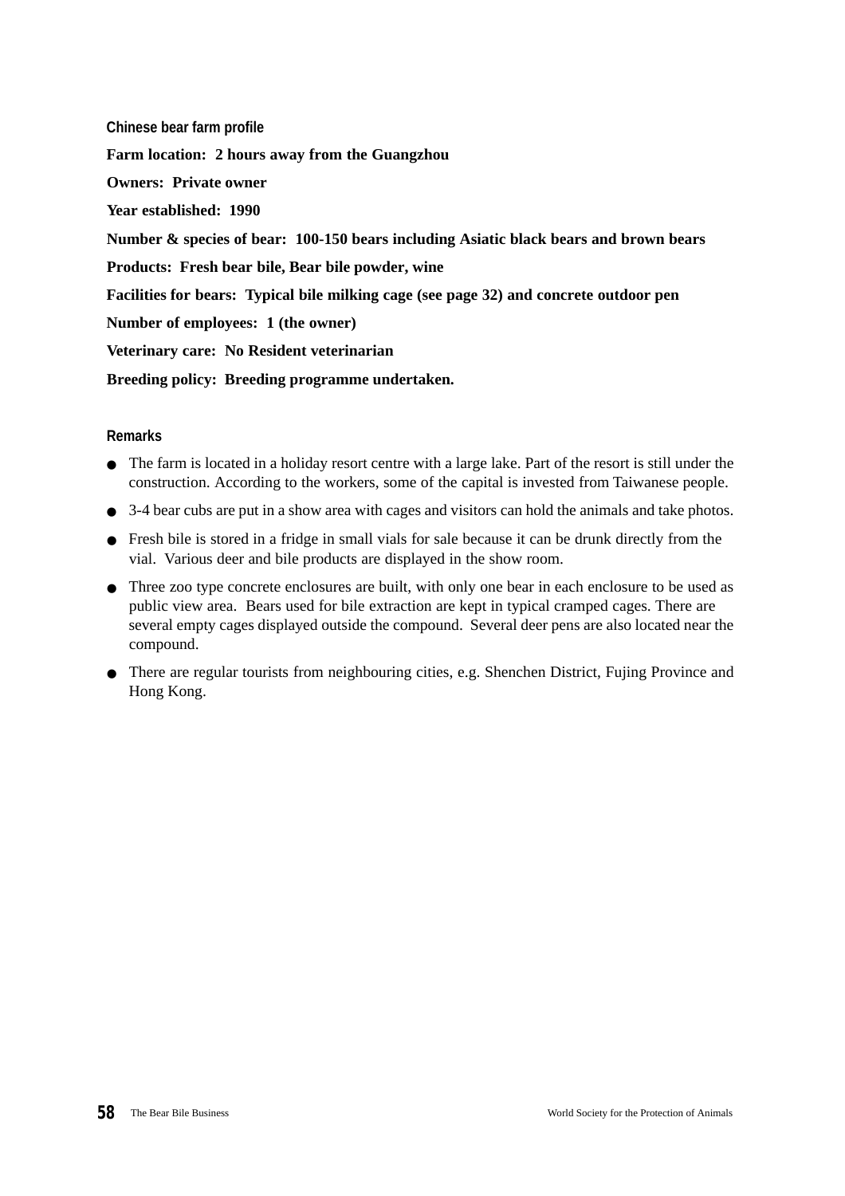### Chinese bear farm profile

**Farm location: 2 hours away from the Guangzhou**

**Owners: Private owner**

**Year established: 1990**

**Number & species of bear: 100-150 bears including Asiatic black bears and brown bears**

**Products: Fresh bear bile, Bear bile powder, wine**

**Facilities for bears: Typical bile milking cage (see page 32) and concrete outdoor pen**

**Number of employees: 1 (the owner)**

**Veterinary care: No Resident veterinarian**

**Breeding policy: Breeding programme undertaken.**

### Remarks

- The farm is located in a holiday resort centre with a large lake. Part of the resort is still under the construction. According to the workers, some of the capital is invested from Taiwanese people.
- 3-4 bear cubs are put in a show area with cages and visitors can hold the animals and take photos.
- Fresh bile is stored in a fridge in small vials for sale because it can be drunk directly from the vial. Various deer and bile products are displayed in the show room.
- Three zoo type concrete enclosures are built, with only one bear in each enclosure to be used as public view area. Bears used for bile extraction are kept in typical cramped cages. There are several empty cages displayed outside the compound. Several deer pens are also located near the compound.
- There are regular tourists from neighbouring cities, e.g. Shenchen District, Fujing Province and Hong Kong.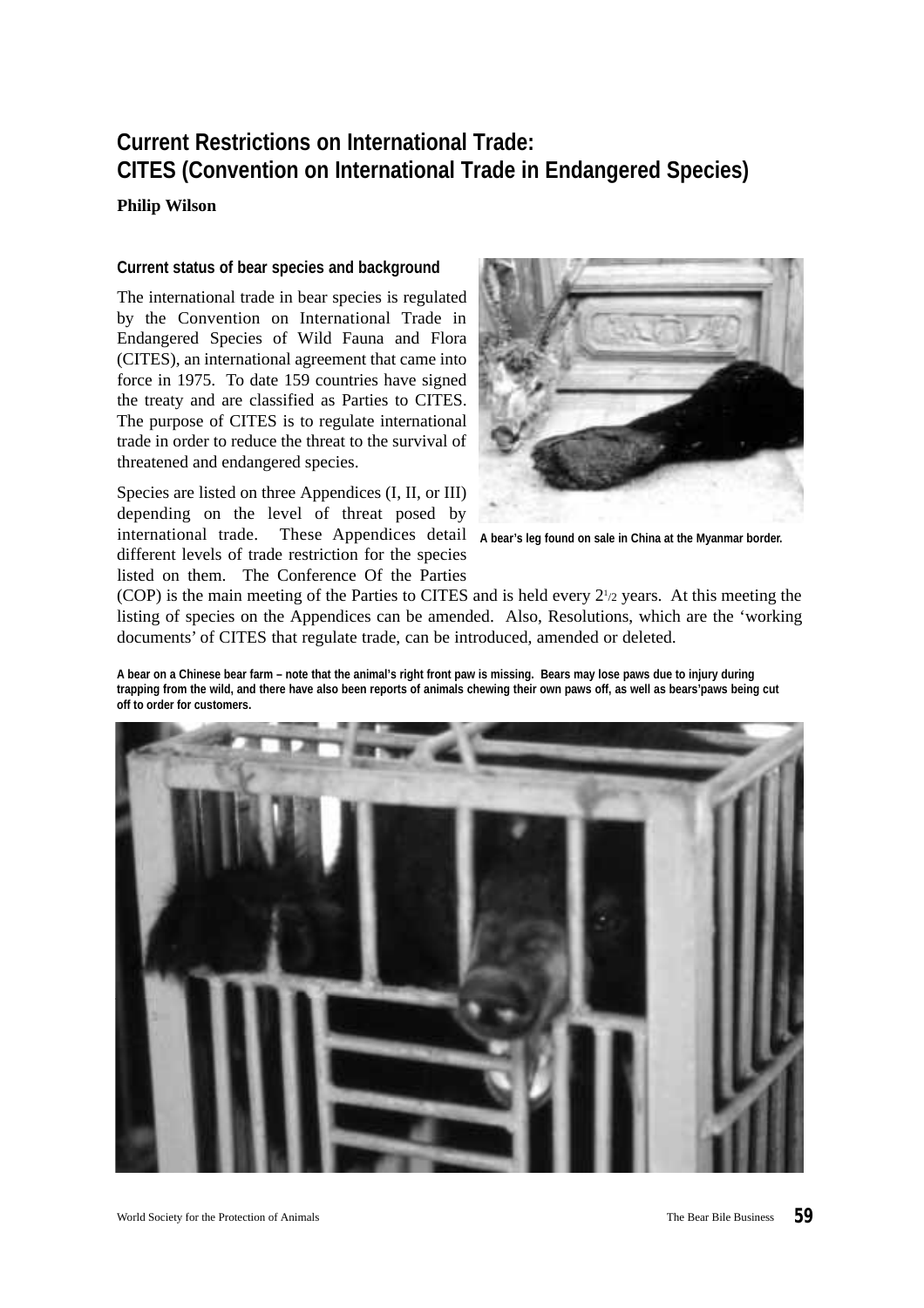# Current Restrictions on International Trade: CITES (Convention on International Trade in Endangered Species)

**Philip Wilson**

### Current status of bear species and background

The international trade in bear species is regulated by the Convention on International Trade in Endangered Species of Wild Fauna and Flora (CITES), an international agreement that came into force in 1975. To date 159 countries have signed the treaty and are classified as Parties to CITES. The purpose of CITES is to regulate international trade in order to reduce the threat to the survival of threatened and endangered species.

A bear's leg found on sale in China at the Myanmar border.

Species are listed on three Appendices (I, II, or III) depending on the level of threat posed by international trade. These Appendices detail different levels of trade restriction for the species listed on them. The Conference Of the Parties (COP) is the main meeting of the Parties to CITES and is held every 2½ years. At this meeting the listing of species on the Appendices can be amended. Also, Resolutions, which are the 'working documents' of CITES that regulate trade, can be introduced, amended or deleted.

A bear on a Chinese bear farm – note that the animal's right front paw is missing. Bears may lose paws due to injury during trapping from the wild, and there have also been reports of animals chewing their own paws off, as well as bears'paws being cut off to order for customers.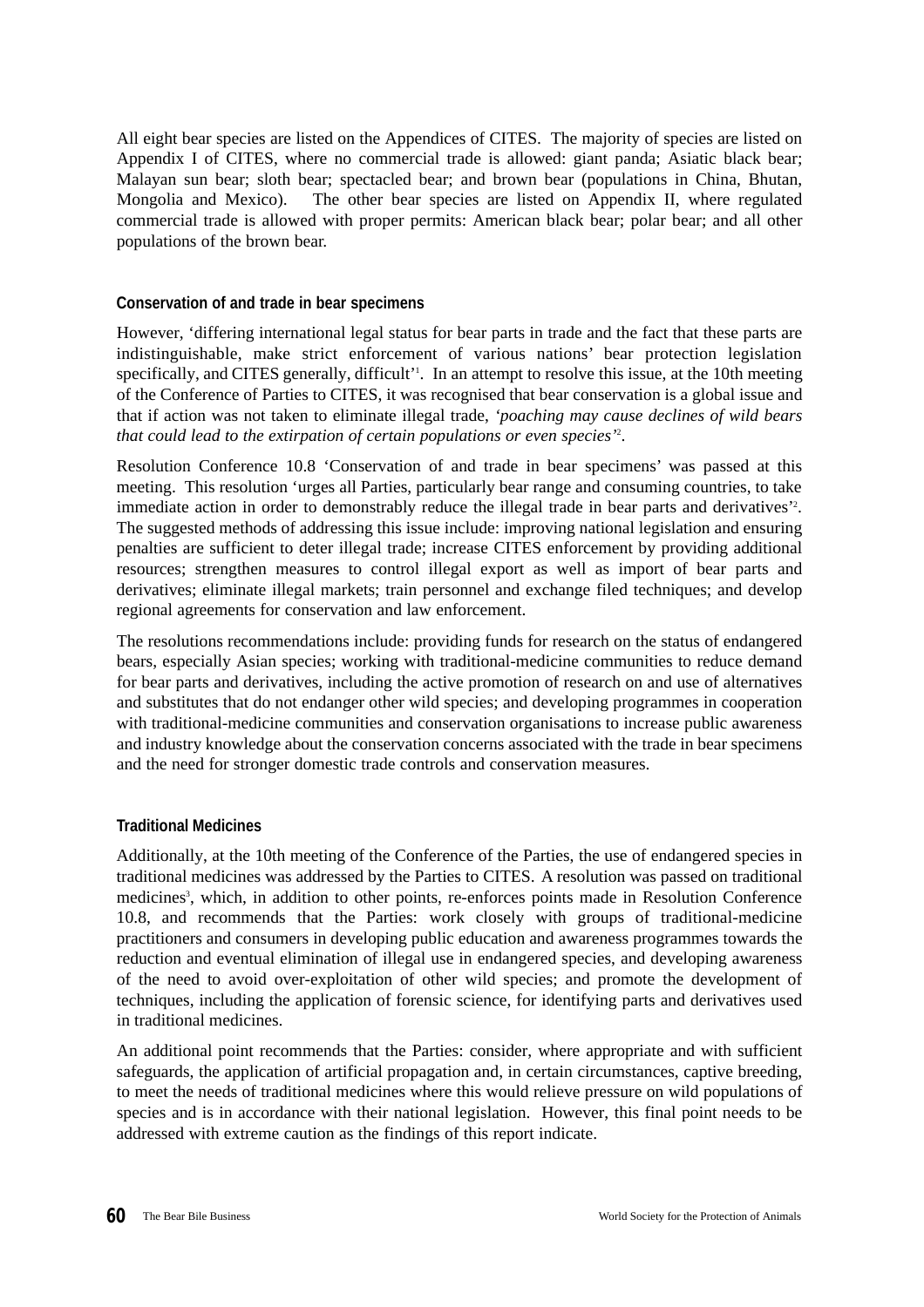All eight bear species are listed on the Appendices of CITES. The majority of species are listed on Appendix I of CITES, where no commercial trade is allowed: giant panda; Asiatic black bear; Malayan sun bear; sloth bear; spectacled bear; and brown bear (populations in China, Bhutan, Mongolia and Mexico). The other bear species are listed on Appendix II, where regulated commercial trade is allowed with proper permits: American black bear; polar bear; and all other populations of the brown bear.

### Conservation of and trade in bear specimens

However, 'differing international legal status for bear parts in trade and the fact that these parts are indistinguishable, make strict enforcement of various nations' bear protection legislation specifically, and CITES generally, difficult'[1]. In an attempt to resolve this issue, at the 10th meeting of the Conference of Parties to CITES, it was recognised that bear conservation is a global issue and that if action was not taken to eliminate illegal trade, *'poaching may cause declines of wild bears that could lead to the extirpation of certain populations or even species'*[2].

Resolution Conference 10.8 'Conservation of and trade in bear specimens' was passed at this meeting. This resolution 'urges all Parties, particularly bear range and consuming countries, to take immediate action in order to demonstrably reduce the illegal trade in bear parts and derivatives'[2]. The suggested methods of addressing this issue include: improving national legislation and ensuring penalties are sufficient to deter illegal trade; increase CITES enforcement by providing additional resources; strengthen measures to control illegal export as well as import of bear parts and derivatives; eliminate illegal markets; train personnel and exchange filed techniques; and develop regional agreements for conservation and law enforcement.

The resolutions recommendations include: providing funds for research on the status of endangered bears, especially Asian species; working with traditional-medicine communities to reduce demand for bear parts and derivatives, including the active promotion of research on and use of alternatives and substitutes that do not endanger other wild species; and developing programmes in cooperation with traditional-medicine communities and conservation organisations to increase public awareness and industry knowledge about the conservation concerns associated with the trade in bear specimens and the need for stronger domestic trade controls and conservation measures.

### Traditional Medicines

Additionally, at the 10th meeting of the Conference of the Parties, the use of endangered species in traditional medicines was addressed by the Parties to CITES. A resolution was passed on traditional medicines[3], which, in addition to other points, re-enforces points made in Resolution Conference 10.8, and recommends that the Parties: work closely with groups of traditional-medicine practitioners and consumers in developing public education and awareness programmes towards the reduction and eventual elimination of illegal use in endangered species, and developing awareness of the need to avoid over-exploitation of other wild species; and promote the development of techniques, including the application of forensic science, for identifying parts and derivatives used in traditional medicines.

An additional point recommends that the Parties: consider, where appropriate and with sufficient safeguards, the application of artificial propagation and, in certain circumstances, captive breeding, to meet the needs of traditional medicines where this would relieve pressure on wild populations of species and is in accordance with their national legislation. However, this final point needs to be addressed with extreme caution as the findings of this report indicate.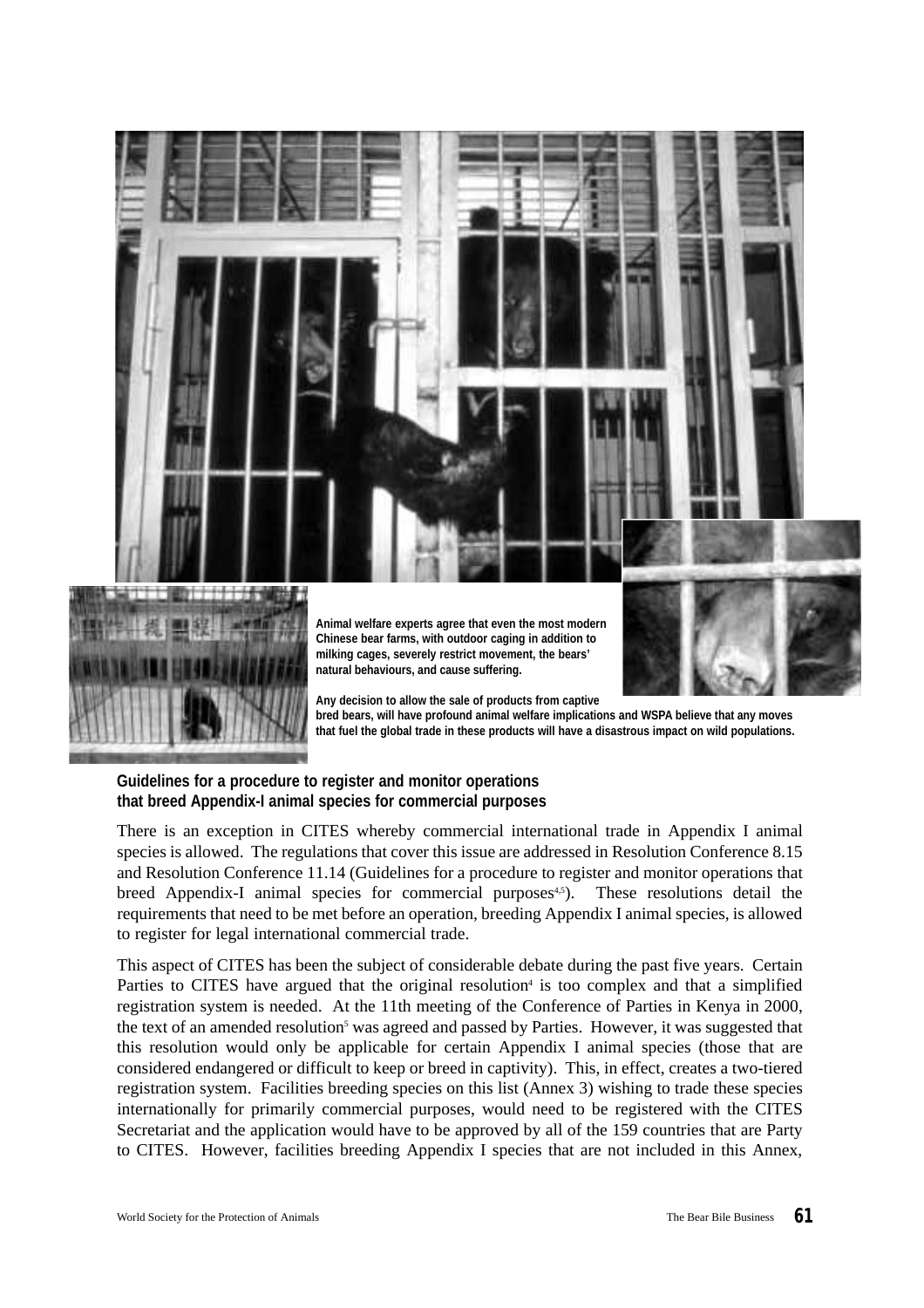Animal welfare experts agree that even the most modern Chinese bear farms, with outdoor caging in addition to milking cages, severely restrict movement, the bears' natural behaviours, and cause suffering.

Any decision to allow the sale of products from captive bred bears, will have profound animal welfare implications and WSPA believe that any moves that fuel the global trade in these products will have a disastrous impact on wild populations.

**Guidelines for a procedure to register and monitor operations that breed Appendix-I animal species for commercial purposes**

There is an exception in CITES whereby commercial international trade in Appendix I animal species is allowed. The regulations that cover this issue are addressed in Resolution Conference 8.15 and Resolution Conference 11.14 (Guidelines for a procedure to register and monitor operations that breed Appendix-I animal species for commercial purposes[4,5]). These resolutions detail the requirements that need to be met before an operation, breeding Appendix I animal species, is allowed to register for legal international commercial trade.

This aspect of CITES has been the subject of considerable debate during the past five years. Certain Parties to CITES have argued that the original resolution[4] is too complex and that a simplified registration system is needed. At the 11th meeting of the Conference of Parties in Kenya in 2000, the text of an amended resolution[5] was agreed and passed by Parties. However, it was suggested that this resolution would only be applicable for certain Appendix I animal species (those that are considered endangered or difficult to keep or breed in captivity). This, in effect, creates a two-tiered registration system. Facilities breeding species on this list (Annex 3) wishing to trade these species internationally for primarily commercial purposes, would need to be registered with the CITES Secretariat and the application would have to be approved by all of the 159 countries that are Party to CITES. However, facilities breeding Appendix I species that are not included in this Annex,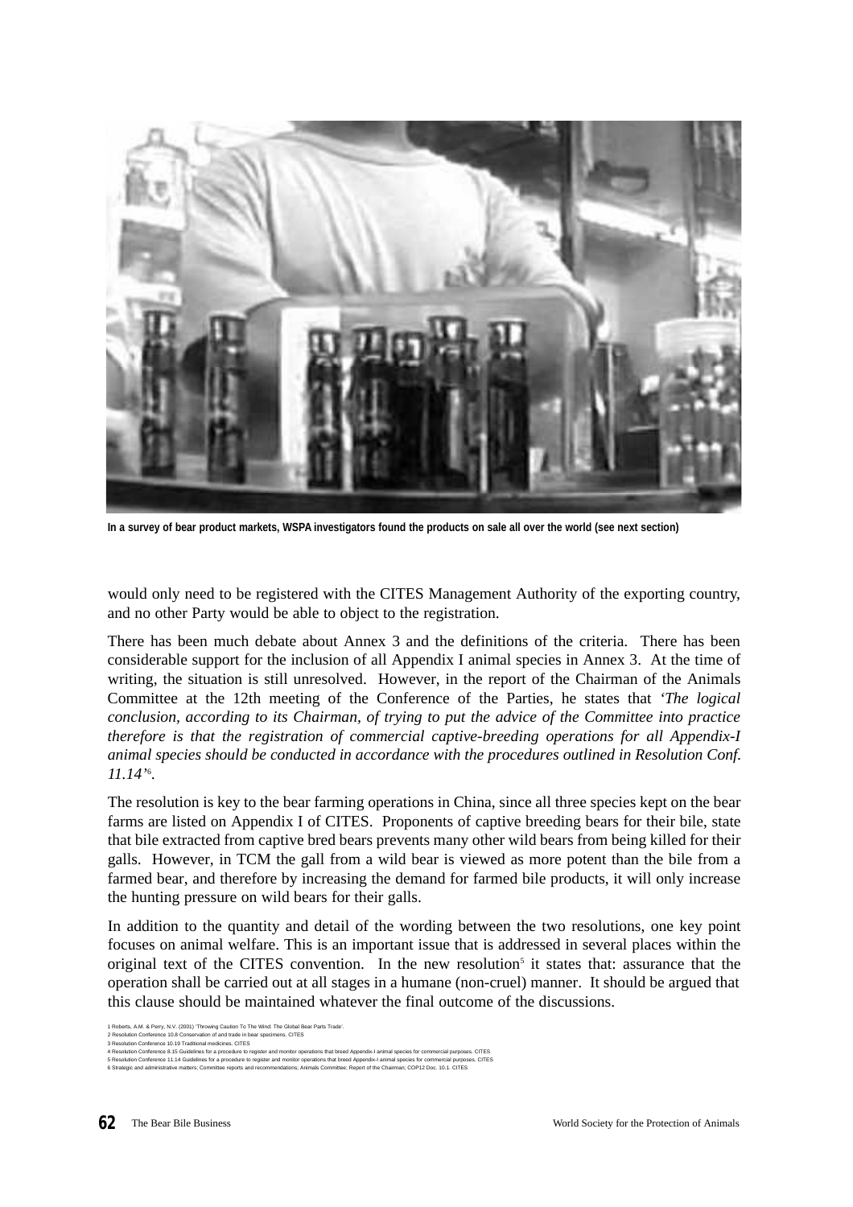In a survey of bear product markets, WSPA investigators found the products on sale all over the world (see next section)

would only need to be registered with the CITES Management Authority of the exporting country, and no other Party would be able to object to the registration.

There has been much debate about Annex 3 and the definitions of the criteria. There has been considerable support for the inclusion of all Appendix I animal species in Annex 3. At the time of writing, the situation is still unresolved. However, in the report of the Chairman of the Animals Committee at the 12th meeting of the Conference of the Parties, he states that *'The logical conclusion, according to its Chairman, of trying to put the advice of the Committee into practice therefore is that the registration of commercial captive-breeding operations for all Appendix-I animal species should be conducted in accordance with the procedures outlined in Resolution Conf. 11.14'*[6].

The resolution is key to the bear farming operations in China, since all three species kept on the bear farms are listed on Appendix I of CITES. Proponents of captive breeding bears for their bile, state that bile extracted from captive bred bears prevents many other wild bears from being killed for their galls. However, in TCM the gall from a wild bear is viewed as more potent than the bile from a farmed bear, and therefore by increasing the demand for farmed bile products, it will only increase the hunting pressure on wild bears for their galls.

In addition to the quantity and detail of the wording between the two resolutions, one key point focuses on animal welfare. This is an important issue that is addressed in several places within the original text of the CITES convention. In the new resolution[5] it states that: assurance that the operation shall be carried out at all stages in a humane (non-cruel) manner. It should be argued that this clause should be maintained whatever the final outcome of the discussions.

1 Roberts, A.M. & Perry, N.V. (2001) 'Throwing Caution To The Wind: The Global Bear Parts Trade'.
2 Resolution Conference 10.8 Conservation of and trade in bear specimens. CITES
3 Resolution Conference 10.19 Traditional medicines. CITES
4 Resolution Conference 8.15 Guidelines for a procedure to register and monitor operations that breed Appendix-I animal species for commercial purposes. CITES
5 Resolution Conference 11.14 Guidelines for a procedure to register and monitor operations that breed Appendix-I animal species for commercial purposes. CITES
6 Strategic and administrative matters; Committee reports and recommendations; Animals Committee; Report of the Chairman; COP12 Doc. 10.1. CITES